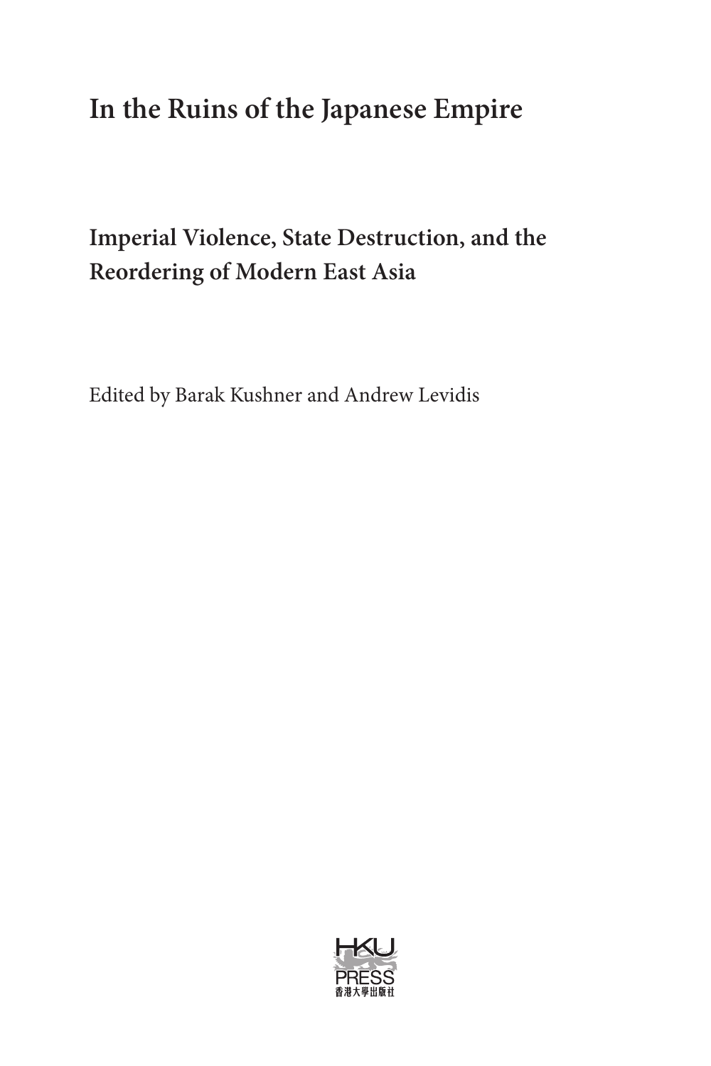# In the Ruins of the Japanese Empire

## Imperial Violence, State Destruction, and the Reordering of Modern East Asia

Edited by Barak Kushner and Andrew Levidis

HKU PRESS
香港大學出版社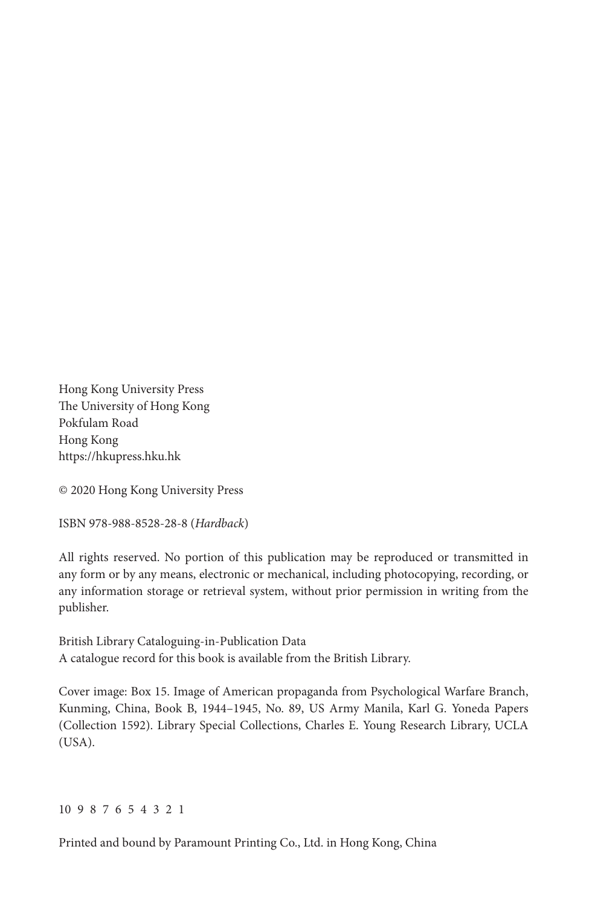Hong Kong University Press
The University of Hong Kong
Pokfulam Road
Hong Kong
https://hkupress.hku.hk

© 2020 Hong Kong University Press

ISBN 978-988-8528-28-8 (*Hardback*)

All rights reserved. No portion of this publication may be reproduced or transmitted in any form or by any means, electronic or mechanical, including photocopying, recording, or any information storage or retrieval system, without prior permission in writing from the publisher.

British Library Cataloguing-in-Publication Data
A catalogue record for this book is available from the British Library.

Cover image: Box 15. Image of American propaganda from Psychological Warfare Branch, Kunming, China, Book B, 1944–1945, No. 89, US Army Manila, Karl G. Yoneda Papers (Collection 1592). Library Special Collections, Charles E. Young Research Library, UCLA (USA).

10 9 8 7 6 5 4 3 2 1

Printed and bound by Paramount Printing Co., Ltd. in Hong Kong, China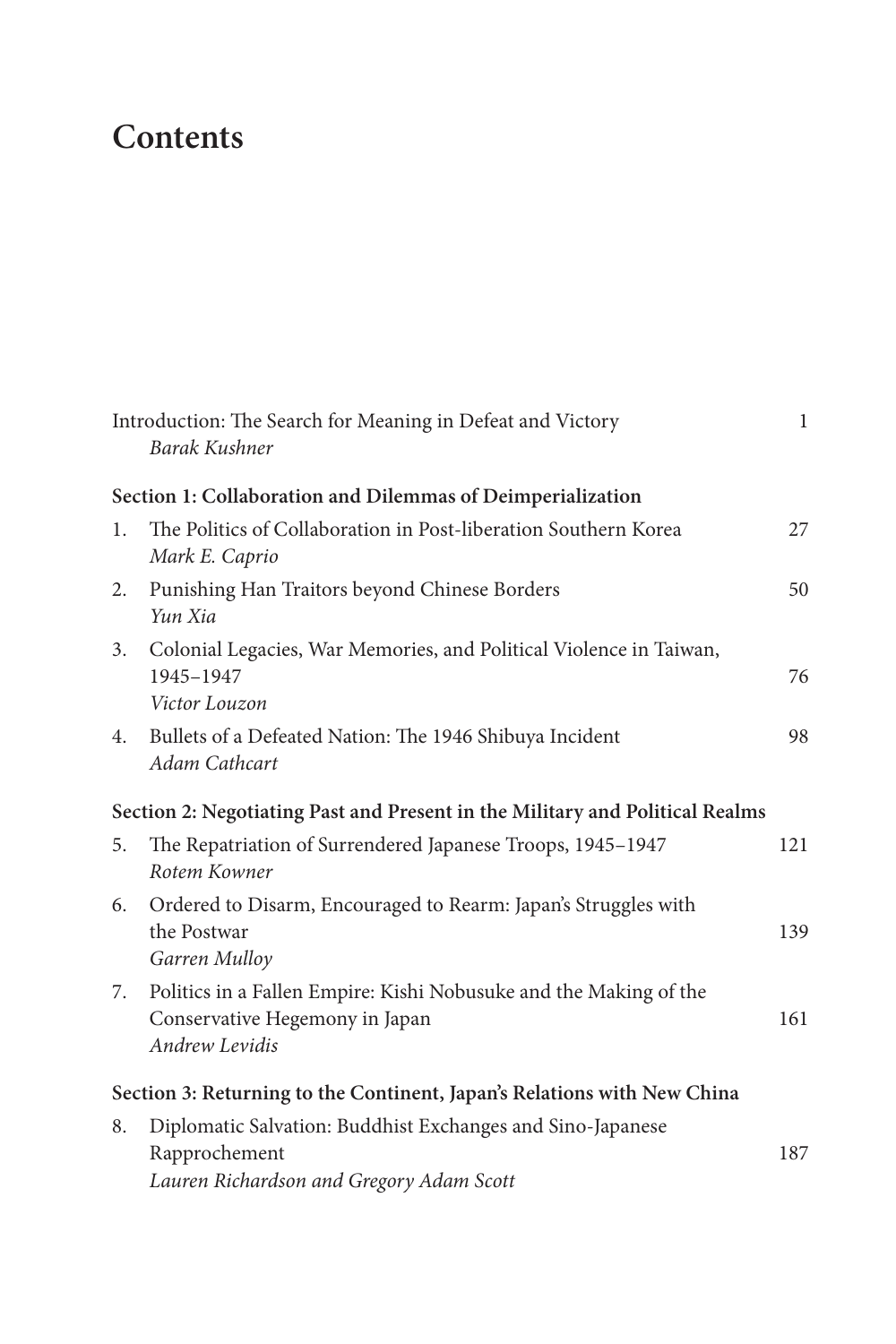# Contents

Introduction: The Search for Meaning in Defeat and Victory — 1
*Barak Kushner*

**Section 1: Collaboration and Dilemmas of Deimperialization**

1. The Politics of Collaboration in Post-liberation Southern Korea — 27
   *Mark E. Caprio*
2. Punishing Han Traitors beyond Chinese Borders — 50
   *Yun Xia*
3. Colonial Legacies, War Memories, and Political Violence in Taiwan, 1945–1947 — 76
   *Victor Louzon*
4. Bullets of a Defeated Nation: The 1946 Shibuya Incident — 98
   *Adam Cathcart*

**Section 2: Negotiating Past and Present in the Military and Political Realms**

5. The Repatriation of Surrendered Japanese Troops, 1945–1947 — 121
   *Rotem Kowner*
6. Ordered to Disarm, Encouraged to Rearm: Japan's Struggles with the Postwar — 139
   *Garren Mulloy*
7. Politics in a Fallen Empire: Kishi Nobusuke and the Making of the Conservative Hegemony in Japan — 161
   *Andrew Levidis*

**Section 3: Returning to the Continent, Japan's Relations with New China**

8. Diplomatic Salvation: Buddhist Exchanges and Sino-Japanese Rapprochement — 187
   *Lauren Richardson and Gregory Adam Scott*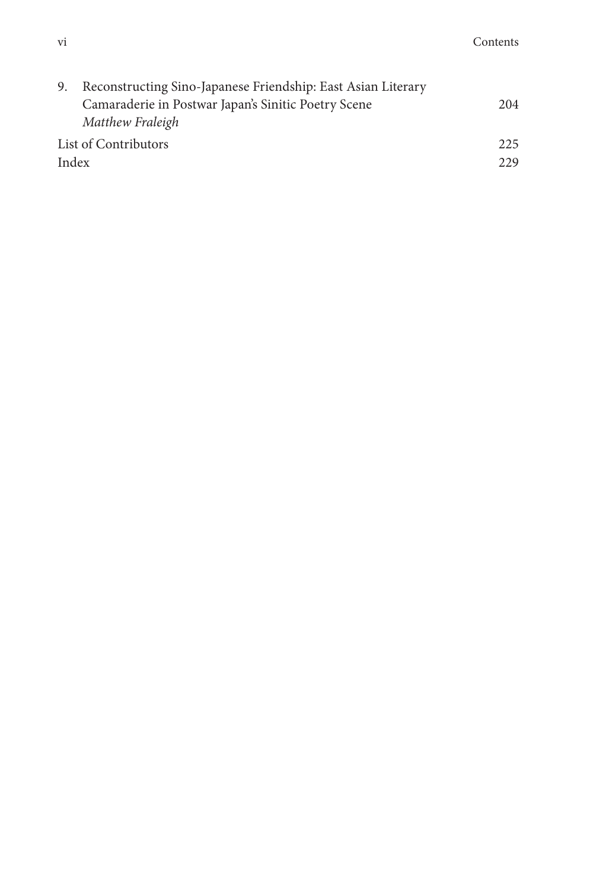9. Reconstructing Sino-Japanese Friendship: East Asian Literary Camaraderie in Postwar Japan's Sinitic Poetry Scene — 204
   *Matthew Fraleigh*

List of Contributors — 225

Index — 229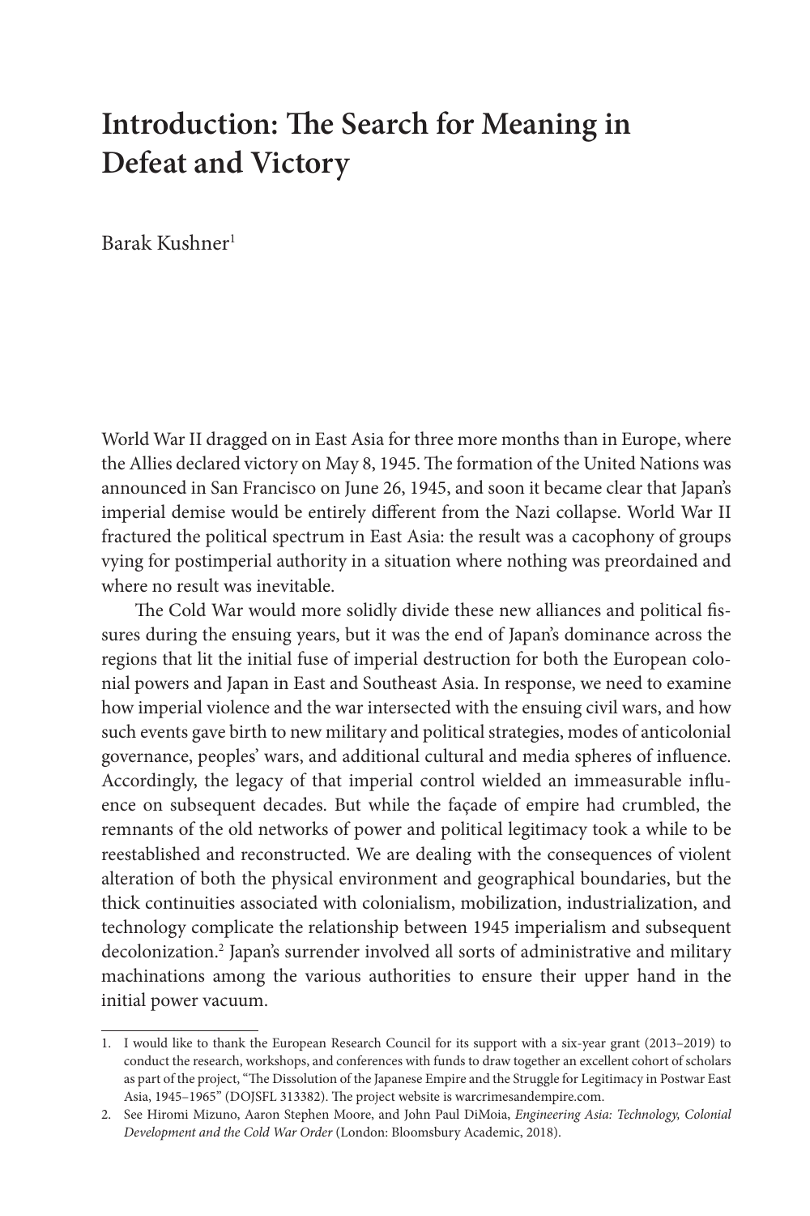# Introduction: The Search for Meaning in Defeat and Victory

Barak Kushner[1]

World War II dragged on in East Asia for three more months than in Europe, where the Allies declared victory on May 8, 1945. The formation of the United Nations was announced in San Francisco on June 26, 1945, and soon it became clear that Japan's imperial demise would be entirely different from the Nazi collapse. World War II fractured the political spectrum in East Asia: the result was a cacophony of groups vying for postimperial authority in a situation where nothing was preordained and where no result was inevitable.

The Cold War would more solidly divide these new alliances and political fissures during the ensuing years, but it was the end of Japan's dominance across the regions that lit the initial fuse of imperial destruction for both the European colonial powers and Japan in East and Southeast Asia. In response, we need to examine how imperial violence and the war intersected with the ensuing civil wars, and how such events gave birth to new military and political strategies, modes of anticolonial governance, peoples' wars, and additional cultural and media spheres of influence. Accordingly, the legacy of that imperial control wielded an immeasurable influence on subsequent decades. But while the façade of empire had crumbled, the remnants of the old networks of power and political legitimacy took a while to be reestablished and reconstructed. We are dealing with the consequences of violent alteration of both the physical environment and geographical boundaries, but the thick continuities associated with colonialism, mobilization, industrialization, and technology complicate the relationship between 1945 imperialism and subsequent decolonization.[2] Japan's surrender involved all sorts of administrative and military machinations among the various authorities to ensure their upper hand in the initial power vacuum.

---

1. I would like to thank the European Research Council for its support with a six-year grant (2013–2019) to conduct the research, workshops, and conferences with funds to draw together an excellent cohort of scholars as part of the project, "The Dissolution of the Japanese Empire and the Struggle for Legitimacy in Postwar East Asia, 1945–1965" (DOJSFL 313382). The project website is warcrimesandempire.com.
2. See Hiromi Mizuno, Aaron Stephen Moore, and John Paul DiMoia, *Engineering Asia: Technology, Colonial Development and the Cold War Order* (London: Bloomsbury Academic, 2018).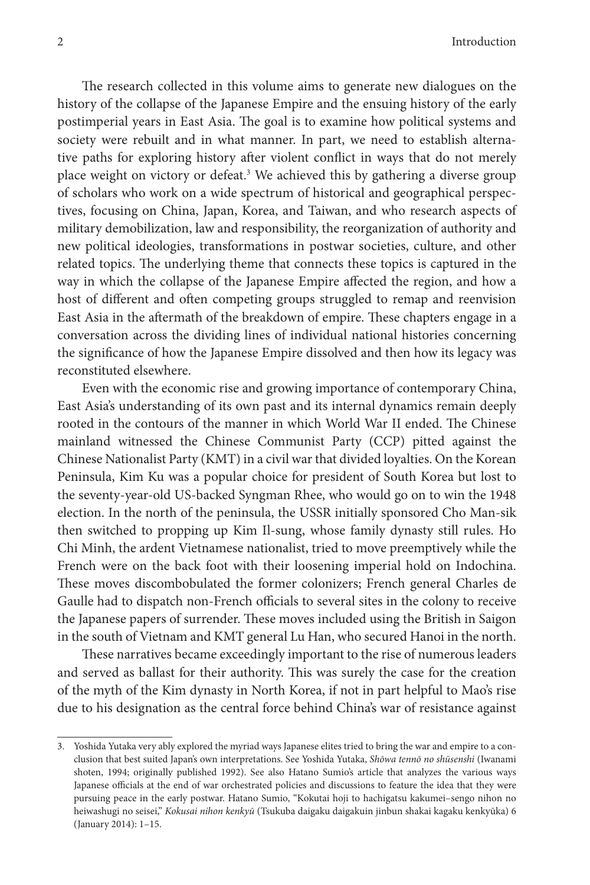The research collected in this volume aims to generate new dialogues on the history of the collapse of the Japanese Empire and the ensuing history of the early postimperial years in East Asia. The goal is to examine how political systems and society were rebuilt and in what manner. In part, we need to establish alternative paths for exploring history after violent conflict in ways that do not merely place weight on victory or defeat.[3] We achieved this by gathering a diverse group of scholars who work on a wide spectrum of historical and geographical perspectives, focusing on China, Japan, Korea, and Taiwan, and who research aspects of military demobilization, law and responsibility, the reorganization of authority and new political ideologies, transformations in postwar societies, culture, and other related topics. The underlying theme that connects these topics is captured in the way in which the collapse of the Japanese Empire affected the region, and how a host of different and often competing groups struggled to remap and reenvision East Asia in the aftermath of the breakdown of empire. These chapters engage in a conversation across the dividing lines of individual national histories concerning the significance of how the Japanese Empire dissolved and then how its legacy was reconstituted elsewhere.

Even with the economic rise and growing importance of contemporary China, East Asia's understanding of its own past and its internal dynamics remain deeply rooted in the contours of the manner in which World War II ended. The Chinese mainland witnessed the Chinese Communist Party (CCP) pitted against the Chinese Nationalist Party (KMT) in a civil war that divided loyalties. On the Korean Peninsula, Kim Ku was a popular choice for president of South Korea but lost to the seventy-year-old US-backed Syngman Rhee, who would go on to win the 1948 election. In the north of the peninsula, the USSR initially sponsored Cho Man-sik then switched to propping up Kim Il-sung, whose family dynasty still rules. Ho Chi Minh, the ardent Vietnamese nationalist, tried to move preemptively while the French were on the back foot with their loosening imperial hold on Indochina. These moves discombobulated the former colonizers; French general Charles de Gaulle had to dispatch non-French officials to several sites in the colony to receive the Japanese papers of surrender. These moves included using the British in Saigon in the south of Vietnam and KMT general Lu Han, who secured Hanoi in the north.

These narratives became exceedingly important to the rise of numerous leaders and served as ballast for their authority. This was surely the case for the creation of the myth of the Kim dynasty in North Korea, if not in part helpful to Mao's rise due to his designation as the central force behind China's war of resistance against

---

3. Yoshida Yutaka very ably explored the myriad ways Japanese elites tried to bring the war and empire to a conclusion that best suited Japan's own interpretations. See Yoshida Yutaka, *Shōwa tennō no shūsenshi* (Iwanami shoten, 1994; originally published 1992). See also Hatano Sumio's article that analyzes the various ways Japanese officials at the end of war orchestrated policies and discussions to feature the idea that they were pursuing peace in the early postwar. Hatano Sumio, "Kokutai hoji to hachigatsu kakumei–sengo nihon no heiwashugi no seisei," *Kokusai nihon kenkyū* (Tsukuba daigaku daigakuin jinbun shakai kagaku kenkyūka) 6 (January 2014): 1–15.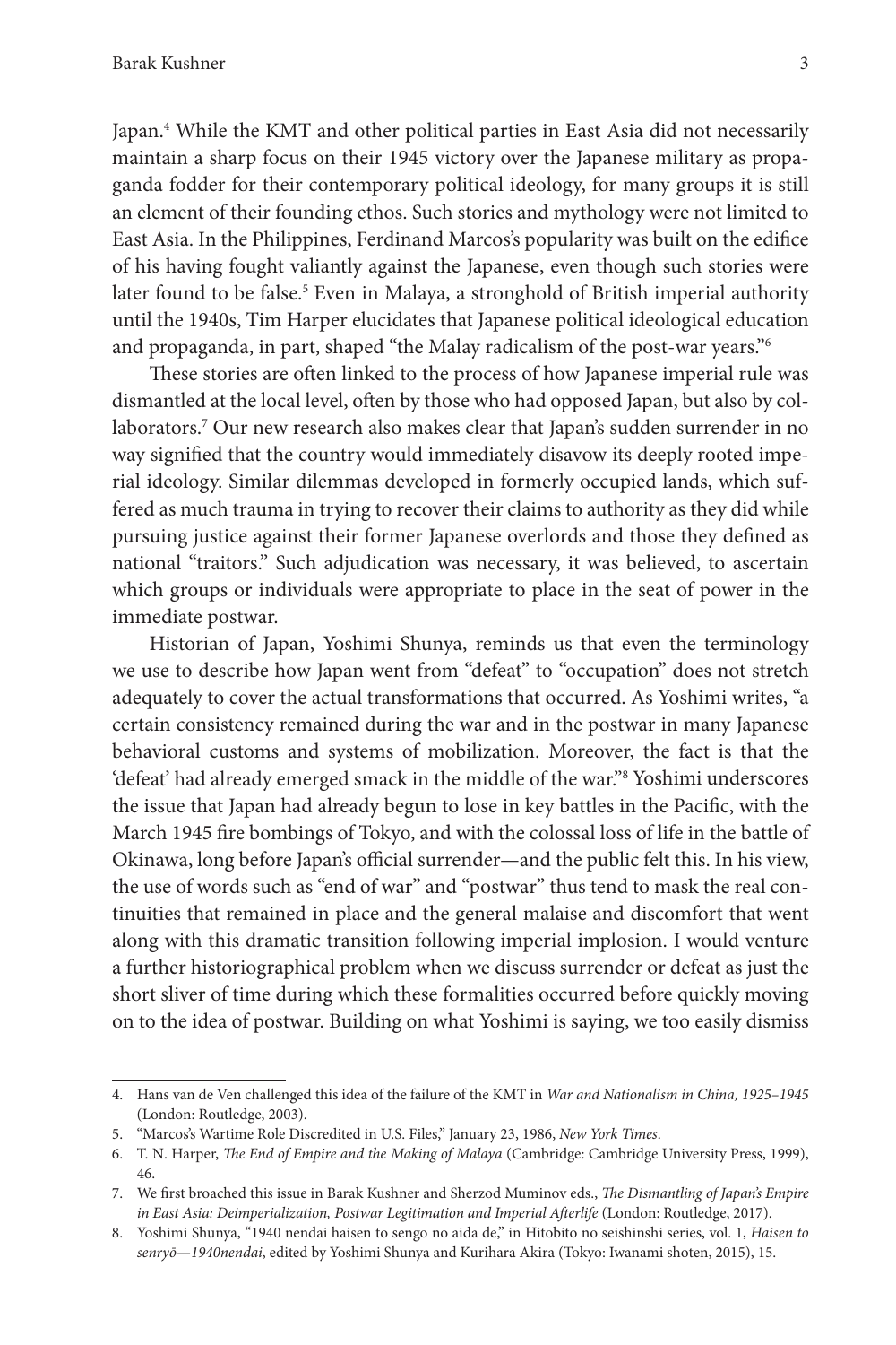Japan.[4] While the KMT and other political parties in East Asia did not necessarily maintain a sharp focus on their 1945 victory over the Japanese military as propaganda fodder for their contemporary political ideology, for many groups it is still an element of their founding ethos. Such stories and mythology were not limited to East Asia. In the Philippines, Ferdinand Marcos's popularity was built on the edifice of his having fought valiantly against the Japanese, even though such stories were later found to be false.[5] Even in Malaya, a stronghold of British imperial authority until the 1940s, Tim Harper elucidates that Japanese political ideological education and propaganda, in part, shaped "the Malay radicalism of the post-war years."[6]

These stories are often linked to the process of how Japanese imperial rule was dismantled at the local level, often by those who had opposed Japan, but also by collaborators.[7] Our new research also makes clear that Japan's sudden surrender in no way signified that the country would immediately disavow its deeply rooted imperial ideology. Similar dilemmas developed in formerly occupied lands, which suffered as much trauma in trying to recover their claims to authority as they did while pursuing justice against their former Japanese overlords and those they defined as national "traitors." Such adjudication was necessary, it was believed, to ascertain which groups or individuals were appropriate to place in the seat of power in the immediate postwar.

Historian of Japan, Yoshimi Shunya, reminds us that even the terminology we use to describe how Japan went from "defeat" to "occupation" does not stretch adequately to cover the actual transformations that occurred. As Yoshimi writes, "a certain consistency remained during the war and in the postwar in many Japanese behavioral customs and systems of mobilization. Moreover, the fact is that the 'defeat' had already emerged smack in the middle of the war."[8] Yoshimi underscores the issue that Japan had already begun to lose in key battles in the Pacific, with the March 1945 fire bombings of Tokyo, and with the colossal loss of life in the battle of Okinawa, long before Japan's official surrender—and the public felt this. In his view, the use of words such as "end of war" and "postwar" thus tend to mask the real continuities that remained in place and the general malaise and discomfort that went along with this dramatic transition following imperial implosion. I would venture a further historiographical problem when we discuss surrender or defeat as just the short sliver of time during which these formalities occurred before quickly moving on to the idea of postwar. Building on what Yoshimi is saying, we too easily dismiss

---

4. Hans van de Ven challenged this idea of the failure of the KMT in *War and Nationalism in China, 1925–1945* (London: Routledge, 2003).
5. "Marcos's Wartime Role Discredited in U.S. Files," January 23, 1986, *New York Times*.
6. T. N. Harper, *The End of Empire and the Making of Malaya* (Cambridge: Cambridge University Press, 1999), 46.
7. We first broached this issue in Barak Kushner and Sherzod Muminov eds., *The Dismantling of Japan's Empire in East Asia: Deimperialization, Postwar Legitimation and Imperial Afterlife* (London: Routledge, 2017).
8. Yoshimi Shunya, "1940 nendai haisen to sengo no aida de," in Hitobito no seishinshi series, vol. 1, *Haisen to senryō—1940nendai*, edited by Yoshimi Shunya and Kurihara Akira (Tokyo: Iwanami shoten, 2015), 15.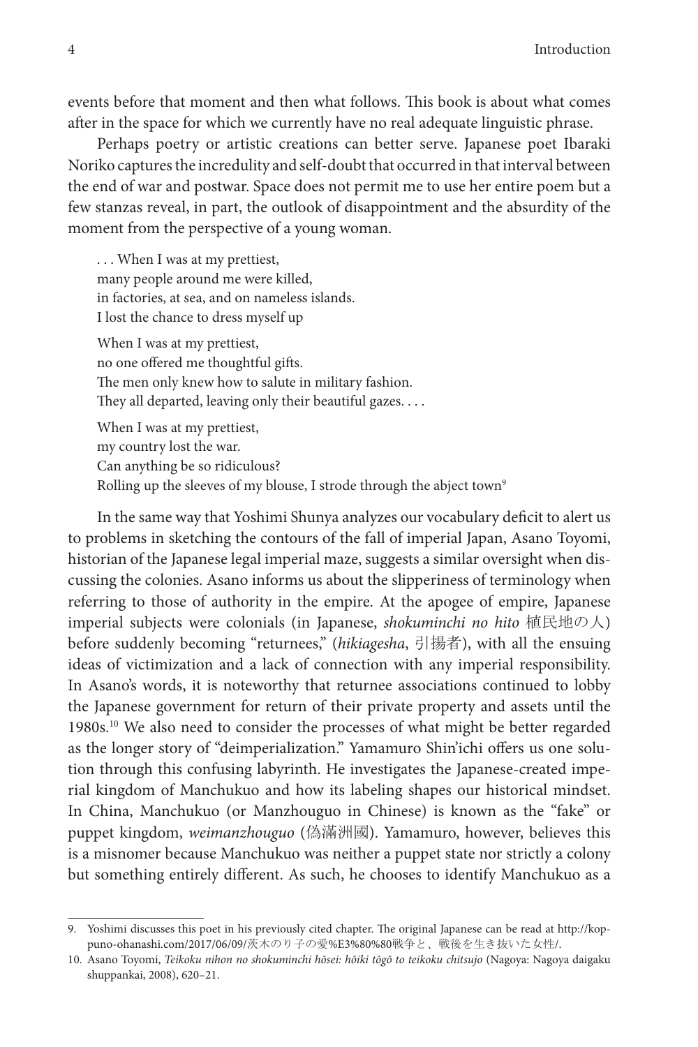events before that moment and then what follows. This book is about what comes after in the space for which we currently have no real adequate linguistic phrase.

Perhaps poetry or artistic creations can better serve. Japanese poet Ibaraki Noriko captures the incredulity and self-doubt that occurred in that interval between the end of war and postwar. Space does not permit me to use her entire poem but a few stanzas reveal, in part, the outlook of disappointment and the absurdity of the moment from the perspective of a young woman.

> . . . When I was at my prettiest,
> many people around me were killed,
> in factories, at sea, and on nameless islands.
> I lost the chance to dress myself up
>
> When I was at my prettiest,
> no one offered me thoughtful gifts.
> The men only knew how to salute in military fashion.
> They all departed, leaving only their beautiful gazes. . . .
>
> When I was at my prettiest,
> my country lost the war.
> Can anything be so ridiculous?
> Rolling up the sleeves of my blouse, I strode through the abject town[9]

In the same way that Yoshimi Shunya analyzes our vocabulary deficit to alert us to problems in sketching the contours of the fall of imperial Japan, Asano Toyomi, historian of the Japanese legal imperial maze, suggests a similar oversight when discussing the colonies. Asano informs us about the slipperiness of terminology when referring to those of authority in the empire. At the apogee of empire, Japanese imperial subjects were colonials (in Japanese, *shokuminchi no hito* 植民地の人) before suddenly becoming "returnees," (*hikiagesha*, 引揚者), with all the ensuing ideas of victimization and a lack of connection with any imperial responsibility. In Asano's words, it is noteworthy that returnee associations continued to lobby the Japanese government for return of their private property and assets until the 1980s.[10] We also need to consider the processes of what might be better regarded as the longer story of "deimperialization." Yamamuro Shin'ichi offers us one solution through this confusing labyrinth. He investigates the Japanese-created imperial kingdom of Manchukuo and how its labeling shapes our historical mindset. In China, Manchukuo (or Manzhouguo in Chinese) is known as the "fake" or puppet kingdom, *weimanzhouguo* (偽滿洲國). Yamamuro, however, believes this is a misnomer because Manchukuo was neither a puppet state nor strictly a colony but something entirely different. As such, he chooses to identify Manchukuo as a

---

9. Yoshimi discusses this poet in his previously cited chapter. The original Japanese can be read at http://koppuno-ohanashi.com/2017/06/09/茨木のり子の愛%E3%80%80戦争と、戦後を生き抜いた女性/.

10. Asano Toyomi, *Teikoku nihon no shokuminchi hōsei: hōiki tōgō to teikoku chitsujo* (Nagoya: Nagoya daigaku shuppankai, 2008), 620–21.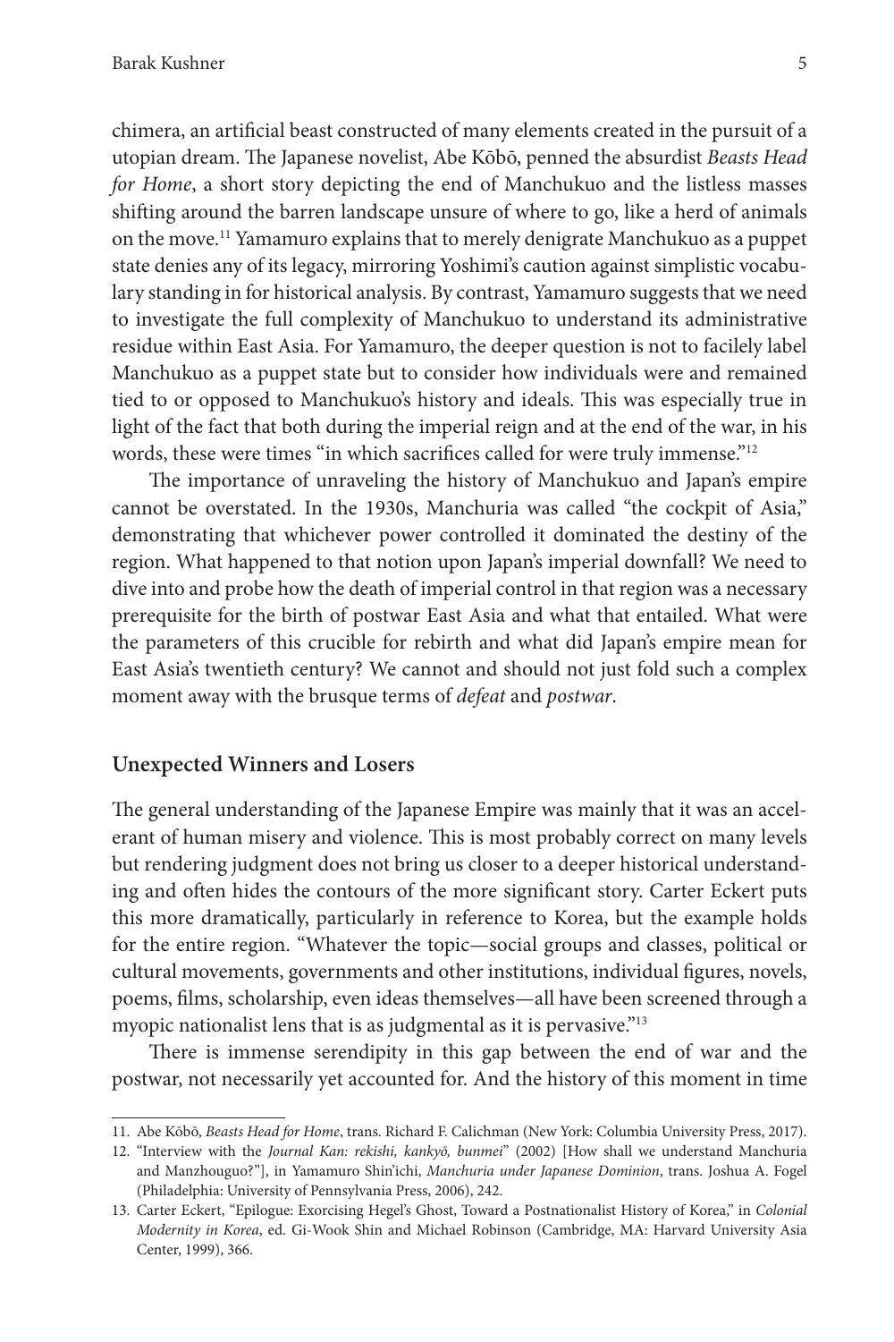chimera, an artificial beast constructed of many elements created in the pursuit of a utopian dream. The Japanese novelist, Abe Kōbō, penned the absurdist *Beasts Head for Home*, a short story depicting the end of Manchukuo and the listless masses shifting around the barren landscape unsure of where to go, like a herd of animals on the move.[11] Yamamuro explains that to merely denigrate Manchukuo as a puppet state denies any of its legacy, mirroring Yoshimi's caution against simplistic vocabulary standing in for historical analysis. By contrast, Yamamuro suggests that we need to investigate the full complexity of Manchukuo to understand its administrative residue within East Asia. For Yamamuro, the deeper question is not to facilely label Manchukuo as a puppet state but to consider how individuals were and remained tied to or opposed to Manchukuo's history and ideals. This was especially true in light of the fact that both during the imperial reign and at the end of the war, in his words, these were times "in which sacrifices called for were truly immense."[12]

The importance of unraveling the history of Manchukuo and Japan's empire cannot be overstated. In the 1930s, Manchuria was called "the cockpit of Asia," demonstrating that whichever power controlled it dominated the destiny of the region. What happened to that notion upon Japan's imperial downfall? We need to dive into and probe how the death of imperial control in that region was a necessary prerequisite for the birth of postwar East Asia and what that entailed. What were the parameters of this crucible for rebirth and what did Japan's empire mean for East Asia's twentieth century? We cannot and should not just fold such a complex moment away with the brusque terms of *defeat* and *postwar*.

## Unexpected Winners and Losers

The general understanding of the Japanese Empire was mainly that it was an accelerant of human misery and violence. This is most probably correct on many levels but rendering judgment does not bring us closer to a deeper historical understanding and often hides the contours of the more significant story. Carter Eckert puts this more dramatically, particularly in reference to Korea, but the example holds for the entire region. "Whatever the topic—social groups and classes, political or cultural movements, governments and other institutions, individual figures, novels, poems, films, scholarship, even ideas themselves—all have been screened through a myopic nationalist lens that is as judgmental as it is pervasive."[13]

There is immense serendipity in this gap between the end of war and the postwar, not necessarily yet accounted for. And the history of this moment in time

---

11. Abe Kōbō, *Beasts Head for Home*, trans. Richard F. Calichman (New York: Columbia University Press, 2017).

12. "Interview with the *Journal Kan: rekishi, kankyō, bunmei*" (2002) [How shall we understand Manchuria and Manzhouguo?"], in Yamamuro Shin'ichi, *Manchuria under Japanese Dominion*, trans. Joshua A. Fogel (Philadelphia: University of Pennsylvania Press, 2006), 242.

13. Carter Eckert, "Epilogue: Exorcising Hegel's Ghost, Toward a Postnationalist History of Korea," in *Colonial Modernity in Korea*, ed. Gi-Wook Shin and Michael Robinson (Cambridge, MA: Harvard University Asia Center, 1999), 366.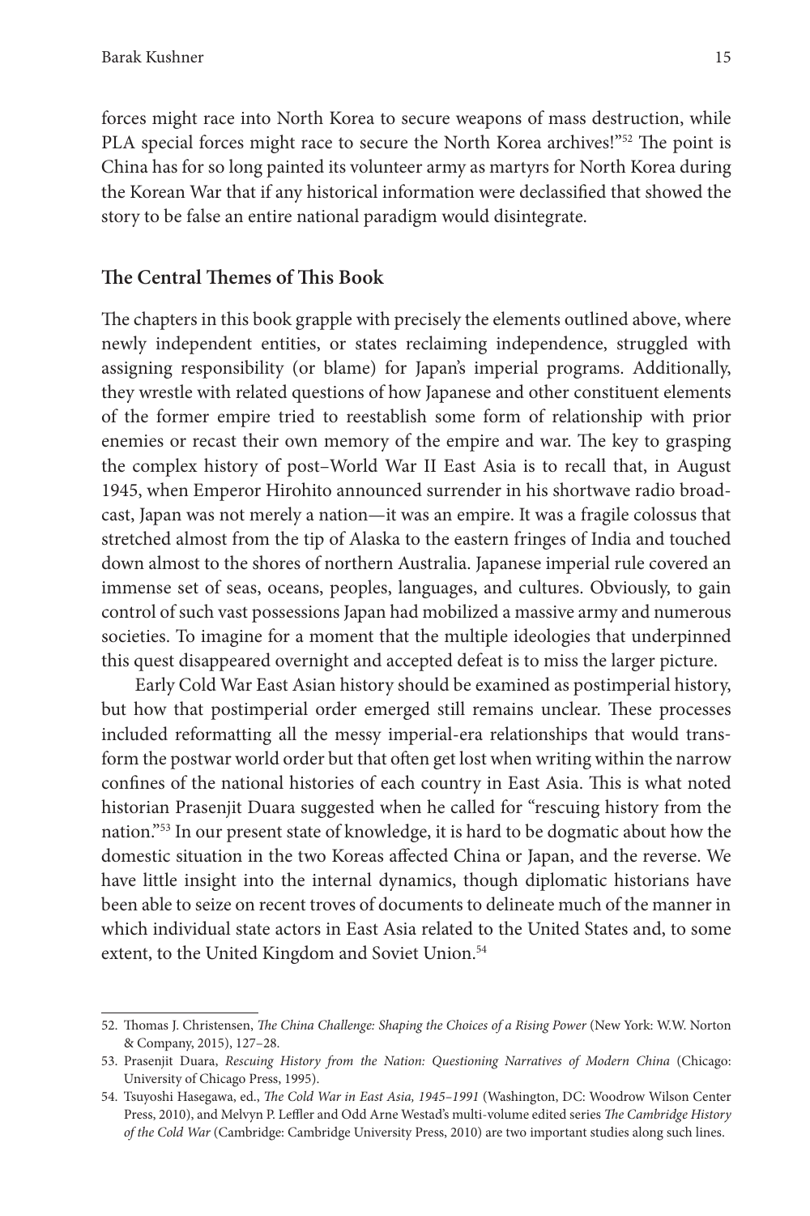forces might race into North Korea to secure weapons of mass destruction, while PLA special forces might race to secure the North Korea archives!"[52] The point is China has for so long painted its volunteer army as martyrs for North Korea during the Korean War that if any historical information were declassified that showed the story to be false an entire national paradigm would disintegrate.

## The Central Themes of This Book

The chapters in this book grapple with precisely the elements outlined above, where newly independent entities, or states reclaiming independence, struggled with assigning responsibility (or blame) for Japan's imperial programs. Additionally, they wrestle with related questions of how Japanese and other constituent elements of the former empire tried to reestablish some form of relationship with prior enemies or recast their own memory of the empire and war. The key to grasping the complex history of post–World War II East Asia is to recall that, in August 1945, when Emperor Hirohito announced surrender in his shortwave radio broadcast, Japan was not merely a nation—it was an empire. It was a fragile colossus that stretched almost from the tip of Alaska to the eastern fringes of India and touched down almost to the shores of northern Australia. Japanese imperial rule covered an immense set of seas, oceans, peoples, languages, and cultures. Obviously, to gain control of such vast possessions Japan had mobilized a massive army and numerous societies. To imagine for a moment that the multiple ideologies that underpinned this quest disappeared overnight and accepted defeat is to miss the larger picture.

Early Cold War East Asian history should be examined as postimperial history, but how that postimperial order emerged still remains unclear. These processes included reformatting all the messy imperial-era relationships that would transform the postwar world order but that often get lost when writing within the narrow confines of the national histories of each country in East Asia. This is what noted historian Prasenjit Duara suggested when he called for "rescuing history from the nation."[53] In our present state of knowledge, it is hard to be dogmatic about how the domestic situation in the two Koreas affected China or Japan, and the reverse. We have little insight into the internal dynamics, though diplomatic historians have been able to seize on recent troves of documents to delineate much of the manner in which individual state actors in East Asia related to the United States and, to some extent, to the United Kingdom and Soviet Union.[54]

---

52. Thomas J. Christensen, *The China Challenge: Shaping the Choices of a Rising Power* (New York: W.W. Norton & Company, 2015), 127–28.

53. Prasenjit Duara, *Rescuing History from the Nation: Questioning Narratives of Modern China* (Chicago: University of Chicago Press, 1995).

54. Tsuyoshi Hasegawa, ed., *The Cold War in East Asia, 1945–1991* (Washington, DC: Woodrow Wilson Center Press, 2010), and Melvyn P. Leffler and Odd Arne Westad's multi-volume edited series *The Cambridge History of the Cold War* (Cambridge: Cambridge University Press, 2010) are two important studies along such lines.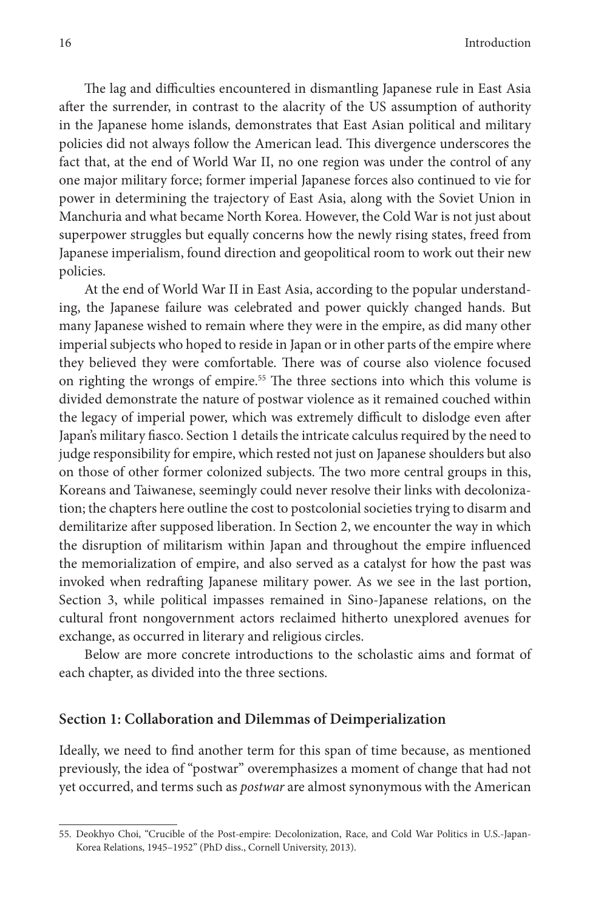The lag and difficulties encountered in dismantling Japanese rule in East Asia after the surrender, in contrast to the alacrity of the US assumption of authority in the Japanese home islands, demonstrates that East Asian political and military policies did not always follow the American lead. This divergence underscores the fact that, at the end of World War II, no one region was under the control of any one major military force; former imperial Japanese forces also continued to vie for power in determining the trajectory of East Asia, along with the Soviet Union in Manchuria and what became North Korea. However, the Cold War is not just about superpower struggles but equally concerns how the newly rising states, freed from Japanese imperialism, found direction and geopolitical room to work out their new policies.

At the end of World War II in East Asia, according to the popular understanding, the Japanese failure was celebrated and power quickly changed hands. But many Japanese wished to remain where they were in the empire, as did many other imperial subjects who hoped to reside in Japan or in other parts of the empire where they believed they were comfortable. There was of course also violence focused on righting the wrongs of empire.[55] The three sections into which this volume is divided demonstrate the nature of postwar violence as it remained couched within the legacy of imperial power, which was extremely difficult to dislodge even after Japan's military fiasco. Section 1 details the intricate calculus required by the need to judge responsibility for empire, which rested not just on Japanese shoulders but also on those of other former colonized subjects. The two more central groups in this, Koreans and Taiwanese, seemingly could never resolve their links with decolonization; the chapters here outline the cost to postcolonial societies trying to disarm and demilitarize after supposed liberation. In Section 2, we encounter the way in which the disruption of militarism within Japan and throughout the empire influenced the memorialization of empire, and also served as a catalyst for how the past was invoked when redrafting Japanese military power. As we see in the last portion, Section 3, while political impasses remained in Sino-Japanese relations, on the cultural front nongovernment actors reclaimed hitherto unexplored avenues for exchange, as occurred in literary and religious circles.

Below are more concrete introductions to the scholastic aims and format of each chapter, as divided into the three sections.

## Section 1: Collaboration and Dilemmas of Deimperialization

Ideally, we need to find another term for this span of time because, as mentioned previously, the idea of "postwar" overemphasizes a moment of change that had not yet occurred, and terms such as *postwar* are almost synonymous with the American

---

55. Deokhyo Choi, "Crucible of the Post-empire: Decolonization, Race, and Cold War Politics in U.S.-Japan-Korea Relations, 1945–1952" (PhD diss., Cornell University, 2013).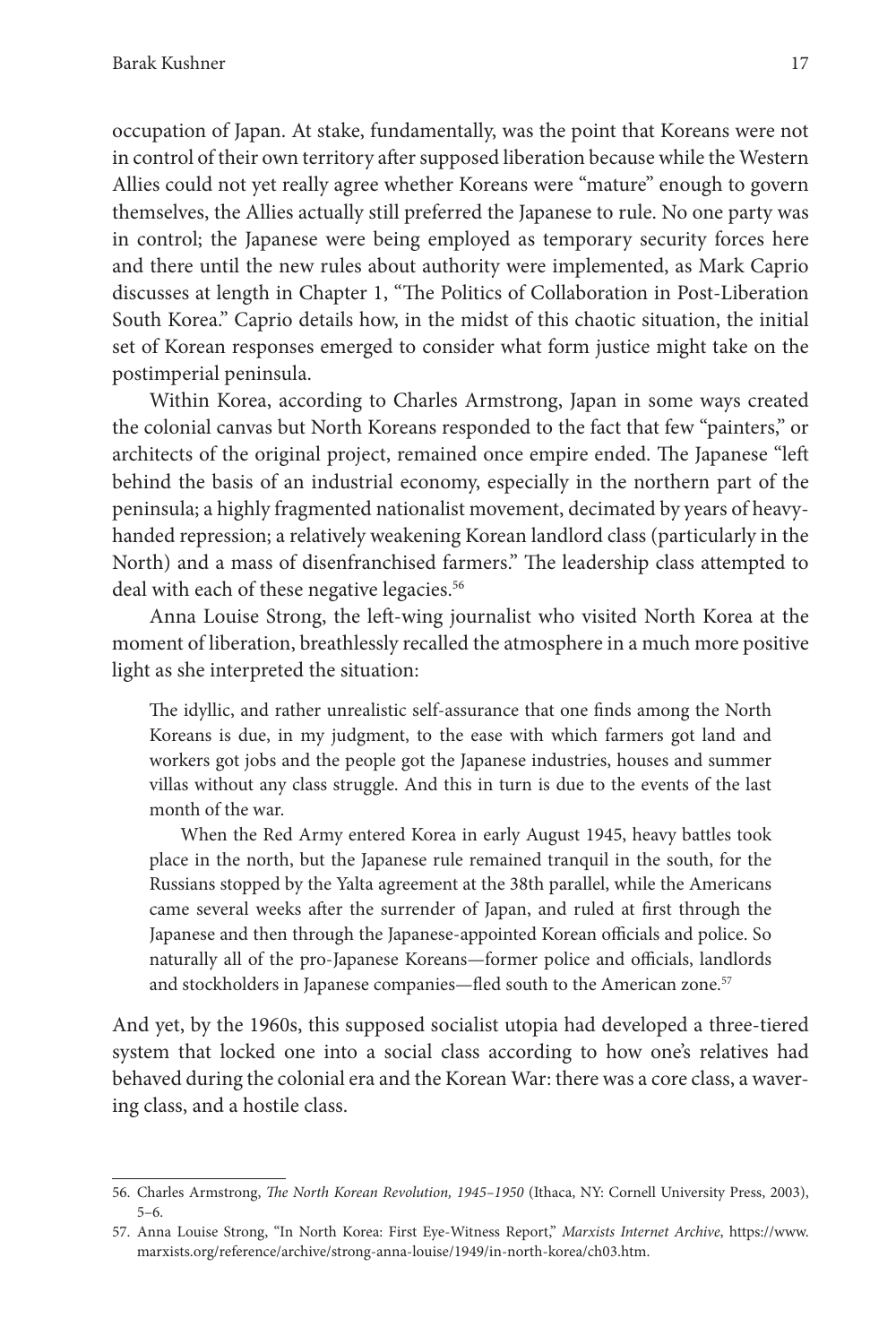occupation of Japan. At stake, fundamentally, was the point that Koreans were not in control of their own territory after supposed liberation because while the Western Allies could not yet really agree whether Koreans were "mature" enough to govern themselves, the Allies actually still preferred the Japanese to rule. No one party was in control; the Japanese were being employed as temporary security forces here and there until the new rules about authority were implemented, as Mark Caprio discusses at length in Chapter 1, "The Politics of Collaboration in Post-Liberation South Korea." Caprio details how, in the midst of this chaotic situation, the initial set of Korean responses emerged to consider what form justice might take on the postimperial peninsula.

Within Korea, according to Charles Armstrong, Japan in some ways created the colonial canvas but North Koreans responded to the fact that few "painters," or architects of the original project, remained once empire ended. The Japanese "left behind the basis of an industrial economy, especially in the northern part of the peninsula; a highly fragmented nationalist movement, decimated by years of heavy-handed repression; a relatively weakening Korean landlord class (particularly in the North) and a mass of disenfranchised farmers." The leadership class attempted to deal with each of these negative legacies.[56]

Anna Louise Strong, the left-wing journalist who visited North Korea at the moment of liberation, breathlessly recalled the atmosphere in a much more positive light as she interpreted the situation:

> The idyllic, and rather unrealistic self-assurance that one finds among the North Koreans is due, in my judgment, to the ease with which farmers got land and workers got jobs and the people got the Japanese industries, houses and summer villas without any class struggle. And this in turn is due to the events of the last month of the war.
>
> When the Red Army entered Korea in early August 1945, heavy battles took place in the north, but the Japanese rule remained tranquil in the south, for the Russians stopped by the Yalta agreement at the 38th parallel, while the Americans came several weeks after the surrender of Japan, and ruled at first through the Japanese and then through the Japanese-appointed Korean officials and police. So naturally all of the pro-Japanese Koreans—former police and officials, landlords and stockholders in Japanese companies—fled south to the American zone.[57]

And yet, by the 1960s, this supposed socialist utopia had developed a three-tiered system that locked one into a social class according to how one's relatives had behaved during the colonial era and the Korean War: there was a core class, a wavering class, and a hostile class.

---

56. Charles Armstrong, *The North Korean Revolution, 1945–1950* (Ithaca, NY: Cornell University Press, 2003), 5–6.

57. Anna Louise Strong, "In North Korea: First Eye-Witness Report," *Marxists Internet Archive*, https://www.marxists.org/reference/archive/strong-anna-louise/1949/in-north-korea/ch03.htm.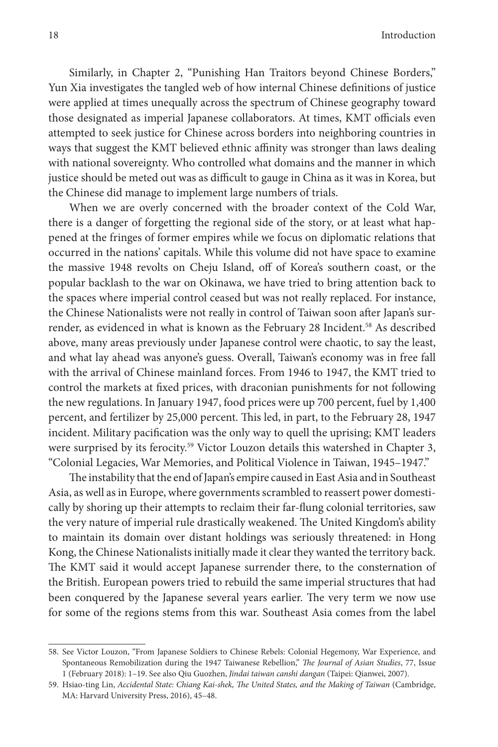Similarly, in Chapter 2, "Punishing Han Traitors beyond Chinese Borders," Yun Xia investigates the tangled web of how internal Chinese definitions of justice were applied at times unequally across the spectrum of Chinese geography toward those designated as imperial Japanese collaborators. At times, KMT officials even attempted to seek justice for Chinese across borders into neighboring countries in ways that suggest the KMT believed ethnic affinity was stronger than laws dealing with national sovereignty. Who controlled what domains and the manner in which justice should be meted out was as difficult to gauge in China as it was in Korea, but the Chinese did manage to implement large numbers of trials.

When we are overly concerned with the broader context of the Cold War, there is a danger of forgetting the regional side of the story, or at least what happened at the fringes of former empires while we focus on diplomatic relations that occurred in the nations' capitals. While this volume did not have space to examine the massive 1948 revolts on Cheju Island, off of Korea's southern coast, or the popular backlash to the war on Okinawa, we have tried to bring attention back to the spaces where imperial control ceased but was not really replaced. For instance, the Chinese Nationalists were not really in control of Taiwan soon after Japan's surrender, as evidenced in what is known as the February 28 Incident.[58] As described above, many areas previously under Japanese control were chaotic, to say the least, and what lay ahead was anyone's guess. Overall, Taiwan's economy was in free fall with the arrival of Chinese mainland forces. From 1946 to 1947, the KMT tried to control the markets at fixed prices, with draconian punishments for not following the new regulations. In January 1947, food prices were up 700 percent, fuel by 1,400 percent, and fertilizer by 25,000 percent. This led, in part, to the February 28, 1947 incident. Military pacification was the only way to quell the uprising; KMT leaders were surprised by its ferocity.[59] Victor Louzon details this watershed in Chapter 3, "Colonial Legacies, War Memories, and Political Violence in Taiwan, 1945–1947."

The instability that the end of Japan's empire caused in East Asia and in Southeast Asia, as well as in Europe, where governments scrambled to reassert power domestically by shoring up their attempts to reclaim their far-flung colonial territories, saw the very nature of imperial rule drastically weakened. The United Kingdom's ability to maintain its domain over distant holdings was seriously threatened: in Hong Kong, the Chinese Nationalists initially made it clear they wanted the territory back. The KMT said it would accept Japanese surrender there, to the consternation of the British. European powers tried to rebuild the same imperial structures that had been conquered by the Japanese several years earlier. The very term we now use for some of the regions stems from this war. Southeast Asia comes from the label

---

58. See Victor Louzon, "From Japanese Soldiers to Chinese Rebels: Colonial Hegemony, War Experience, and Spontaneous Remobilization during the 1947 Taiwanese Rebellion," *The Journal of Asian Studies*, 77, Issue 1 (February 2018): 1–19. See also Qiu Guozhen, *Jindai taiwan canshi dangan* (Taipei: Qianwei, 2007).

59. Hsiao-ting Lin, *Accidental State: Chiang Kai-shek, The United States, and the Making of Taiwan* (Cambridge, MA: Harvard University Press, 2016), 45–48.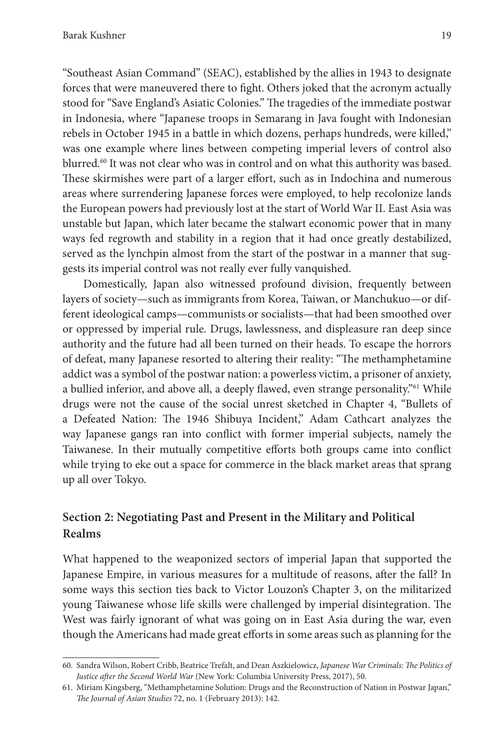"Southeast Asian Command" (SEAC), established by the allies in 1943 to designate forces that were maneuvered there to fight. Others joked that the acronym actually stood for "Save England's Asiatic Colonies." The tragedies of the immediate postwar in Indonesia, where "Japanese troops in Semarang in Java fought with Indonesian rebels in October 1945 in a battle in which dozens, perhaps hundreds, were killed," was one example where lines between competing imperial levers of control also blurred.[60] It was not clear who was in control and on what this authority was based. These skirmishes were part of a larger effort, such as in Indochina and numerous areas where surrendering Japanese forces were employed, to help recolonize lands the European powers had previously lost at the start of World War II. East Asia was unstable but Japan, which later became the stalwart economic power that in many ways fed regrowth and stability in a region that it had once greatly destabilized, served as the lynchpin almost from the start of the postwar in a manner that suggests its imperial control was not really ever fully vanquished.

Domestically, Japan also witnessed profound division, frequently between layers of society—such as immigrants from Korea, Taiwan, or Manchukuo—or different ideological camps—communists or socialists—that had been smoothed over or oppressed by imperial rule. Drugs, lawlessness, and displeasure ran deep since authority and the future had all been turned on their heads. To escape the horrors of defeat, many Japanese resorted to altering their reality: "The methamphetamine addict was a symbol of the postwar nation: a powerless victim, a prisoner of anxiety, a bullied inferior, and above all, a deeply flawed, even strange personality."[61] While drugs were not the cause of the social unrest sketched in Chapter 4, "Bullets of a Defeated Nation: The 1946 Shibuya Incident," Adam Cathcart analyzes the way Japanese gangs ran into conflict with former imperial subjects, namely the Taiwanese. In their mutually competitive efforts both groups came into conflict while trying to eke out a space for commerce in the black market areas that sprang up all over Tokyo.

## Section 2: Negotiating Past and Present in the Military and Political Realms

What happened to the weaponized sectors of imperial Japan that supported the Japanese Empire, in various measures for a multitude of reasons, after the fall? In some ways this section ties back to Victor Louzon's Chapter 3, on the militarized young Taiwanese whose life skills were challenged by imperial disintegration. The West was fairly ignorant of what was going on in East Asia during the war, even though the Americans had made great efforts in some areas such as planning for the

60. Sandra Wilson, Robert Cribb, Beatrice Trefalt, and Dean Aszkielowicz, *Japanese War Criminals: The Politics of Justice after the Second World War* (New York: Columbia University Press, 2017), 50.

61. Miriam Kingsberg, "Methamphetamine Solution: Drugs and the Reconstruction of Nation in Postwar Japan," *The Journal of Asian Studies* 72, no. 1 (February 2013): 142.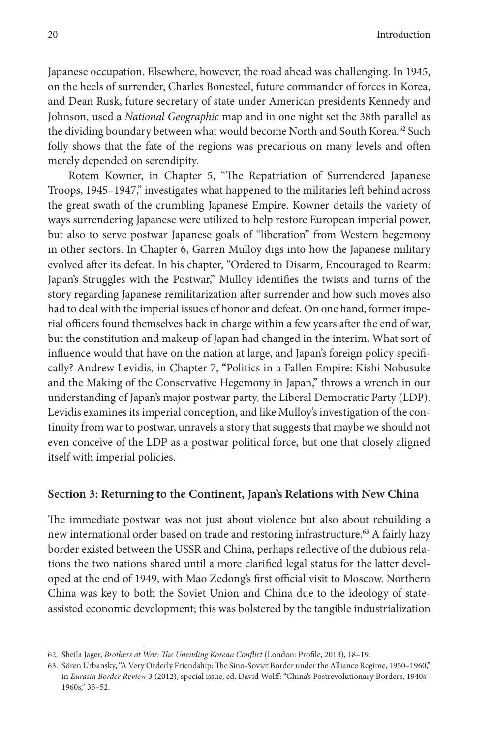Japanese occupation. Elsewhere, however, the road ahead was challenging. In 1945, on the heels of surrender, Charles Bonesteel, future commander of forces in Korea, and Dean Rusk, future secretary of state under American presidents Kennedy and Johnson, used a *National Geographic* map and in one night set the 38th parallel as the dividing boundary between what would become North and South Korea.[62] Such folly shows that the fate of the regions was precarious on many levels and often merely depended on serendipity.

Rotem Kowner, in Chapter 5, "The Repatriation of Surrendered Japanese Troops, 1945–1947," investigates what happened to the militaries left behind across the great swath of the crumbling Japanese Empire. Kowner details the variety of ways surrendering Japanese were utilized to help restore European imperial power, but also to serve postwar Japanese goals of "liberation" from Western hegemony in other sectors. In Chapter 6, Garren Mulloy digs into how the Japanese military evolved after its defeat. In his chapter, "Ordered to Disarm, Encouraged to Rearm: Japan's Struggles with the Postwar," Mulloy identifies the twists and turns of the story regarding Japanese remilitarization after surrender and how such moves also had to deal with the imperial issues of honor and defeat. On one hand, former imperial officers found themselves back in charge within a few years after the end of war, but the constitution and makeup of Japan had changed in the interim. What sort of influence would that have on the nation at large, and Japan's foreign policy specifically? Andrew Levidis, in Chapter 7, "Politics in a Fallen Empire: Kishi Nobusuke and the Making of the Conservative Hegemony in Japan," throws a wrench in our understanding of Japan's major postwar party, the Liberal Democratic Party (LDP). Levidis examines its imperial conception, and like Mulloy's investigation of the continuity from war to postwar, unravels a story that suggests that maybe we should not even conceive of the LDP as a postwar political force, but one that closely aligned itself with imperial policies.

## Section 3: Returning to the Continent, Japan's Relations with New China

The immediate postwar was not just about violence but also about rebuilding a new international order based on trade and restoring infrastructure.[63] A fairly hazy border existed between the USSR and China, perhaps reflective of the dubious relations the two nations shared until a more clarified legal status for the latter developed at the end of 1949, with Mao Zedong's first official visit to Moscow. Northern China was key to both the Soviet Union and China due to the ideology of state-assisted economic development; this was bolstered by the tangible industrialization

62. Sheila Jager, *Brothers at War: The Unending Korean Conflict* (London: Profile, 2013), 18–19.

63. Sören Urbansky, "A Very Orderly Friendship: The Sino-Soviet Border under the Alliance Regime, 1950–1960," in *Eurasia Border Review* 3 (2012), special issue, ed. David Wolff: "China's Postrevolutionary Borders, 1940s–1960s," 35–52.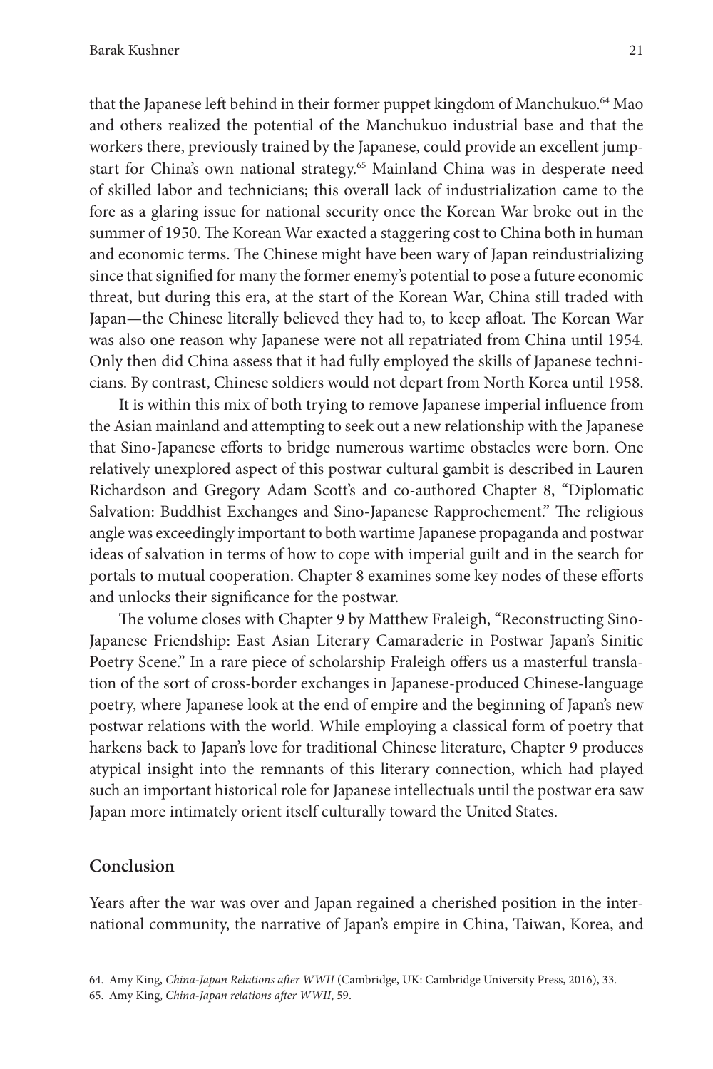that the Japanese left behind in their former puppet kingdom of Manchukuo.[64] Mao and others realized the potential of the Manchukuo industrial base and that the workers there, previously trained by the Japanese, could provide an excellent jumpstart for China's own national strategy.[65] Mainland China was in desperate need of skilled labor and technicians; this overall lack of industrialization came to the fore as a glaring issue for national security once the Korean War broke out in the summer of 1950. The Korean War exacted a staggering cost to China both in human and economic terms. The Chinese might have been wary of Japan reindustrializing since that signified for many the former enemy's potential to pose a future economic threat, but during this era, at the start of the Korean War, China still traded with Japan—the Chinese literally believed they had to, to keep afloat. The Korean War was also one reason why Japanese were not all repatriated from China until 1954. Only then did China assess that it had fully employed the skills of Japanese technicians. By contrast, Chinese soldiers would not depart from North Korea until 1958.

It is within this mix of both trying to remove Japanese imperial influence from the Asian mainland and attempting to seek out a new relationship with the Japanese that Sino-Japanese efforts to bridge numerous wartime obstacles were born. One relatively unexplored aspect of this postwar cultural gambit is described in Lauren Richardson and Gregory Adam Scott's and co-authored Chapter 8, "Diplomatic Salvation: Buddhist Exchanges and Sino-Japanese Rapprochement." The religious angle was exceedingly important to both wartime Japanese propaganda and postwar ideas of salvation in terms of how to cope with imperial guilt and in the search for portals to mutual cooperation. Chapter 8 examines some key nodes of these efforts and unlocks their significance for the postwar.

The volume closes with Chapter 9 by Matthew Fraleigh, "Reconstructing Sino-Japanese Friendship: East Asian Literary Camaraderie in Postwar Japan's Sinitic Poetry Scene." In a rare piece of scholarship Fraleigh offers us a masterful translation of the sort of cross-border exchanges in Japanese-produced Chinese-language poetry, where Japanese look at the end of empire and the beginning of Japan's new postwar relations with the world. While employing a classical form of poetry that harkens back to Japan's love for traditional Chinese literature, Chapter 9 produces atypical insight into the remnants of this literary connection, which had played such an important historical role for Japanese intellectuals until the postwar era saw Japan more intimately orient itself culturally toward the United States.

## Conclusion

Years after the war was over and Japan regained a cherished position in the international community, the narrative of Japan's empire in China, Taiwan, Korea, and

64. Amy King, *China-Japan Relations after WWII* (Cambridge, UK: Cambridge University Press, 2016), 33.
65. Amy King, *China-Japan relations after WWII*, 59.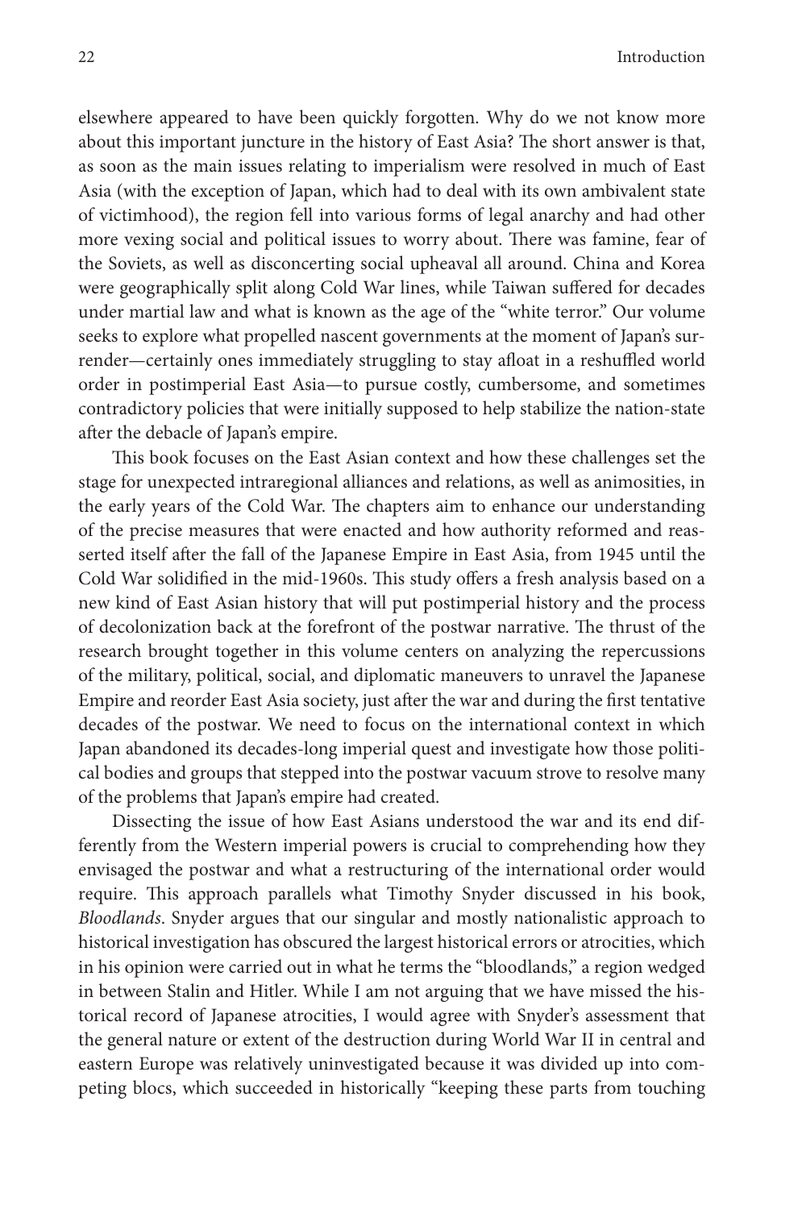elsewhere appeared to have been quickly forgotten. Why do we not know more about this important juncture in the history of East Asia? The short answer is that, as soon as the main issues relating to imperialism were resolved in much of East Asia (with the exception of Japan, which had to deal with its own ambivalent state of victimhood), the region fell into various forms of legal anarchy and had other more vexing social and political issues to worry about. There was famine, fear of the Soviets, as well as disconcerting social upheaval all around. China and Korea were geographically split along Cold War lines, while Taiwan suffered for decades under martial law and what is known as the age of the "white terror." Our volume seeks to explore what propelled nascent governments at the moment of Japan's surrender—certainly ones immediately struggling to stay afloat in a reshuffled world order in postimperial East Asia—to pursue costly, cumbersome, and sometimes contradictory policies that were initially supposed to help stabilize the nation-state after the debacle of Japan's empire.

This book focuses on the East Asian context and how these challenges set the stage for unexpected intraregional alliances and relations, as well as animosities, in the early years of the Cold War. The chapters aim to enhance our understanding of the precise measures that were enacted and how authority reformed and reasserted itself after the fall of the Japanese Empire in East Asia, from 1945 until the Cold War solidified in the mid-1960s. This study offers a fresh analysis based on a new kind of East Asian history that will put postimperial history and the process of decolonization back at the forefront of the postwar narrative. The thrust of the research brought together in this volume centers on analyzing the repercussions of the military, political, social, and diplomatic maneuvers to unravel the Japanese Empire and reorder East Asia society, just after the war and during the first tentative decades of the postwar. We need to focus on the international context in which Japan abandoned its decades-long imperial quest and investigate how those political bodies and groups that stepped into the postwar vacuum strove to resolve many of the problems that Japan's empire had created.

Dissecting the issue of how East Asians understood the war and its end differently from the Western imperial powers is crucial to comprehending how they envisaged the postwar and what a restructuring of the international order would require. This approach parallels what Timothy Snyder discussed in his book, *Bloodlands*. Snyder argues that our singular and mostly nationalistic approach to historical investigation has obscured the largest historical errors or atrocities, which in his opinion were carried out in what he terms the "bloodlands," a region wedged in between Stalin and Hitler. While I am not arguing that we have missed the historical record of Japanese atrocities, I would agree with Snyder's assessment that the general nature or extent of the destruction during World War II in central and eastern Europe was relatively uninvestigated because it was divided up into competing blocs, which succeeded in historically "keeping these parts from touching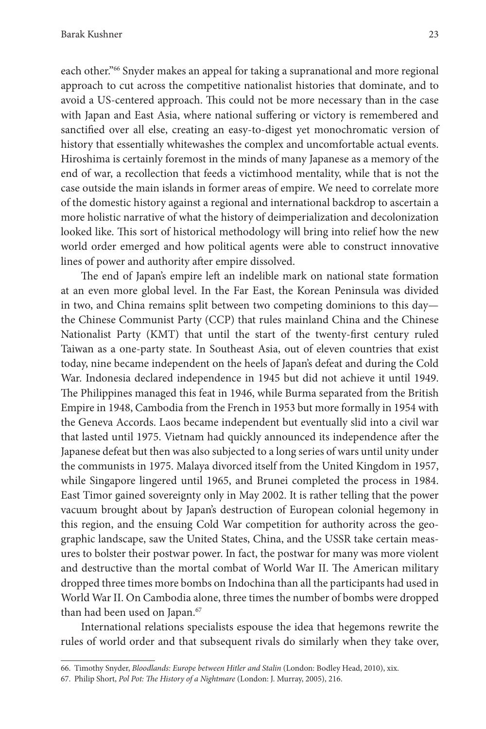each other."[66] Snyder makes an appeal for taking a supranational and more regional approach to cut across the competitive nationalist histories that dominate, and to avoid a US-centered approach. This could not be more necessary than in the case with Japan and East Asia, where national suffering or victory is remembered and sanctified over all else, creating an easy-to-digest yet monochromatic version of history that essentially whitewashes the complex and uncomfortable actual events. Hiroshima is certainly foremost in the minds of many Japanese as a memory of the end of war, a recollection that feeds a victimhood mentality, while that is not the case outside the main islands in former areas of empire. We need to correlate more of the domestic history against a regional and international backdrop to ascertain a more holistic narrative of what the history of deimperialization and decolonization looked like. This sort of historical methodology will bring into relief how the new world order emerged and how political agents were able to construct innovative lines of power and authority after empire dissolved.

The end of Japan's empire left an indelible mark on national state formation at an even more global level. In the Far East, the Korean Peninsula was divided in two, and China remains split between two competing dominions to this day—the Chinese Communist Party (CCP) that rules mainland China and the Chinese Nationalist Party (KMT) that until the start of the twenty-first century ruled Taiwan as a one-party state. In Southeast Asia, out of eleven countries that exist today, nine became independent on the heels of Japan's defeat and during the Cold War. Indonesia declared independence in 1945 but did not achieve it until 1949. The Philippines managed this feat in 1946, while Burma separated from the British Empire in 1948, Cambodia from the French in 1953 but more formally in 1954 with the Geneva Accords. Laos became independent but eventually slid into a civil war that lasted until 1975. Vietnam had quickly announced its independence after the Japanese defeat but then was also subjected to a long series of wars until unity under the communists in 1975. Malaya divorced itself from the United Kingdom in 1957, while Singapore lingered until 1965, and Brunei completed the process in 1984. East Timor gained sovereignty only in May 2002. It is rather telling that the power vacuum brought about by Japan's destruction of European colonial hegemony in this region, and the ensuing Cold War competition for authority across the geographic landscape, saw the United States, China, and the USSR take certain measures to bolster their postwar power. In fact, the postwar for many was more violent and destructive than the mortal combat of World War II. The American military dropped three times more bombs on Indochina than all the participants had used in World War II. On Cambodia alone, three times the number of bombs were dropped than had been used on Japan.[67]

International relations specialists espouse the idea that hegemons rewrite the rules of world order and that subsequent rivals do similarly when they take over,

66. Timothy Snyder, *Bloodlands: Europe between Hitler and Stalin* (London: Bodley Head, 2010), xix.

67. Philip Short, *Pol Pot: The History of a Nightmare* (London: J. Murray, 2005), 216.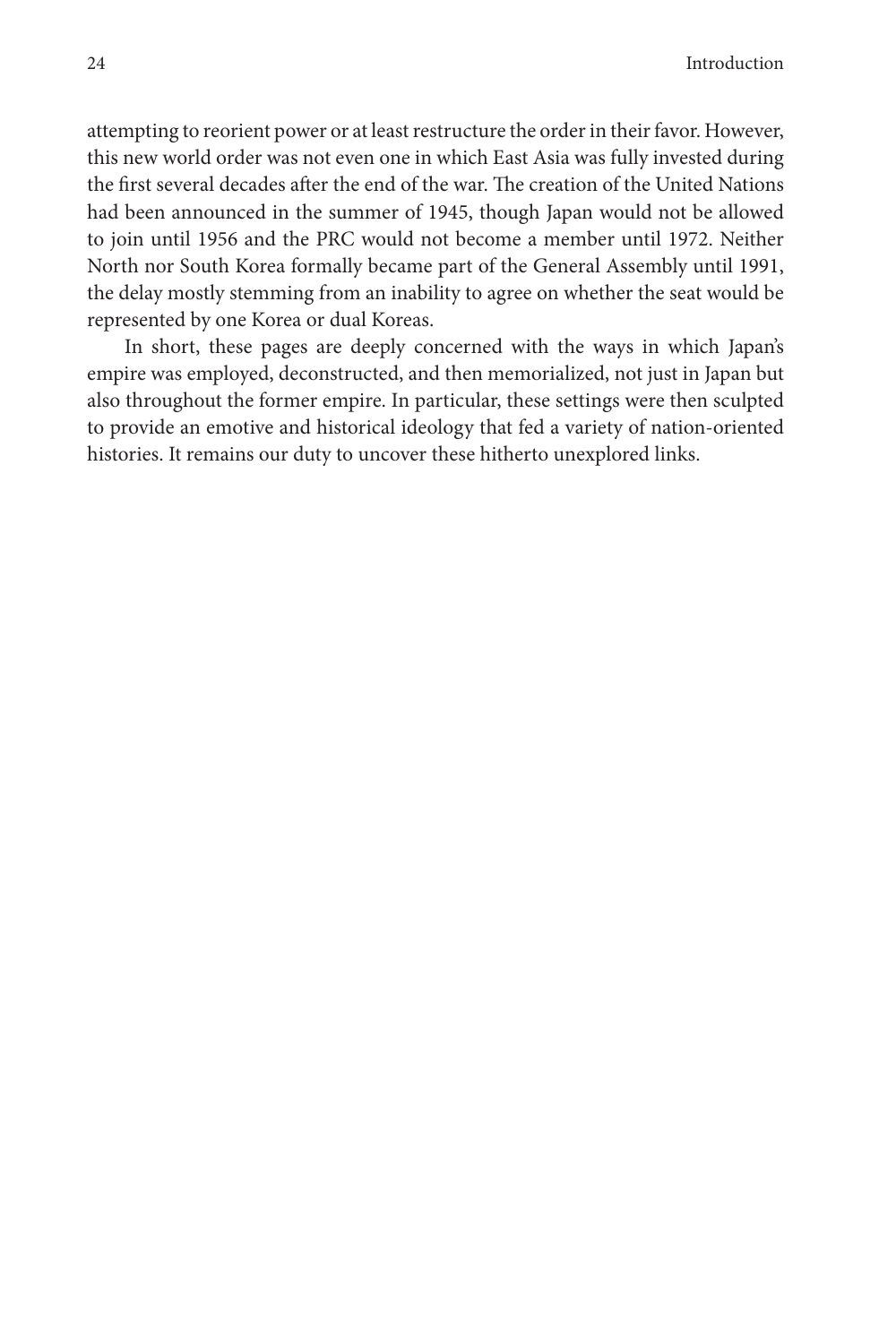attempting to reorient power or at least restructure the order in their favor. However, this new world order was not even one in which East Asia was fully invested during the first several decades after the end of the war. The creation of the United Nations had been announced in the summer of 1945, though Japan would not be allowed to join until 1956 and the PRC would not become a member until 1972. Neither North nor South Korea formally became part of the General Assembly until 1991, the delay mostly stemming from an inability to agree on whether the seat would be represented by one Korea or dual Koreas.

In short, these pages are deeply concerned with the ways in which Japan's empire was employed, deconstructed, and then memorialized, not just in Japan but also throughout the former empire. In particular, these settings were then sculpted to provide an emotive and historical ideology that fed a variety of nation-oriented histories. It remains our duty to uncover these hitherto unexplored links.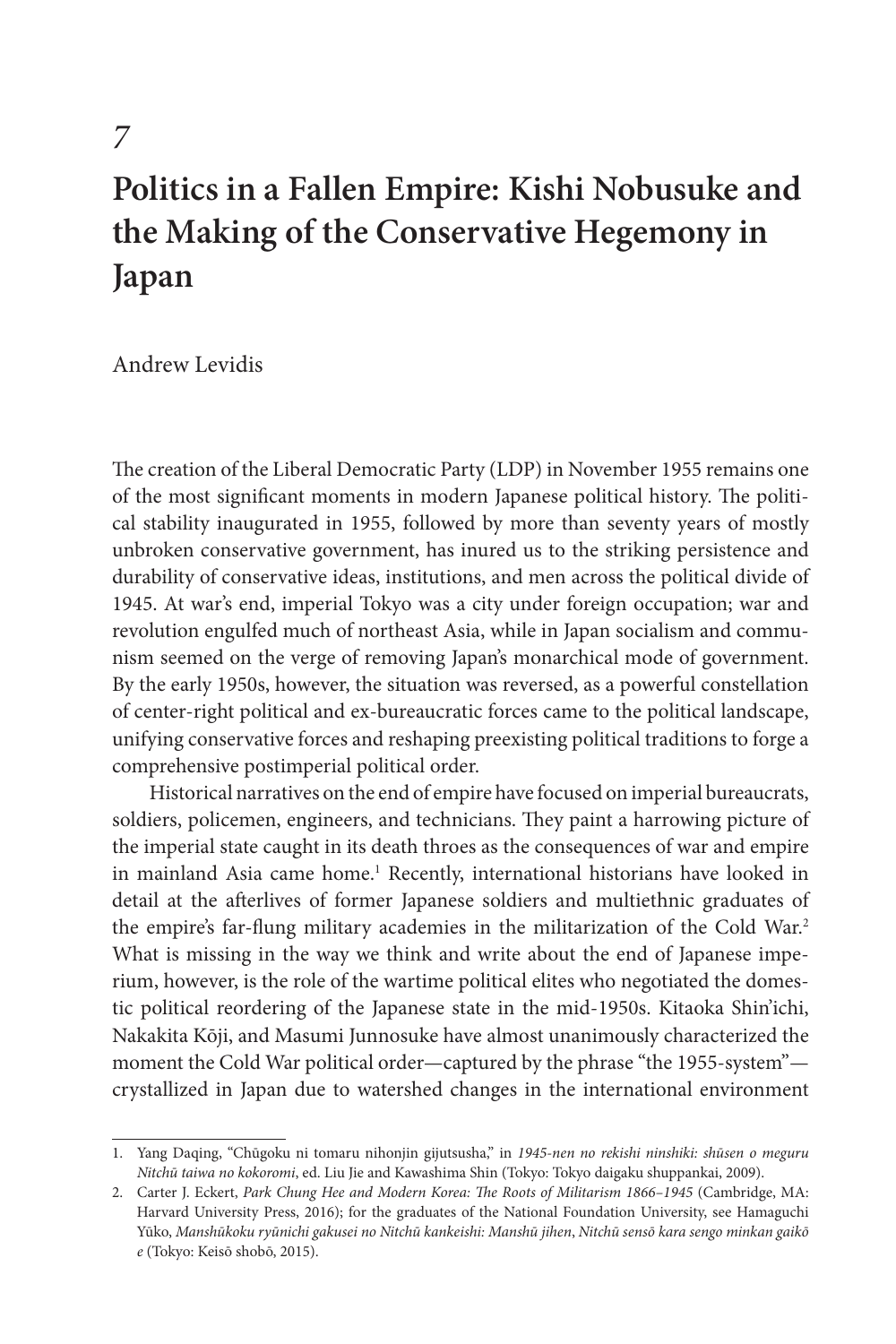# 7

# Politics in a Fallen Empire: Kishi Nobusuke and the Making of the Conservative Hegemony in Japan

Andrew Levidis

The creation of the Liberal Democratic Party (LDP) in November 1955 remains one of the most significant moments in modern Japanese political history. The political stability inaugurated in 1955, followed by more than seventy years of mostly unbroken conservative government, has inured us to the striking persistence and durability of conservative ideas, institutions, and men across the political divide of 1945. At war's end, imperial Tokyo was a city under foreign occupation; war and revolution engulfed much of northeast Asia, while in Japan socialism and communism seemed on the verge of removing Japan's monarchical mode of government. By the early 1950s, however, the situation was reversed, as a powerful constellation of center-right political and ex-bureaucratic forces came to the political landscape, unifying conservative forces and reshaping preexisting political traditions to forge a comprehensive postimperial political order.

Historical narratives on the end of empire have focused on imperial bureaucrats, soldiers, policemen, engineers, and technicians. They paint a harrowing picture of the imperial state caught in its death throes as the consequences of war and empire in mainland Asia came home.[1] Recently, international historians have looked in detail at the afterlives of former Japanese soldiers and multiethnic graduates of the empire's far-flung military academies in the militarization of the Cold War.[2] What is missing in the way we think and write about the end of Japanese imperium, however, is the role of the wartime political elites who negotiated the domestic political reordering of the Japanese state in the mid-1950s. Kitaoka Shin'ichi, Nakakita Kōji, and Masumi Junnosuke have almost unanimously characterized the moment the Cold War political order—captured by the phrase "the 1955-system"—crystallized in Japan due to watershed changes in the international environment

1. Yang Daqing, "Chūgoku ni tomaru nihonjin gijutsusha," in *1945-nen no rekishi ninshiki: shūsen o meguru Nitchū taiwa no kokoromi*, ed. Liu Jie and Kawashima Shin (Tokyo: Tokyo daigaku shuppankai, 2009).

2. Carter J. Eckert, *Park Chung Hee and Modern Korea: The Roots of Militarism 1866–1945* (Cambridge, MA: Harvard University Press, 2016); for the graduates of the National Foundation University, see Hamaguchi Yūko, *Manshūkoku ryūnichi gakusei no Nitchū kankeishi: Manshū jihen*, *Nitchū sensō kara sengo minkan gaikō e* (Tokyo: Keisō shobō, 2015).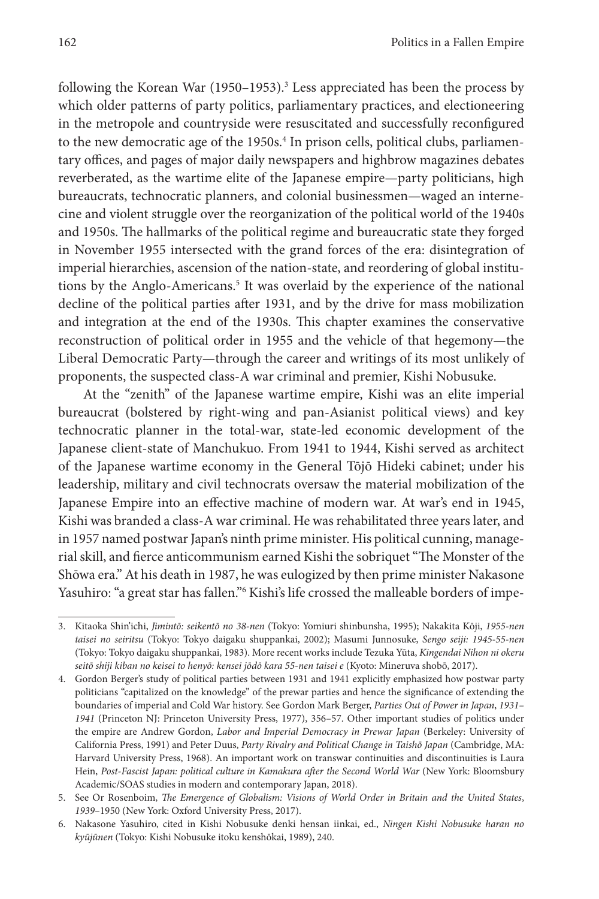following the Korean War (1950–1953).[3] Less appreciated has been the process by which older patterns of party politics, parliamentary practices, and electioneering in the metropole and countryside were resuscitated and successfully reconfigured to the new democratic age of the 1950s.[4] In prison cells, political clubs, parliamentary offices, and pages of major daily newspapers and highbrow magazines debates reverberated, as the wartime elite of the Japanese empire—party politicians, high bureaucrats, technocratic planners, and colonial businessmen—waged an internecine and violent struggle over the reorganization of the political world of the 1940s and 1950s. The hallmarks of the political regime and bureaucratic state they forged in November 1955 intersected with the grand forces of the era: disintegration of imperial hierarchies, ascension of the nation-state, and reordering of global institutions by the Anglo-Americans.[5] It was overlaid by the experience of the national decline of the political parties after 1931, and by the drive for mass mobilization and integration at the end of the 1930s. This chapter examines the conservative reconstruction of political order in 1955 and the vehicle of that hegemony—the Liberal Democratic Party—through the career and writings of its most unlikely of proponents, the suspected class-A war criminal and premier, Kishi Nobusuke.

At the "zenith" of the Japanese wartime empire, Kishi was an elite imperial bureaucrat (bolstered by right-wing and pan-Asianist political views) and key technocratic planner in the total-war, state-led economic development of the Japanese client-state of Manchukuo. From 1941 to 1944, Kishi served as architect of the Japanese wartime economy in the General Tōjō Hideki cabinet; under his leadership, military and civil technocrats oversaw the material mobilization of the Japanese Empire into an effective machine of modern war. At war's end in 1945, Kishi was branded a class-A war criminal. He was rehabilitated three years later, and in 1957 named postwar Japan's ninth prime minister. His political cunning, managerial skill, and fierce anticommunism earned Kishi the sobriquet "The Monster of the Shōwa era." At his death in 1987, he was eulogized by then prime minister Nakasone Yasuhiro: "a great star has fallen."[6] Kishi's life crossed the malleable borders of impe-

3. Kitaoka Shin'ichi, *Jimintō: seikentō no 38-nen* (Tokyo: Yomiuri shinbunsha, 1995); Nakakita Kōji, *1955-nen taisei no seiritsu* (Tokyo: Tokyo daigaku shuppankai, 2002); Masumi Junnosuke, *Sengo seiji: 1945-55-nen* (Tokyo: Tokyo daigaku shuppankai, 1983). More recent works include Tezuka Yūta, *Kingendai Nihon ni okeru seitō shiji kiban no keisei to henyō: kensei jōdō kara 55-nen taisei e* (Kyoto: Mineruva shobō, 2017).

4. Gordon Berger's study of political parties between 1931 and 1941 explicitly emphasized how postwar party politicians "capitalized on the knowledge" of the prewar parties and hence the significance of extending the boundaries of imperial and Cold War history. See Gordon Mark Berger, *Parties Out of Power in Japan, 1931–1941* (Princeton NJ: Princeton University Press, 1977), 356–57. Other important studies of politics under the empire are Andrew Gordon, *Labor and Imperial Democracy in Prewar Japan* (Berkeley: University of California Press, 1991) and Peter Duus, *Party Rivalry and Political Change in Taishō Japan* (Cambridge, MA: Harvard University Press, 1968). An important work on transwar continuities and discontinuities is Laura Hein, *Post-Fascist Japan: political culture in Kamakura after the Second World War* (New York: Bloomsbury Academic/SOAS studies in modern and contemporary Japan, 2018).

5. See Or Rosenboim, *The Emergence of Globalism: Visions of World Order in Britain and the United States, 1939–1950* (New York: Oxford University Press, 2017).

6. Nakasone Yasuhiro, cited in Kishi Nobusuke denki hensan iinkai, ed., *Ningen Kishi Nobusuke haran no kyūjūnen* (Tokyo: Kishi Nobusuke itoku kenshōkai, 1989), 240.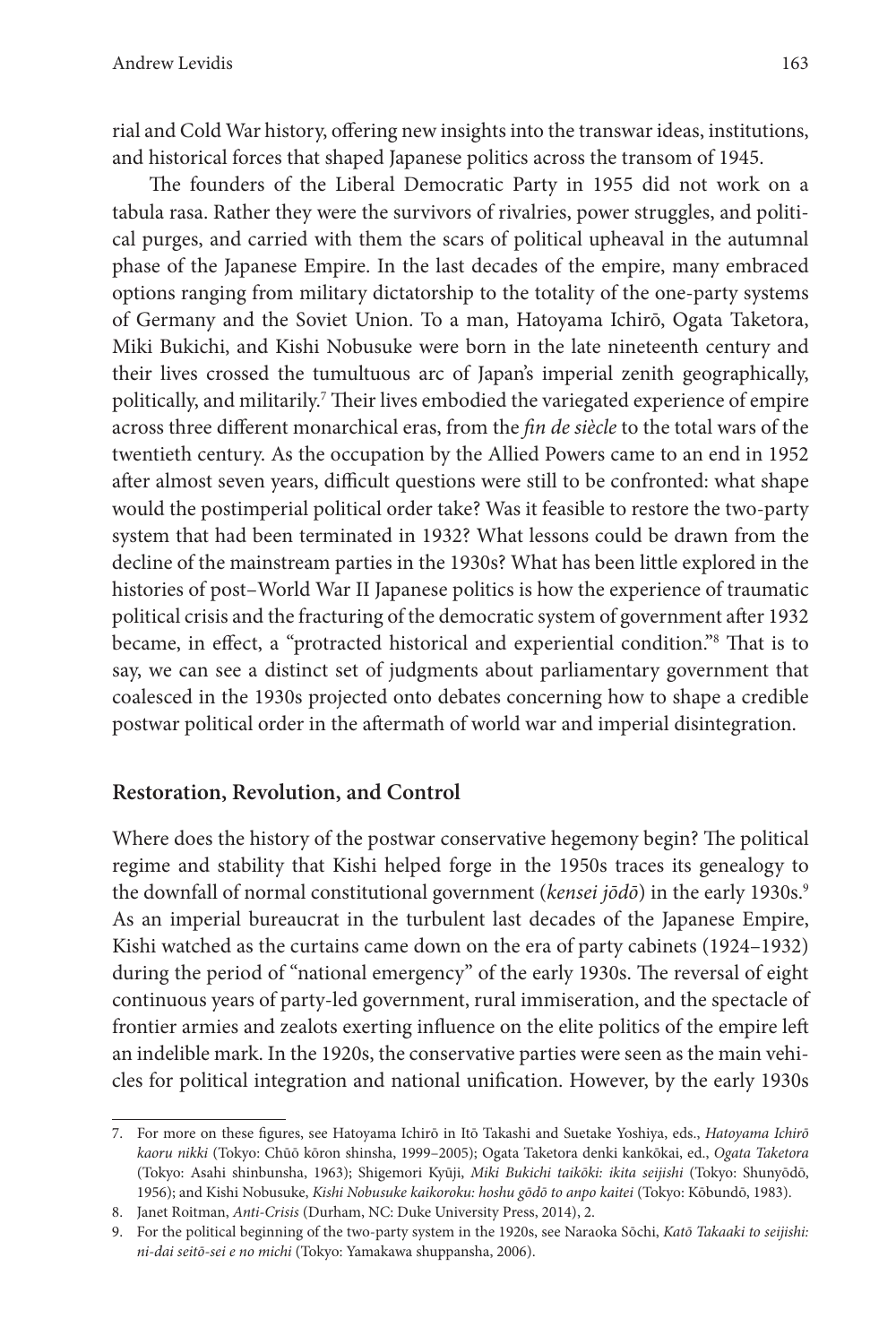rial and Cold War history, offering new insights into the transwar ideas, institutions, and historical forces that shaped Japanese politics across the transom of 1945.

The founders of the Liberal Democratic Party in 1955 did not work on a tabula rasa. Rather they were the survivors of rivalries, power struggles, and political purges, and carried with them the scars of political upheaval in the autumnal phase of the Japanese Empire. In the last decades of the empire, many embraced options ranging from military dictatorship to the totality of the one-party systems of Germany and the Soviet Union. To a man, Hatoyama Ichirō, Ogata Taketora, Miki Bukichi, and Kishi Nobusuke were born in the late nineteenth century and their lives crossed the tumultuous arc of Japan's imperial zenith geographically, politically, and militarily.[7] Their lives embodied the variegated experience of empire across three different monarchical eras, from the *fin de siècle* to the total wars of the twentieth century. As the occupation by the Allied Powers came to an end in 1952 after almost seven years, difficult questions were still to be confronted: what shape would the postimperial political order take? Was it feasible to restore the two-party system that had been terminated in 1932? What lessons could be drawn from the decline of the mainstream parties in the 1930s? What has been little explored in the histories of post–World War II Japanese politics is how the experience of traumatic political crisis and the fracturing of the democratic system of government after 1932 became, in effect, a "protracted historical and experiential condition."[8] That is to say, we can see a distinct set of judgments about parliamentary government that coalesced in the 1930s projected onto debates concerning how to shape a credible postwar political order in the aftermath of world war and imperial disintegration.

## Restoration, Revolution, and Control

Where does the history of the postwar conservative hegemony begin? The political regime and stability that Kishi helped forge in the 1950s traces its genealogy to the downfall of normal constitutional government (*kensei jōdō*) in the early 1930s.[9] As an imperial bureaucrat in the turbulent last decades of the Japanese Empire, Kishi watched as the curtains came down on the era of party cabinets (1924–1932) during the period of "national emergency" of the early 1930s. The reversal of eight continuous years of party-led government, rural immiseration, and the spectacle of frontier armies and zealots exerting influence on the elite politics of the empire left an indelible mark. In the 1920s, the conservative parties were seen as the main vehicles for political integration and national unification. However, by the early 1930s

7. For more on these figures, see Hatoyama Ichirō in Itō Takashi and Suetake Yoshiya, eds., *Hatoyama Ichirō kaoru nikki* (Tokyo: Chūō kōron shinsha, 1999–2005); Ogata Taketora denki kankōkai, ed., *Ogata Taketora* (Tokyo: Asahi shinbunsha, 1963); Shigemori Kyūji, *Miki Bukichi taikōki: ikita seijishi* (Tokyo: Shunyōdō, 1956); and Kishi Nobusuke, *Kishi Nobusuke kaikoroku: hoshu gōdō to anpo kaitei* (Tokyo: Kōbundō, 1983).

8. Janet Roitman, *Anti-Crisis* (Durham, NC: Duke University Press, 2014), 2.

9. For the political beginning of the two-party system in the 1920s, see Naraoka Sōchi, *Katō Takaaki to seijishi: ni-dai seitō-sei e no michi* (Tokyo: Yamakawa shuppansha, 2006).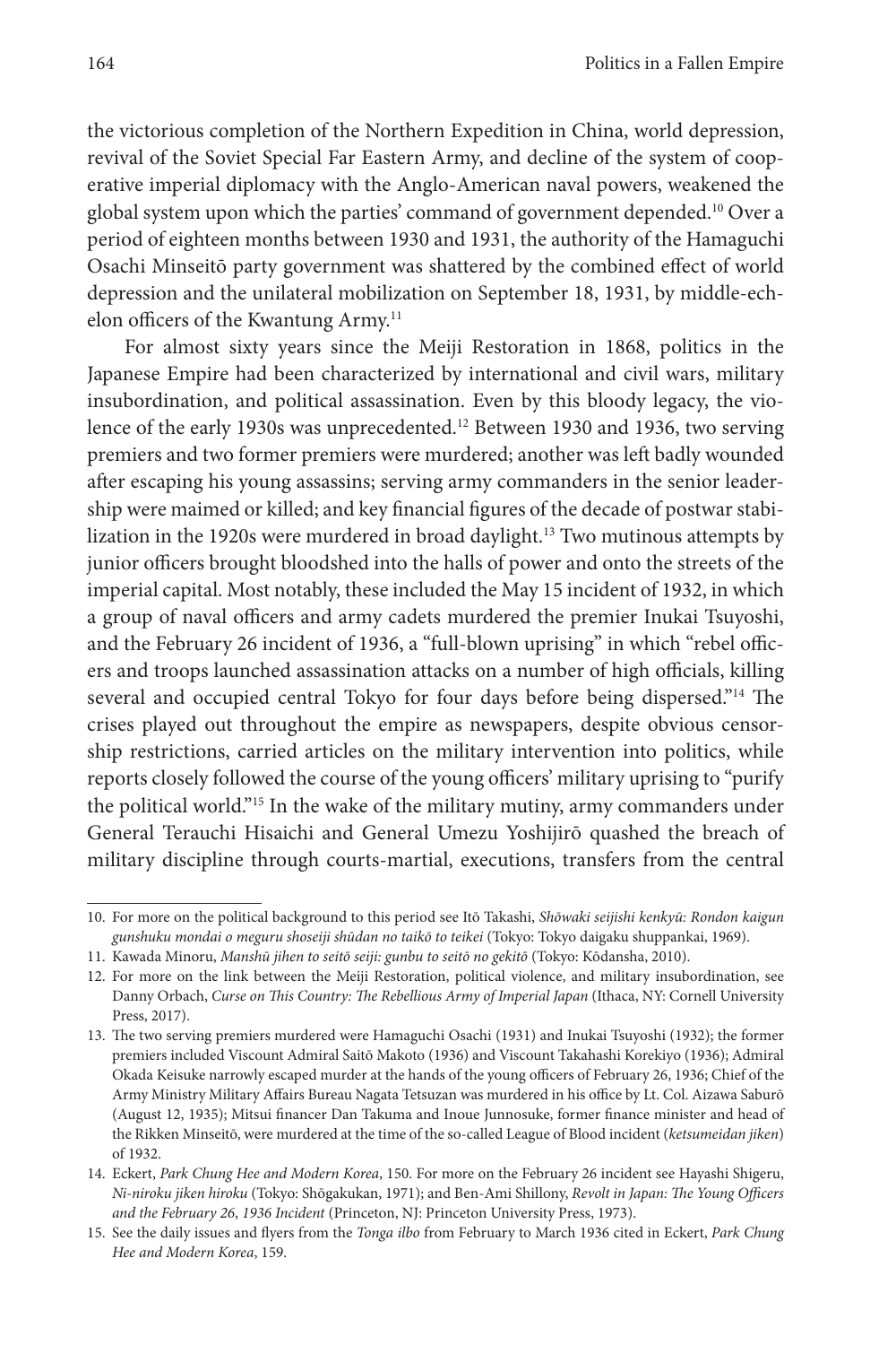the victorious completion of the Northern Expedition in China, world depression, revival of the Soviet Special Far Eastern Army, and decline of the system of cooperative imperial diplomacy with the Anglo-American naval powers, weakened the global system upon which the parties' command of government depended.[10] Over a period of eighteen months between 1930 and 1931, the authority of the Hamaguchi Osachi Minseitō party government was shattered by the combined effect of world depression and the unilateral mobilization on September 18, 1931, by middle-echelon officers of the Kwantung Army.[11]

For almost sixty years since the Meiji Restoration in 1868, politics in the Japanese Empire had been characterized by international and civil wars, military insubordination, and political assassination. Even by this bloody legacy, the violence of the early 1930s was unprecedented.[12] Between 1930 and 1936, two serving premiers and two former premiers were murdered; another was left badly wounded after escaping his young assassins; serving army commanders in the senior leadership were maimed or killed; and key financial figures of the decade of postwar stabilization in the 1920s were murdered in broad daylight.[13] Two mutinous attempts by junior officers brought bloodshed into the halls of power and onto the streets of the imperial capital. Most notably, these included the May 15 incident of 1932, in which a group of naval officers and army cadets murdered the premier Inukai Tsuyoshi, and the February 26 incident of 1936, a "full-blown uprising" in which "rebel officers and troops launched assassination attacks on a number of high officials, killing several and occupied central Tokyo for four days before being dispersed."[14] The crises played out throughout the empire as newspapers, despite obvious censorship restrictions, carried articles on the military intervention into politics, while reports closely followed the course of the young officers' military uprising to "purify the political world."[15] In the wake of the military mutiny, army commanders under General Terauchi Hisaichi and General Umezu Yoshijirō quashed the breach of military discipline through courts-martial, executions, transfers from the central

---

10. For more on the political background to this period see Itō Takashi, *Shōwaki seijishi kenkyū: Rondon kaigun gunshuku mondai o meguru shoseiji shūdan no taikō to teikei* (Tokyo: Tokyo daigaku shuppankai, 1969).

11. Kawada Minoru, *Manshū jihen to seitō seiji: gunbu to seitō no gekitō* (Tokyo: Kōdansha, 2010).

12. For more on the link between the Meiji Restoration, political violence, and military insubordination, see Danny Orbach, *Curse on This Country: The Rebellious Army of Imperial Japan* (Ithaca, NY: Cornell University Press, 2017).

13. The two serving premiers murdered were Hamaguchi Osachi (1931) and Inukai Tsuyoshi (1932); the former premiers included Viscount Admiral Saitō Makoto (1936) and Viscount Takahashi Korekiyo (1936); Admiral Okada Keisuke narrowly escaped murder at the hands of the young officers of February 26, 1936; Chief of the Army Ministry Military Affairs Bureau Nagata Tetsuzan was murdered in his office by Lt. Col. Aizawa Saburō (August 12, 1935); Mitsui financer Dan Takuma and Inoue Junnosuke, former finance minister and head of the Rikken Minseitō, were murdered at the time of the so-called League of Blood incident (*ketsumeidan jiken*) of 1932.

14. Eckert, *Park Chung Hee and Modern Korea*, 150. For more on the February 26 incident see Hayashi Shigeru, *Ni-niroku jiken hiroku* (Tokyo: Shōgakukan, 1971); and Ben-Ami Shillony, *Revolt in Japan: The Young Officers and the February 26, 1936 Incident* (Princeton, NJ: Princeton University Press, 1973).

15. See the daily issues and flyers from the *Tonga ilbo* from February to March 1936 cited in Eckert, *Park Chung Hee and Modern Korea*, 159.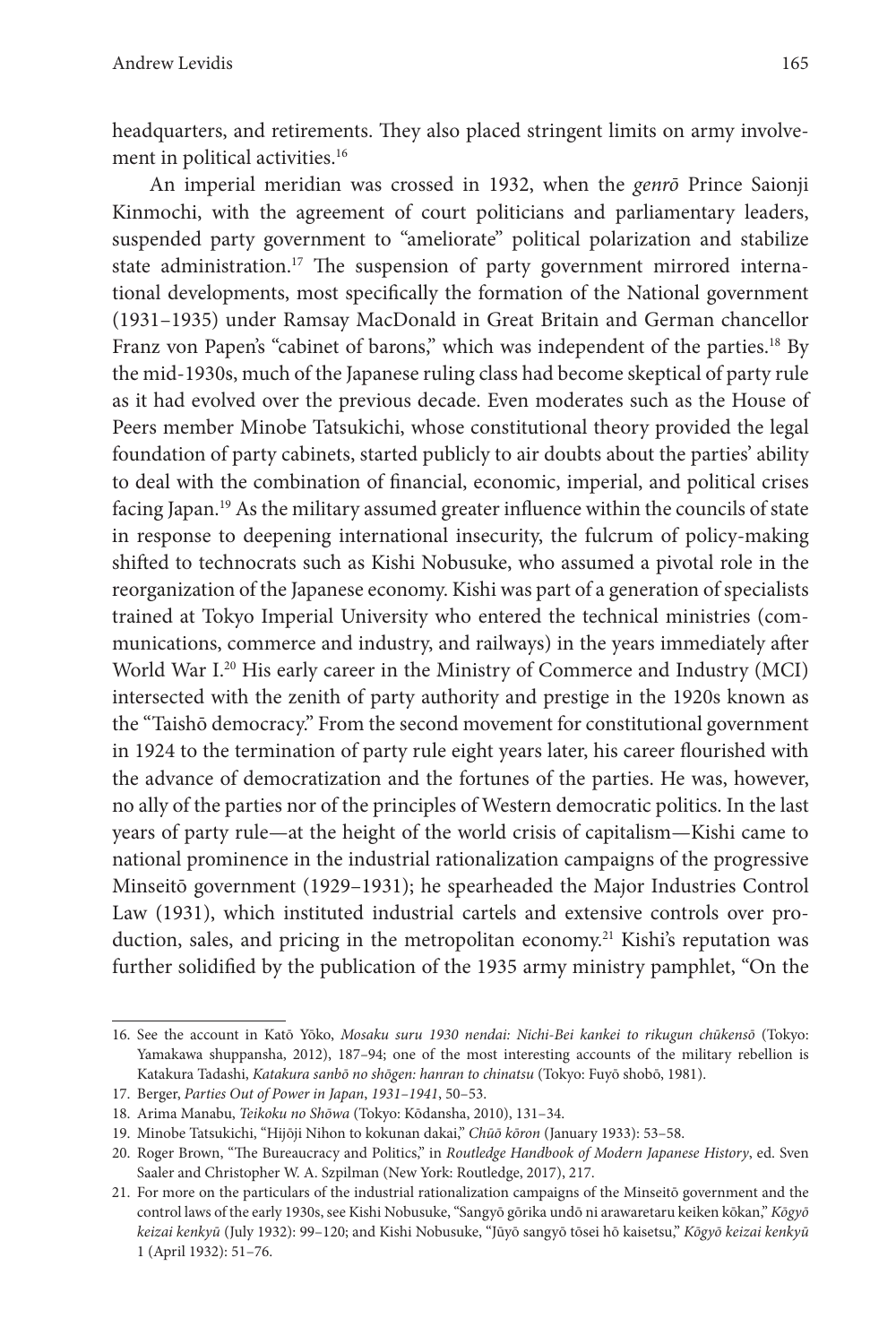headquarters, and retirements. They also placed stringent limits on army involvement in political activities.[16]

An imperial meridian was crossed in 1932, when the *genrō* Prince Saionji Kinmochi, with the agreement of court politicians and parliamentary leaders, suspended party government to "ameliorate" political polarization and stabilize state administration.[17] The suspension of party government mirrored international developments, most specifically the formation of the National government (1931–1935) under Ramsay MacDonald in Great Britain and German chancellor Franz von Papen's "cabinet of barons," which was independent of the parties.[18] By the mid-1930s, much of the Japanese ruling class had become skeptical of party rule as it had evolved over the previous decade. Even moderates such as the House of Peers member Minobe Tatsukichi, whose constitutional theory provided the legal foundation of party cabinets, started publicly to air doubts about the parties' ability to deal with the combination of financial, economic, imperial, and political crises facing Japan.[19] As the military assumed greater influence within the councils of state in response to deepening international insecurity, the fulcrum of policy-making shifted to technocrats such as Kishi Nobusuke, who assumed a pivotal role in the reorganization of the Japanese economy. Kishi was part of a generation of specialists trained at Tokyo Imperial University who entered the technical ministries (communications, commerce and industry, and railways) in the years immediately after World War I.[20] His early career in the Ministry of Commerce and Industry (MCI) intersected with the zenith of party authority and prestige in the 1920s known as the "Taishō democracy." From the second movement for constitutional government in 1924 to the termination of party rule eight years later, his career flourished with the advance of democratization and the fortunes of the parties. He was, however, no ally of the parties nor of the principles of Western democratic politics. In the last years of party rule—at the height of the world crisis of capitalism—Kishi came to national prominence in the industrial rationalization campaigns of the progressive Minseitō government (1929–1931); he spearheaded the Major Industries Control Law (1931), which instituted industrial cartels and extensive controls over production, sales, and pricing in the metropolitan economy.[21] Kishi's reputation was further solidified by the publication of the 1935 army ministry pamphlet, "On the

---

16. See the account in Katō Yōko, *Mosaku suru 1930 nendai: Nichi-Bei kankei to rikugun chūkensō* (Tokyo: Yamakawa shuppansha, 2012), 187–94; one of the most interesting accounts of the military rebellion is Katakura Tadashi, *Katakura sanbō no shōgen: hanran to chinatsu* (Tokyo: Fuyō shobō, 1981).

17. Berger, *Parties Out of Power in Japan, 1931–1941*, 50–53.

18. Arima Manabu, *Teikoku no Shōwa* (Tokyo: Kōdansha, 2010), 131–34.

19. Minobe Tatsukichi, "Hijōji Nihon to kokunan dakai," *Chūō kōron* (January 1933): 53–58.

20. Roger Brown, "The Bureaucracy and Politics," in *Routledge Handbook of Modern Japanese History*, ed. Sven Saaler and Christopher W. A. Szpilman (New York: Routledge, 2017), 217.

21. For more on the particulars of the industrial rationalization campaigns of the Minseitō government and the control laws of the early 1930s, see Kishi Nobusuke, "Sangyō gōrika undō ni arawaretaru keiken kōkan," *Kōgyō keizai kenkyū* (July 1932): 99–120; and Kishi Nobusuke, "Jūyō sangyō tōsei hō kaisetsu," *Kōgyō keizai kenkyū* 1 (April 1932): 51–76.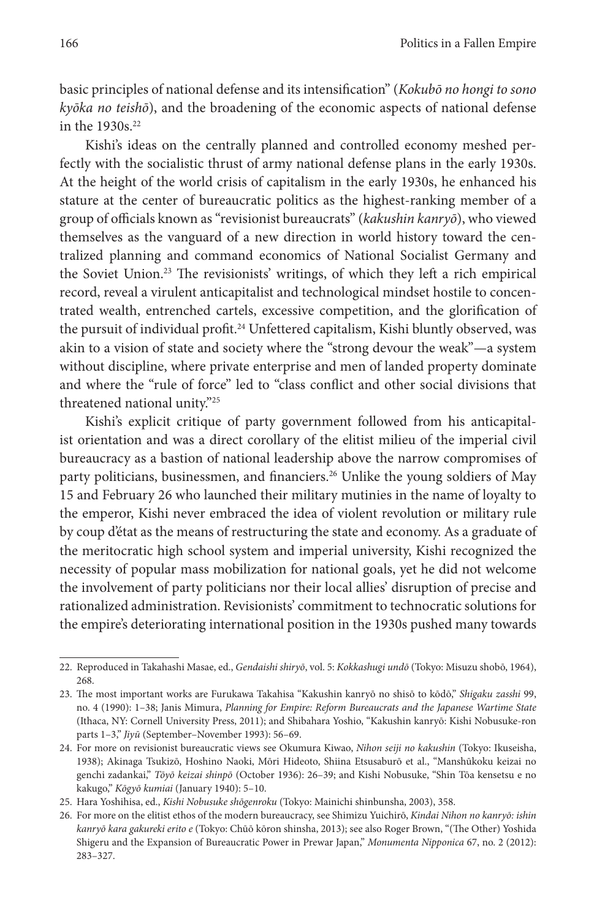basic principles of national defense and its intensification" (*Kokubō no hongi to sono kyōka no teishō*), and the broadening of the economic aspects of national defense in the 1930s.[22]

Kishi's ideas on the centrally planned and controlled economy meshed perfectly with the socialistic thrust of army national defense plans in the early 1930s. At the height of the world crisis of capitalism in the early 1930s, he enhanced his stature at the center of bureaucratic politics as the highest-ranking member of a group of officials known as "revisionist bureaucrats" (*kakushin kanryō*), who viewed themselves as the vanguard of a new direction in world history toward the centralized planning and command economics of National Socialist Germany and the Soviet Union.[23] The revisionists' writings, of which they left a rich empirical record, reveal a virulent anticapitalist and technological mindset hostile to concentrated wealth, entrenched cartels, excessive competition, and the glorification of the pursuit of individual profit.[24] Unfettered capitalism, Kishi bluntly observed, was akin to a vision of state and society where the "strong devour the weak"—a system without discipline, where private enterprise and men of landed property dominate and where the "rule of force" led to "class conflict and other social divisions that threatened national unity."[25]

Kishi's explicit critique of party government followed from his anticapitalist orientation and was a direct corollary of the elitist milieu of the imperial civil bureaucracy as a bastion of national leadership above the narrow compromises of party politicians, businessmen, and financiers.[26] Unlike the young soldiers of May 15 and February 26 who launched their military mutinies in the name of loyalty to the emperor, Kishi never embraced the idea of violent revolution or military rule by coup d'état as the means of restructuring the state and economy. As a graduate of the meritocratic high school system and imperial university, Kishi recognized the necessity of popular mass mobilization for national goals, yet he did not welcome the involvement of party politicians nor their local allies' disruption of precise and rationalized administration. Revisionists' commitment to technocratic solutions for the empire's deteriorating international position in the 1930s pushed many towards

---

22. Reproduced in Takahashi Masae, ed., *Gendaishi shiryō*, vol. 5: *Kokkashugi undō* (Tokyo: Misuzu shobō, 1964), 268.

23. The most important works are Furukawa Takahisa "Kakushin kanryō no shisō to kōdō," *Shigaku zasshi* 99, no. 4 (1990): 1–38; Janis Mimura, *Planning for Empire: Reform Bureaucrats and the Japanese Wartime State* (Ithaca, NY: Cornell University Press, 2011); and Shibahara Yoshio, "Kakushin kanryō: Kishi Nobusuke-ron parts 1–3," *Jiyū* (September–November 1993): 56–69.

24. For more on revisionist bureaucratic views see Okumura Kiwao, *Nihon seiji no kakushin* (Tokyo: Ikuseisha, 1938); Akinaga Tsukizō, Hoshino Naoki, Mōri Hideoto, Shiina Etsusaburō et al., "Manshūkoku keizai no genchi zadankai," *Tōyō keizai shinpō* (October 1936): 26–39; and Kishi Nobusuke, "Shin Tōa kensetsu e no kakugo," *Kōgyō kumiai* (January 1940): 5–10.

25. Hara Yoshihisa, ed., *Kishi Nobusuke shōgenroku* (Tokyo: Mainichi shinbunsha, 2003), 358.

26. For more on the elitist ethos of the modern bureaucracy, see Shimizu Yuichirō, *Kindai Nihon no kanryō: ishin kanryō kara gakureki erito e* (Tokyo: Chūō kōron shinsha, 2013); see also Roger Brown, "(The Other) Yoshida Shigeru and the Expansion of Bureaucratic Power in Prewar Japan," *Monumenta Nipponica* 67, no. 2 (2012): 283–327.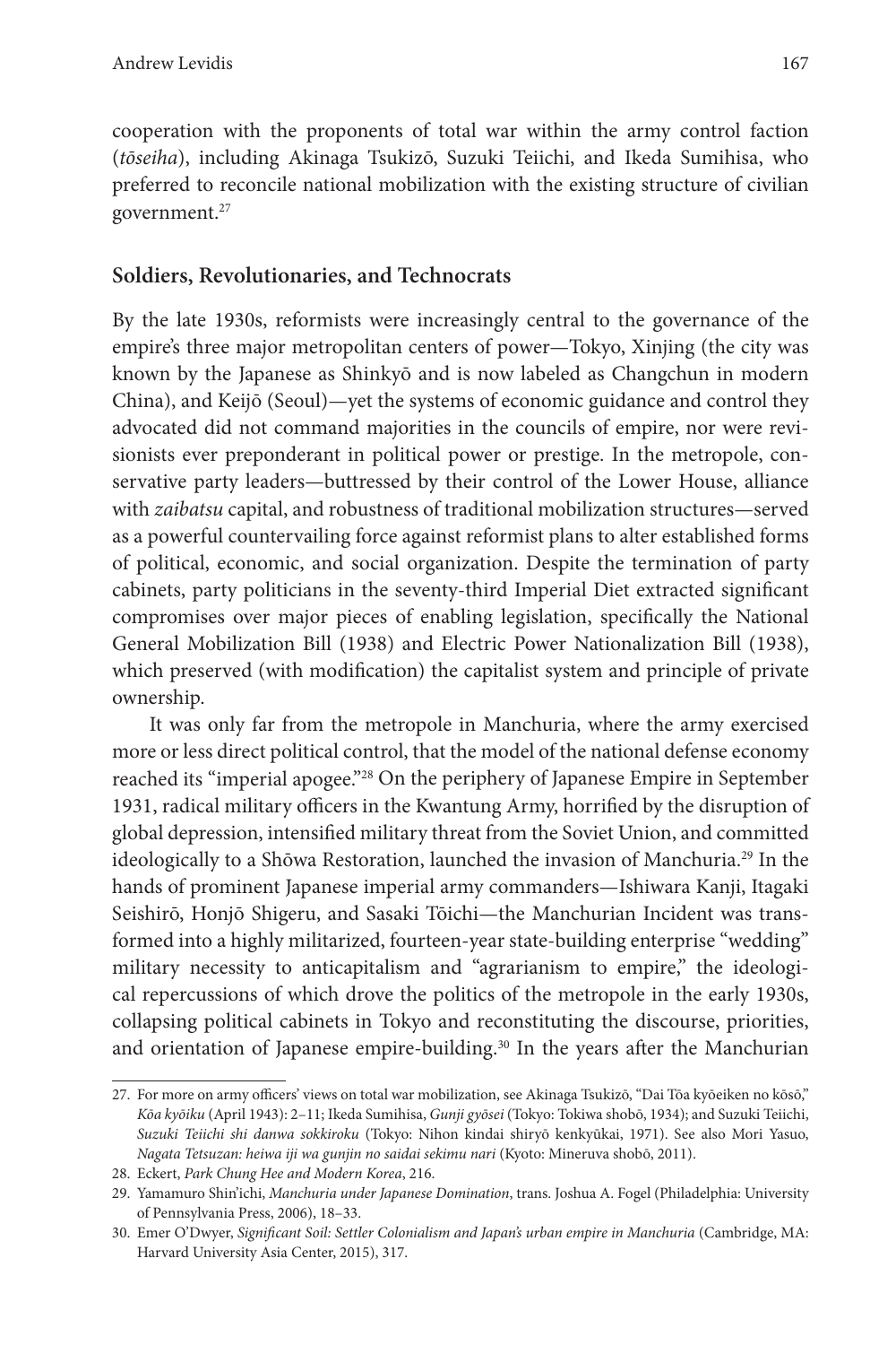cooperation with the proponents of total war within the army control faction (*tōseiha*), including Akinaga Tsukizō, Suzuki Teiichi, and Ikeda Sumihisa, who preferred to reconcile national mobilization with the existing structure of civilian government.[27]

## Soldiers, Revolutionaries, and Technocrats

By the late 1930s, reformists were increasingly central to the governance of the empire's three major metropolitan centers of power—Tokyo, Xinjing (the city was known by the Japanese as Shinkyō and is now labeled as Changchun in modern China), and Keijō (Seoul)—yet the systems of economic guidance and control they advocated did not command majorities in the councils of empire, nor were revisionists ever preponderant in political power or prestige. In the metropole, conservative party leaders—buttressed by their control of the Lower House, alliance with *zaibatsu* capital, and robustness of traditional mobilization structures—served as a powerful countervailing force against reformist plans to alter established forms of political, economic, and social organization. Despite the termination of party cabinets, party politicians in the seventy-third Imperial Diet extracted significant compromises over major pieces of enabling legislation, specifically the National General Mobilization Bill (1938) and Electric Power Nationalization Bill (1938), which preserved (with modification) the capitalist system and principle of private ownership.

It was only far from the metropole in Manchuria, where the army exercised more or less direct political control, that the model of the national defense economy reached its "imperial apogee."[28] On the periphery of Japanese Empire in September 1931, radical military officers in the Kwantung Army, horrified by the disruption of global depression, intensified military threat from the Soviet Union, and committed ideologically to a Shōwa Restoration, launched the invasion of Manchuria.[29] In the hands of prominent Japanese imperial army commanders—Ishiwara Kanji, Itagaki Seishirō, Honjō Shigeru, and Sasaki Tōichi—the Manchurian Incident was transformed into a highly militarized, fourteen-year state-building enterprise "wedding" military necessity to anticapitalism and "agrarianism to empire," the ideological repercussions of which drove the politics of the metropole in the early 1930s, collapsing political cabinets in Tokyo and reconstituting the discourse, priorities, and orientation of Japanese empire-building.[30] In the years after the Manchurian

---

27. For more on army officers' views on total war mobilization, see Akinaga Tsukizō, "Dai Tōa kyōeiken no kōsō," *Kōa kyōiku* (April 1943): 2–11; Ikeda Sumihisa, *Gunji gyōsei* (Tokyo: Tokiwa shobō, 1934); and Suzuki Teiichi, *Suzuki Teiichi shi danwa sokkiroku* (Tokyo: Nihon kindai shiryō kenkyūkai, 1971). See also Mori Yasuo, *Nagata Tetsuzan: heiwa iji wa gunjin no saidai sekimu nari* (Kyoto: Mineruva shobō, 2011).

28. Eckert, *Park Chung Hee and Modern Korea*, 216.

29. Yamamuro Shin'ichi, *Manchuria under Japanese Domination*, trans. Joshua A. Fogel (Philadelphia: University of Pennsylvania Press, 2006), 18–33.

30. Emer O'Dwyer, *Significant Soil: Settler Colonialism and Japan's urban empire in Manchuria* (Cambridge, MA: Harvard University Asia Center, 2015), 317.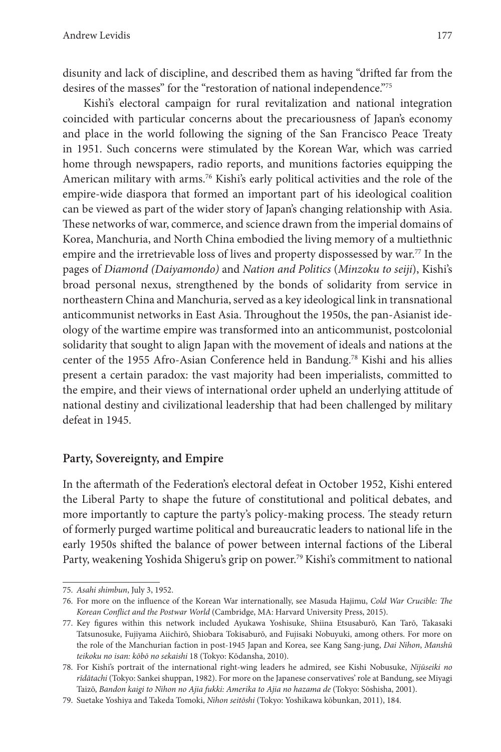disunity and lack of discipline, and described them as having "drifted far from the desires of the masses" for the "restoration of national independence."[75]

Kishi's electoral campaign for rural revitalization and national integration coincided with particular concerns about the precariousness of Japan's economy and place in the world following the signing of the San Francisco Peace Treaty in 1951. Such concerns were stimulated by the Korean War, which was carried home through newspapers, radio reports, and munitions factories equipping the American military with arms.[76] Kishi's early political activities and the role of the empire-wide diaspora that formed an important part of his ideological coalition can be viewed as part of the wider story of Japan's changing relationship with Asia. These networks of war, commerce, and science drawn from the imperial domains of Korea, Manchuria, and North China embodied the living memory of a multiethnic empire and the irretrievable loss of lives and property dispossessed by war.[77] In the pages of *Diamond (Daiyamondo)* and *Nation and Politics* (*Minzoku to seiji*), Kishi's broad personal nexus, strengthened by the bonds of solidarity from service in northeastern China and Manchuria, served as a key ideological link in transnational anticommunist networks in East Asia. Throughout the 1950s, the pan-Asianist ideology of the wartime empire was transformed into an anticommunist, postcolonial solidarity that sought to align Japan with the movement of ideals and nations at the center of the 1955 Afro-Asian Conference held in Bandung.[78] Kishi and his allies present a certain paradox: the vast majority had been imperialists, committed to the empire, and their views of international order upheld an underlying attitude of national destiny and civilizational leadership that had been challenged by military defeat in 1945.

## Party, Sovereignty, and Empire

In the aftermath of the Federation's electoral defeat in October 1952, Kishi entered the Liberal Party to shape the future of constitutional and political debates, and more importantly to capture the party's policy-making process. The steady return of formerly purged wartime political and bureaucratic leaders to national life in the early 1950s shifted the balance of power between internal factions of the Liberal Party, weakening Yoshida Shigeru's grip on power.[79] Kishi's commitment to national

---

75. *Asahi shimbun*, July 3, 1952.

76. For more on the influence of the Korean War internationally, see Masuda Hajimu, *Cold War Crucible: The Korean Conflict and the Postwar World* (Cambridge, MA: Harvard University Press, 2015).

77. Key figures within this network included Ayukawa Yoshisuke, Shiina Etsusaburō, Kan Tarō, Takasaki Tatsunosuke, Fujiyama Aiichirō, Shiobara Tokisaburō, and Fujisaki Nobuyuki, among others. For more on the role of the Manchurian faction in post-1945 Japan and Korea, see Kang Sang-jung, *Dai Nihon*, *Manshū teikoku no isan: kōbō no sekaishi* 18 (Tokyo: Kōdansha, 2010).

78. For Kishi's portrait of the international right-wing leaders he admired, see Kishi Nobusuke, *Nijūseiki no rīdātachi* (Tokyo: Sankei shuppan, 1982). For more on the Japanese conservatives' role at Bandung, see Miyagi Taizō, *Bandon kaigi to Nihon no Ajia fukki: Amerika to Ajia no hazama de* (Tokyo: Sōshisha, 2001).

79. Suetake Yoshiya and Takeda Tomoki, *Nihon seitōshi* (Tokyo: Yoshikawa kōbunkan, 2011), 184.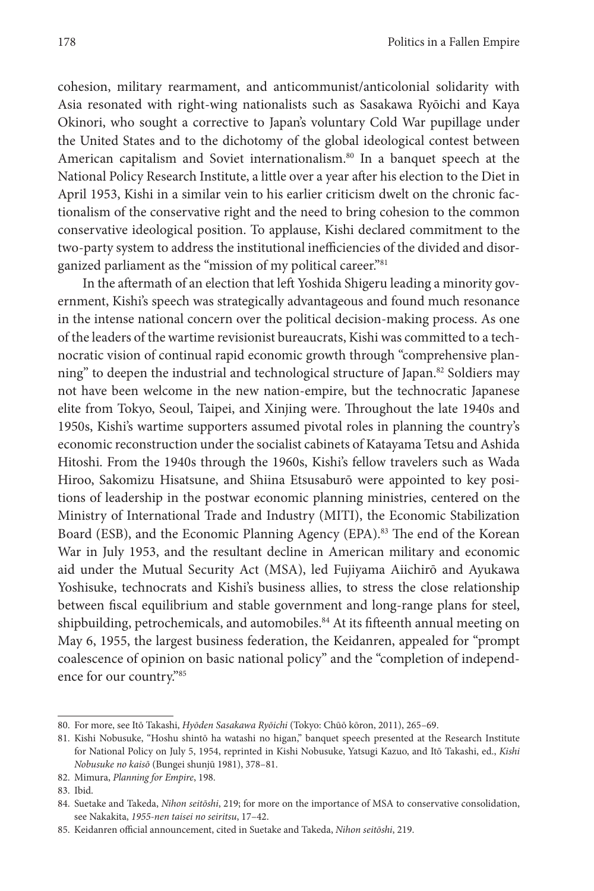cohesion, military rearmament, and anticommunist/anticolonial solidarity with Asia resonated with right-wing nationalists such as Sasakawa Ryōichi and Kaya Okinori, who sought a corrective to Japan's voluntary Cold War pupillage under the United States and to the dichotomy of the global ideological contest between American capitalism and Soviet internationalism.[80] In a banquet speech at the National Policy Research Institute, a little over a year after his election to the Diet in April 1953, Kishi in a similar vein to his earlier criticism dwelt on the chronic factionalism of the conservative right and the need to bring cohesion to the common conservative ideological position. To applause, Kishi declared commitment to the two-party system to address the institutional inefficiencies of the divided and disorganized parliament as the "mission of my political career."[81]

In the aftermath of an election that left Yoshida Shigeru leading a minority government, Kishi's speech was strategically advantageous and found much resonance in the intense national concern over the political decision-making process. As one of the leaders of the wartime revisionist bureaucrats, Kishi was committed to a technocratic vision of continual rapid economic growth through "comprehensive planning" to deepen the industrial and technological structure of Japan.[82] Soldiers may not have been welcome in the new nation-empire, but the technocratic Japanese elite from Tokyo, Seoul, Taipei, and Xinjing were. Throughout the late 1940s and 1950s, Kishi's wartime supporters assumed pivotal roles in planning the country's economic reconstruction under the socialist cabinets of Katayama Tetsu and Ashida Hitoshi. From the 1940s through the 1960s, Kishi's fellow travelers such as Wada Hiroo, Sakomizu Hisatsune, and Shiina Etsusaburō were appointed to key positions of leadership in the postwar economic planning ministries, centered on the Ministry of International Trade and Industry (MITI), the Economic Stabilization Board (ESB), and the Economic Planning Agency (EPA).[83] The end of the Korean War in July 1953, and the resultant decline in American military and economic aid under the Mutual Security Act (MSA), led Fujiyama Aiichirō and Ayukawa Yoshisuke, technocrats and Kishi's business allies, to stress the close relationship between fiscal equilibrium and stable government and long-range plans for steel, shipbuilding, petrochemicals, and automobiles.[84] At its fifteenth annual meeting on May 6, 1955, the largest business federation, the Keidanren, appealed for "prompt coalescence of opinion on basic national policy" and the "completion of independence for our country."[85]

---

80. For more, see Itō Takashi, *Hyōden Sasakawa Ryōichi* (Tokyo: Chūō kōron, 2011), 265–69.

81. Kishi Nobusuke, "Hoshu shintō ha watashi no higan," banquet speech presented at the Research Institute for National Policy on July 5, 1954, reprinted in Kishi Nobusuke, Yatsugi Kazuo, and Itō Takashi, ed., *Kishi Nobusuke no kaisō* (Bungei shunjū 1981), 378–81.

82. Mimura, *Planning for Empire*, 198.

83. Ibid.

84. Suetake and Takeda, *Nihon seitōshi*, 219; for more on the importance of MSA to conservative consolidation, see Nakakita, *1955-nen taisei no seiritsu*, 17–42.

85. Keidanren official announcement, cited in Suetake and Takeda, *Nihon seitōshi*, 219.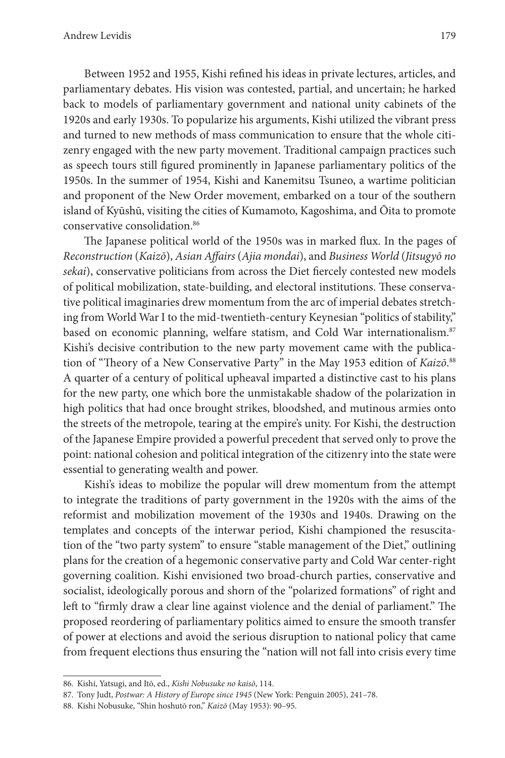Between 1952 and 1955, Kishi refined his ideas in private lectures, articles, and parliamentary debates. His vision was contested, partial, and uncertain; he harked back to models of parliamentary government and national unity cabinets of the 1920s and early 1930s. To popularize his arguments, Kishi utilized the vibrant press and turned to new methods of mass communication to ensure that the whole citizenry engaged with the new party movement. Traditional campaign practices such as speech tours still figured prominently in Japanese parliamentary politics of the 1950s. In the summer of 1954, Kishi and Kanemitsu Tsuneo, a wartime politician and proponent of the New Order movement, embarked on a tour of the southern island of Kyūshū, visiting the cities of Kumamoto, Kagoshima, and Ōita to promote conservative consolidation.[86]

The Japanese political world of the 1950s was in marked flux. In the pages of *Reconstruction* (*Kaizō*), *Asian Affairs* (*Ajia mondai*), and *Business World* (*Jitsugyō no sekai*), conservative politicians from across the Diet fiercely contested new models of political mobilization, state-building, and electoral institutions. These conservative political imaginaries drew momentum from the arc of imperial debates stretching from World War I to the mid-twentieth-century Keynesian "politics of stability," based on economic planning, welfare statism, and Cold War internationalism.[87] Kishi's decisive contribution to the new party movement came with the publication of "Theory of a New Conservative Party" in the May 1953 edition of *Kaizō*.[88] A quarter of a century of political upheaval imparted a distinctive cast to his plans for the new party, one which bore the unmistakable shadow of the polarization in high politics that had once brought strikes, bloodshed, and mutinous armies onto the streets of the metropole, tearing at the empire's unity. For Kishi, the destruction of the Japanese Empire provided a powerful precedent that served only to prove the point: national cohesion and political integration of the citizenry into the state were essential to generating wealth and power.

Kishi's ideas to mobilize the popular will drew momentum from the attempt to integrate the traditions of party government in the 1920s with the aims of the reformist and mobilization movement of the 1930s and 1940s. Drawing on the templates and concepts of the interwar period, Kishi championed the resuscitation of the "two party system" to ensure "stable management of the Diet," outlining plans for the creation of a hegemonic conservative party and Cold War center-right governing coalition. Kishi envisioned two broad-church parties, conservative and socialist, ideologically porous and shorn of the "polarized formations" of right and left to "firmly draw a clear line against violence and the denial of parliament." The proposed reordering of parliamentary politics aimed to ensure the smooth transfer of power at elections and avoid the serious disruption to national policy that came from frequent elections thus ensuring the "nation will not fall into crisis every time

86. Kishi, Yatsugi, and Itō, ed., *Kishi Nobusuke no kaisō*, 114.

87. Tony Judt, *Postwar: A History of Europe since 1945* (New York: Penguin 2005), 241–78.

88. Kishi Nobusuke, "Shin hoshutō ron," *Kaizō* (May 1953): 90–95.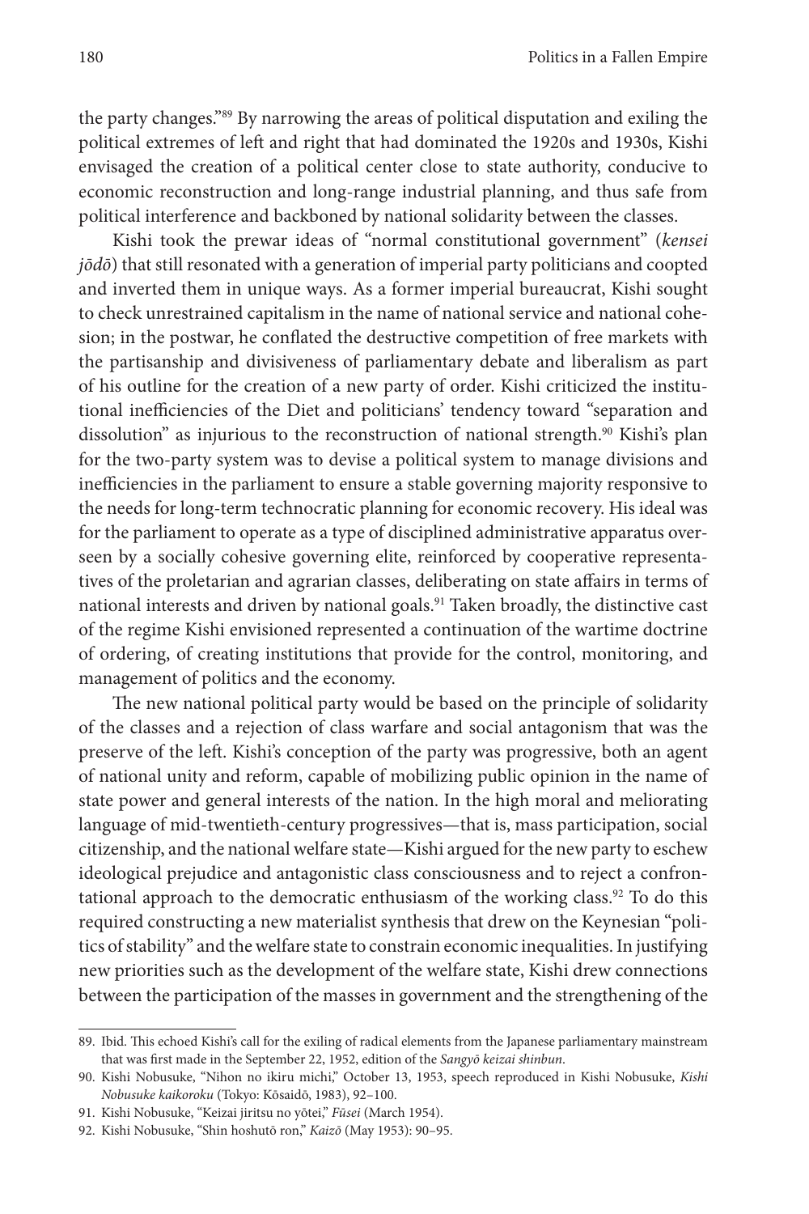the party changes."[89] By narrowing the areas of political disputation and exiling the political extremes of left and right that had dominated the 1920s and 1930s, Kishi envisaged the creation of a political center close to state authority, conducive to economic reconstruction and long-range industrial planning, and thus safe from political interference and backboned by national solidarity between the classes.

Kishi took the prewar ideas of "normal constitutional government" (*kensei jōdō*) that still resonated with a generation of imperial party politicians and coopted and inverted them in unique ways. As a former imperial bureaucrat, Kishi sought to check unrestrained capitalism in the name of national service and national cohesion; in the postwar, he conflated the destructive competition of free markets with the partisanship and divisiveness of parliamentary debate and liberalism as part of his outline for the creation of a new party of order. Kishi criticized the institutional inefficiencies of the Diet and politicians' tendency toward "separation and dissolution" as injurious to the reconstruction of national strength.[90] Kishi's plan for the two-party system was to devise a political system to manage divisions and inefficiencies in the parliament to ensure a stable governing majority responsive to the needs for long-term technocratic planning for economic recovery. His ideal was for the parliament to operate as a type of disciplined administrative apparatus overseen by a socially cohesive governing elite, reinforced by cooperative representatives of the proletarian and agrarian classes, deliberating on state affairs in terms of national interests and driven by national goals.[91] Taken broadly, the distinctive cast of the regime Kishi envisioned represented a continuation of the wartime doctrine of ordering, of creating institutions that provide for the control, monitoring, and management of politics and the economy.

The new national political party would be based on the principle of solidarity of the classes and a rejection of class warfare and social antagonism that was the preserve of the left. Kishi's conception of the party was progressive, both an agent of national unity and reform, capable of mobilizing public opinion in the name of state power and general interests of the nation. In the high moral and meliorating language of mid-twentieth-century progressives—that is, mass participation, social citizenship, and the national welfare state—Kishi argued for the new party to eschew ideological prejudice and antagonistic class consciousness and to reject a confrontational approach to the democratic enthusiasm of the working class.[92] To do this required constructing a new materialist synthesis that drew on the Keynesian "politics of stability" and the welfare state to constrain economic inequalities. In justifying new priorities such as the development of the welfare state, Kishi drew connections between the participation of the masses in government and the strengthening of the

89. Ibid. This echoed Kishi's call for the exiling of radical elements from the Japanese parliamentary mainstream that was first made in the September 22, 1952, edition of the *Sangyō keizai shinbun*.

90. Kishi Nobusuke, "Nihon no ikiru michi," October 13, 1953, speech reproduced in Kishi Nobusuke, *Kishi Nobusuke kaikoroku* (Tokyo: Kōsaidō, 1983), 92–100.

91. Kishi Nobusuke, "Keizai jiritsu no yōtei," *Fūsei* (March 1954).

92. Kishi Nobusuke, "Shin hoshutō ron," *Kaizō* (May 1953): 90–95.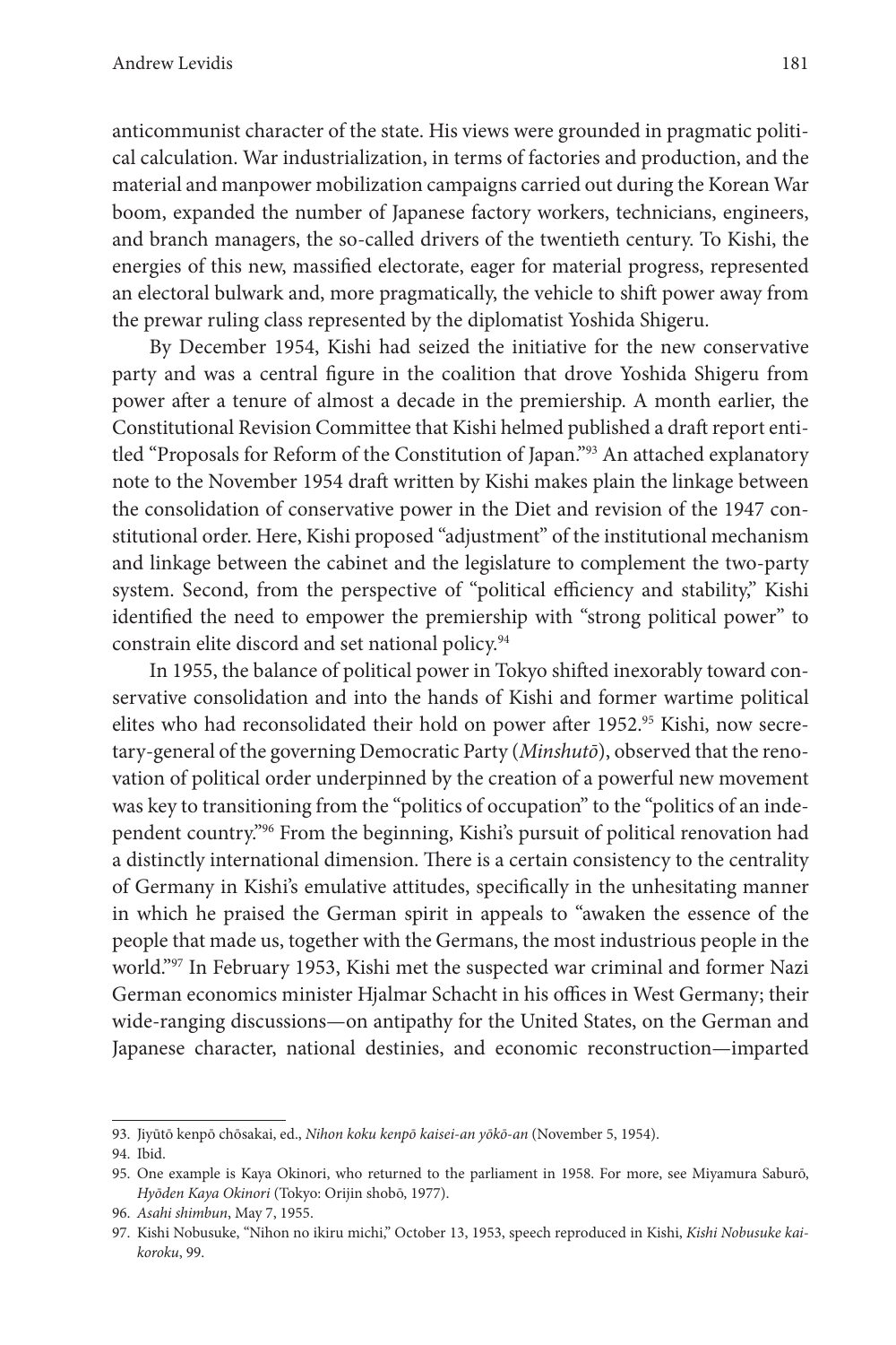anticommunist character of the state. His views were grounded in pragmatic political calculation. War industrialization, in terms of factories and production, and the material and manpower mobilization campaigns carried out during the Korean War boom, expanded the number of Japanese factory workers, technicians, engineers, and branch managers, the so-called drivers of the twentieth century. To Kishi, the energies of this new, massified electorate, eager for material progress, represented an electoral bulwark and, more pragmatically, the vehicle to shift power away from the prewar ruling class represented by the diplomatist Yoshida Shigeru.

By December 1954, Kishi had seized the initiative for the new conservative party and was a central figure in the coalition that drove Yoshida Shigeru from power after a tenure of almost a decade in the premiership. A month earlier, the Constitutional Revision Committee that Kishi helmed published a draft report entitled "Proposals for Reform of the Constitution of Japan."[93] An attached explanatory note to the November 1954 draft written by Kishi makes plain the linkage between the consolidation of conservative power in the Diet and revision of the 1947 constitutional order. Here, Kishi proposed "adjustment" of the institutional mechanism and linkage between the cabinet and the legislature to complement the two-party system. Second, from the perspective of "political efficiency and stability," Kishi identified the need to empower the premiership with "strong political power" to constrain elite discord and set national policy.[94]

In 1955, the balance of political power in Tokyo shifted inexorably toward conservative consolidation and into the hands of Kishi and former wartime political elites who had reconsolidated their hold on power after 1952.[95] Kishi, now secretary-general of the governing Democratic Party (*Minshutō*), observed that the renovation of political order underpinned by the creation of a powerful new movement was key to transitioning from the "politics of occupation" to the "politics of an independent country."[96] From the beginning, Kishi's pursuit of political renovation had a distinctly international dimension. There is a certain consistency to the centrality of Germany in Kishi's emulative attitudes, specifically in the unhesitating manner in which he praised the German spirit in appeals to "awaken the essence of the people that made us, together with the Germans, the most industrious people in the world."[97] In February 1953, Kishi met the suspected war criminal and former Nazi German economics minister Hjalmar Schacht in his offices in West Germany; their wide-ranging discussions—on antipathy for the United States, on the German and Japanese character, national destinies, and economic reconstruction—imparted

---

93. Jiyūtō kenpō chōsakai, ed., *Nihon koku kenpō kaisei-an yōkō-an* (November 5, 1954).

94. Ibid.

95. One example is Kaya Okinori, who returned to the parliament in 1958. For more, see Miyamura Saburō, *Hyōden Kaya Okinori* (Tokyo: Orijin shobō, 1977).

96. *Asahi shimbun*, May 7, 1955.

97. Kishi Nobusuke, "Nihon no ikiru michi," October 13, 1953, speech reproduced in Kishi, *Kishi Nobusuke kaikoroku*, 99.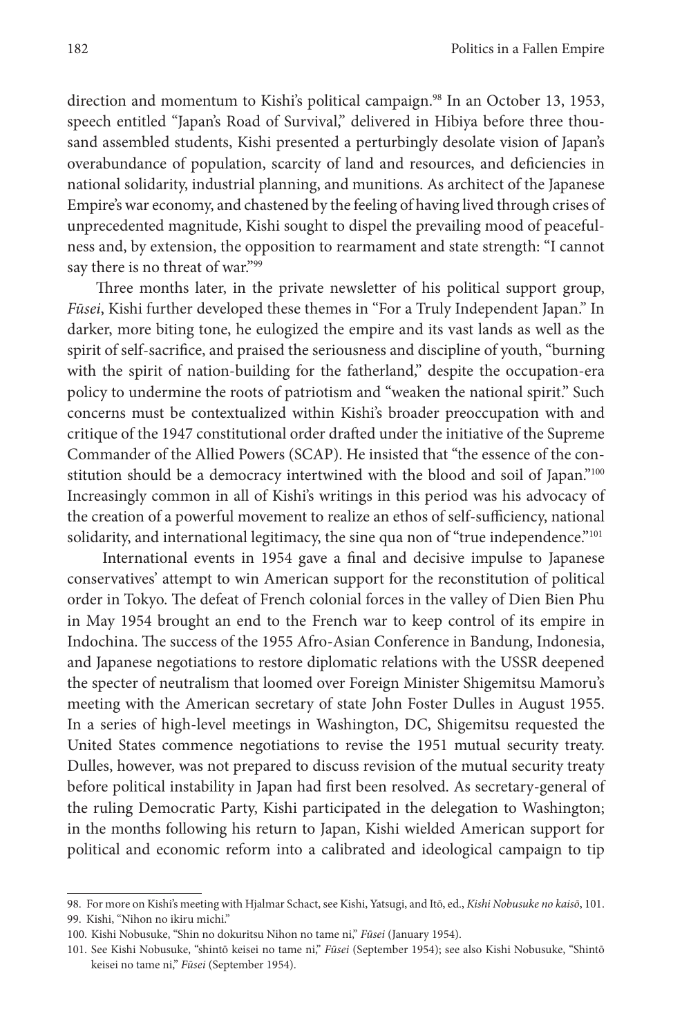direction and momentum to Kishi's political campaign.[98] In an October 13, 1953, speech entitled "Japan's Road of Survival," delivered in Hibiya before three thousand assembled students, Kishi presented a perturbingly desolate vision of Japan's overabundance of population, scarcity of land and resources, and deficiencies in national solidarity, industrial planning, and munitions. As architect of the Japanese Empire's war economy, and chastened by the feeling of having lived through crises of unprecedented magnitude, Kishi sought to dispel the prevailing mood of peacefulness and, by extension, the opposition to rearmament and state strength: "I cannot say there is no threat of war."[99]

Three months later, in the private newsletter of his political support group, *Fūsei*, Kishi further developed these themes in "For a Truly Independent Japan." In darker, more biting tone, he eulogized the empire and its vast lands as well as the spirit of self-sacrifice, and praised the seriousness and discipline of youth, "burning with the spirit of nation-building for the fatherland," despite the occupation-era policy to undermine the roots of patriotism and "weaken the national spirit." Such concerns must be contextualized within Kishi's broader preoccupation with and critique of the 1947 constitutional order drafted under the initiative of the Supreme Commander of the Allied Powers (SCAP). He insisted that "the essence of the constitution should be a democracy intertwined with the blood and soil of Japan."[100] Increasingly common in all of Kishi's writings in this period was his advocacy of the creation of a powerful movement to realize an ethos of self-sufficiency, national solidarity, and international legitimacy, the sine qua non of "true independence."[101]

International events in 1954 gave a final and decisive impulse to Japanese conservatives' attempt to win American support for the reconstitution of political order in Tokyo. The defeat of French colonial forces in the valley of Dien Bien Phu in May 1954 brought an end to the French war to keep control of its empire in Indochina. The success of the 1955 Afro-Asian Conference in Bandung, Indonesia, and Japanese negotiations to restore diplomatic relations with the USSR deepened the specter of neutralism that loomed over Foreign Minister Shigemitsu Mamoru's meeting with the American secretary of state John Foster Dulles in August 1955. In a series of high-level meetings in Washington, DC, Shigemitsu requested the United States commence negotiations to revise the 1951 mutual security treaty. Dulles, however, was not prepared to discuss revision of the mutual security treaty before political instability in Japan had first been resolved. As secretary-general of the ruling Democratic Party, Kishi participated in the delegation to Washington; in the months following his return to Japan, Kishi wielded American support for political and economic reform into a calibrated and ideological campaign to tip

98. For more on Kishi's meeting with Hjalmar Schact, see Kishi, Yatsugi, and Itō, ed., *Kishi Nobusuke no kaisō*, 101.

99. Kishi, "Nihon no ikiru michi."

100. Kishi Nobusuke, "Shin no dokuritsu Nihon no tame ni," *Fūsei* (January 1954).

101. See Kishi Nobusuke, "shintō keisei no tame ni," *Fūsei* (September 1954); see also Kishi Nobusuke, "Shintō keisei no tame ni," *Fūsei* (September 1954).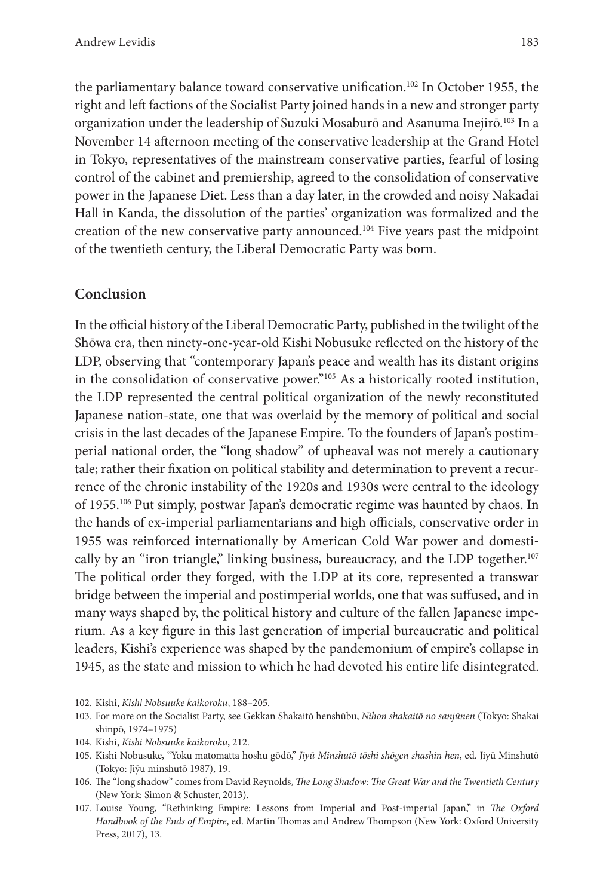the parliamentary balance toward conservative unification.[102] In October 1955, the right and left factions of the Socialist Party joined hands in a new and stronger party organization under the leadership of Suzuki Mosaburō and Asanuma Inejirō.[103] In a November 14 afternoon meeting of the conservative leadership at the Grand Hotel in Tokyo, representatives of the mainstream conservative parties, fearful of losing control of the cabinet and premiership, agreed to the consolidation of conservative power in the Japanese Diet. Less than a day later, in the crowded and noisy Nakadai Hall in Kanda, the dissolution of the parties' organization was formalized and the creation of the new conservative party announced.[104] Five years past the midpoint of the twentieth century, the Liberal Democratic Party was born.

## Conclusion

In the official history of the Liberal Democratic Party, published in the twilight of the Shōwa era, then ninety-one-year-old Kishi Nobusuke reflected on the history of the LDP, observing that "contemporary Japan's peace and wealth has its distant origins in the consolidation of conservative power."[105] As a historically rooted institution, the LDP represented the central political organization of the newly reconstituted Japanese nation-state, one that was overlaid by the memory of political and social crisis in the last decades of the Japanese Empire. To the founders of Japan's postimperial national order, the "long shadow" of upheaval was not merely a cautionary tale; rather their fixation on political stability and determination to prevent a recurrence of the chronic instability of the 1920s and 1930s were central to the ideology of 1955.[106] Put simply, postwar Japan's democratic regime was haunted by chaos. In the hands of ex-imperial parliamentarians and high officials, conservative order in 1955 was reinforced internationally by American Cold War power and domestically by an "iron triangle," linking business, bureaucracy, and the LDP together.[107] The political order they forged, with the LDP at its core, represented a transwar bridge between the imperial and postimperial worlds, one that was suffused, and in many ways shaped by, the political history and culture of the fallen Japanese imperium. As a key figure in this last generation of imperial bureaucratic and political leaders, Kishi's experience was shaped by the pandemonium of empire's collapse in 1945, as the state and mission to which he had devoted his entire life disintegrated.

---

102. Kishi, *Kishi Nobsuuke kaikoroku*, 188–205.

103. For more on the Socialist Party, see Gekkan Shakaitō henshūbu, *Nihon shakaitō no sanjūnen* (Tokyo: Shakai shinpō, 1974–1975)

104. Kishi, *Kishi Nobsuuke kaikoroku*, 212.

105. Kishi Nobusuke, "Yoku matomatta hoshu gōdō," *Jiyū Minshutō tōshi shōgen shashin hen*, ed. Jiyū Minshutō (Tokyo: Jiyu minshutō 1987), 19.

106. The "long shadow" comes from David Reynolds, *The Long Shadow: The Great War and the Twentieth Century* (New York: Simon & Schuster, 2013).

107. Louise Young, "Rethinking Empire: Lessons from Imperial and Post-imperial Japan," in *The Oxford Handbook of the Ends of Empire*, ed. Martin Thomas and Andrew Thompson (New York: Oxford University Press, 2017), 13.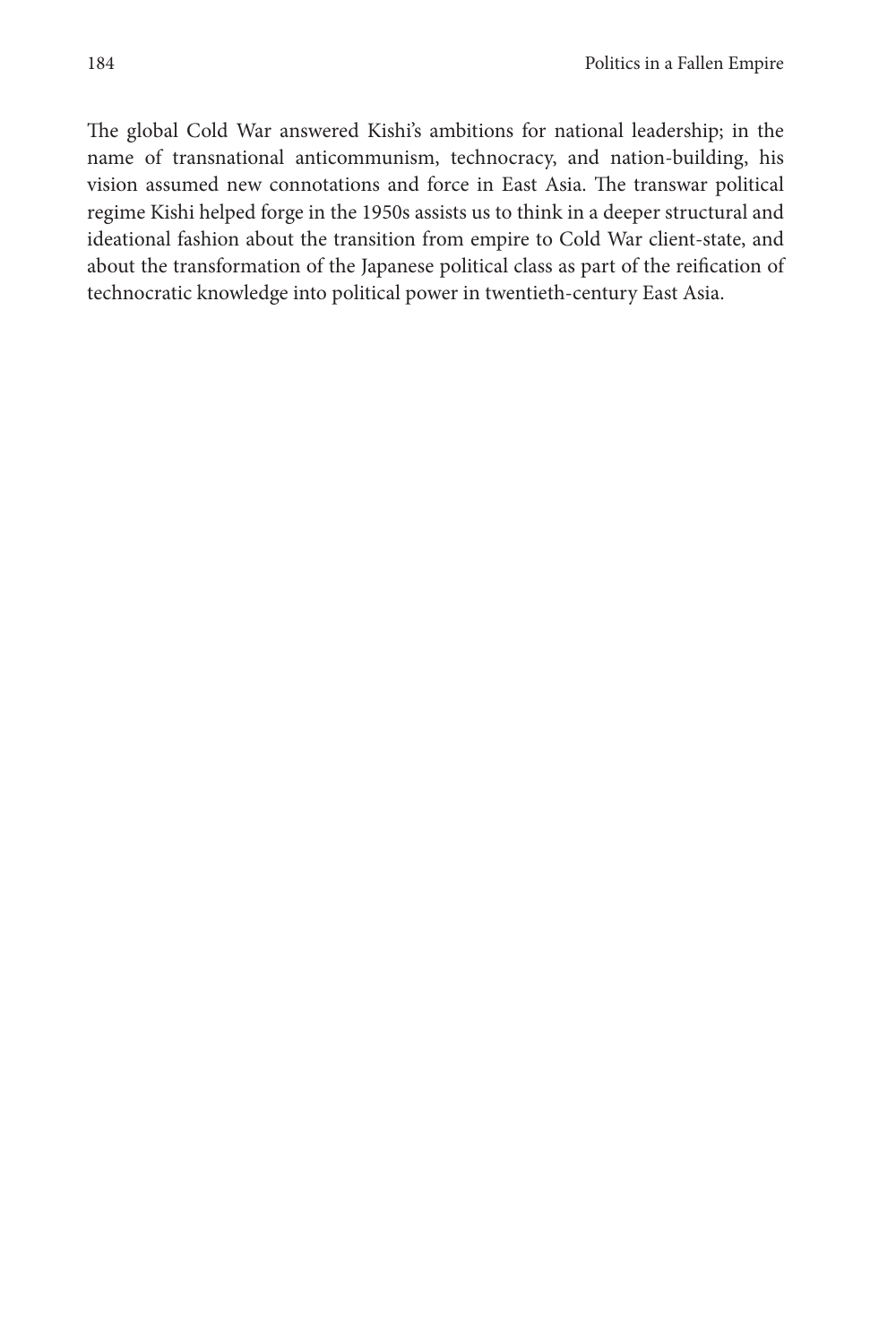The global Cold War answered Kishi's ambitions for national leadership; in the name of transnational anticommunism, technocracy, and nation-building, his vision assumed new connotations and force in East Asia. The transwar political regime Kishi helped forge in the 1950s assists us to think in a deeper structural and ideational fashion about the transition from empire to Cold War client-state, and about the transformation of the Japanese political class as part of the reification of technocratic knowledge into political power in twentieth-century East Asia.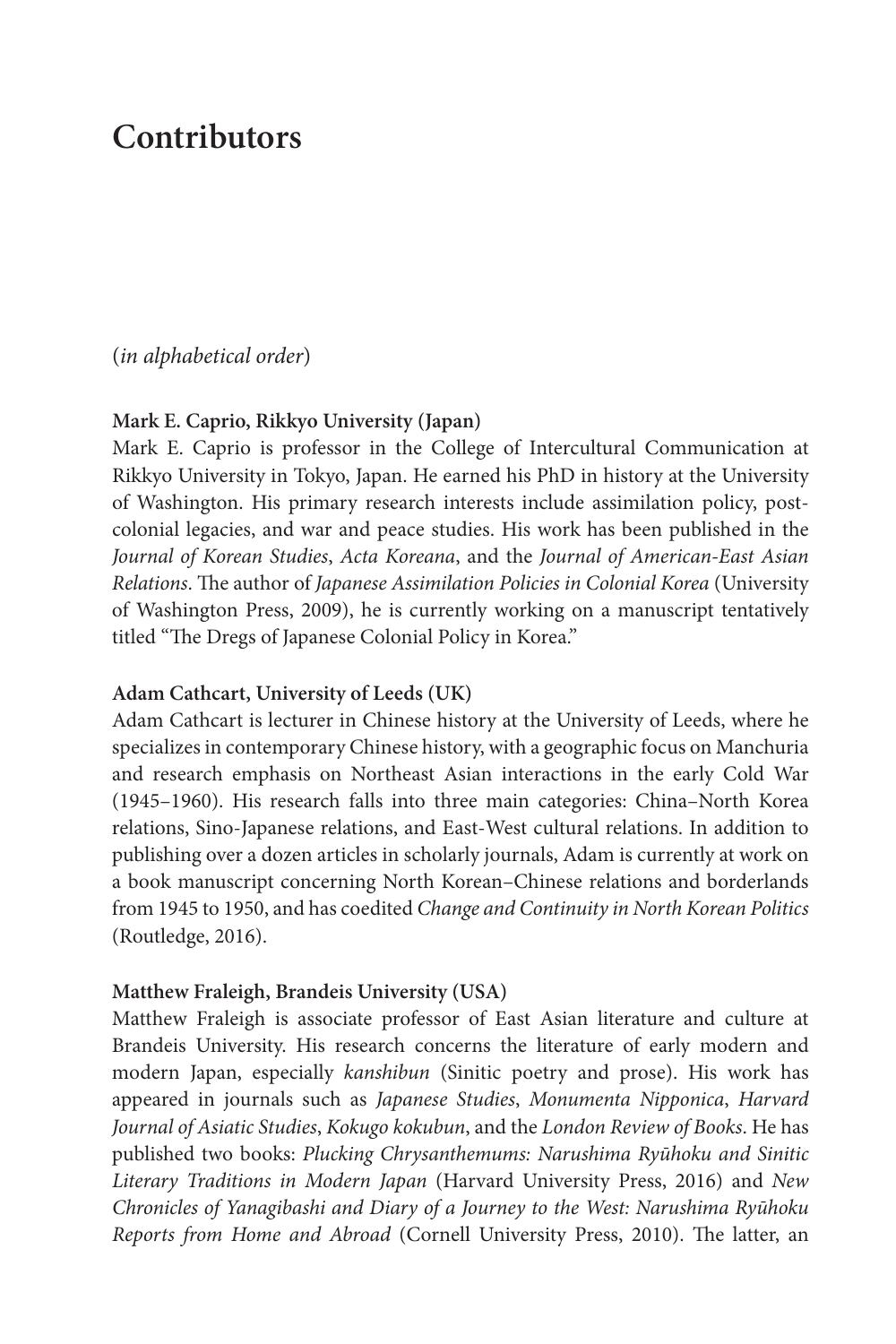# Contributors

(*in alphabetical order*)

**Mark E. Caprio, Rikkyo University (Japan)**

Mark E. Caprio is professor in the College of Intercultural Communication at Rikkyo University in Tokyo, Japan. He earned his PhD in history at the University of Washington. His primary research interests include assimilation policy, post-colonial legacies, and war and peace studies. His work has been published in the *Journal of Korean Studies*, *Acta Koreana*, and the *Journal of American-East Asian Relations*. The author of *Japanese Assimilation Policies in Colonial Korea* (University of Washington Press, 2009), he is currently working on a manuscript tentatively titled "The Dregs of Japanese Colonial Policy in Korea."

**Adam Cathcart, University of Leeds (UK)**

Adam Cathcart is lecturer in Chinese history at the University of Leeds, where he specializes in contemporary Chinese history, with a geographic focus on Manchuria and research emphasis on Northeast Asian interactions in the early Cold War (1945–1960). His research falls into three main categories: China–North Korea relations, Sino-Japanese relations, and East-West cultural relations. In addition to publishing over a dozen articles in scholarly journals, Adam is currently at work on a book manuscript concerning North Korean–Chinese relations and borderlands from 1945 to 1950, and has coedited *Change and Continuity in North Korean Politics* (Routledge, 2016).

**Matthew Fraleigh, Brandeis University (USA)**

Matthew Fraleigh is associate professor of East Asian literature and culture at Brandeis University. His research concerns the literature of early modern and modern Japan, especially *kanshibun* (Sinitic poetry and prose). His work has appeared in journals such as *Japanese Studies*, *Monumenta Nipponica*, *Harvard Journal of Asiatic Studies*, *Kokugo kokubun*, and the *London Review of Books*. He has published two books: *Plucking Chrysanthemums: Narushima Ryūhoku and Sinitic Literary Traditions in Modern Japan* (Harvard University Press, 2016) and *New Chronicles of Yanagibashi and Diary of a Journey to the West: Narushima Ryūhoku Reports from Home and Abroad* (Cornell University Press, 2010). The latter, an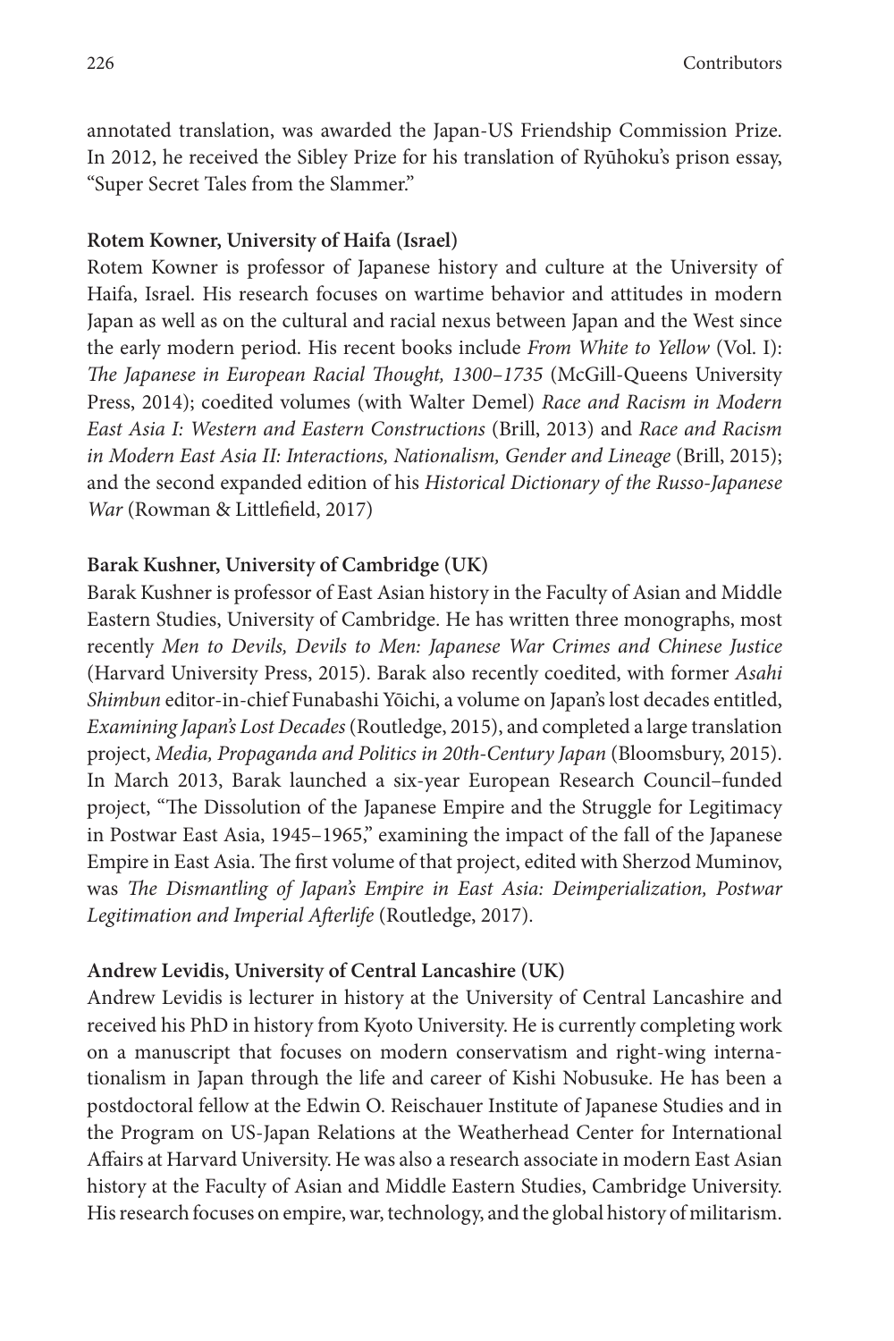annotated translation, was awarded the Japan-US Friendship Commission Prize. In 2012, he received the Sibley Prize for his translation of Ryūhoku's prison essay, "Super Secret Tales from the Slammer."

**Rotem Kowner, University of Haifa (Israel)**

Rotem Kowner is professor of Japanese history and culture at the University of Haifa, Israel. His research focuses on wartime behavior and attitudes in modern Japan as well as on the cultural and racial nexus between Japan and the West since the early modern period. His recent books include *From White to Yellow* (Vol. I): *The Japanese in European Racial Thought, 1300–1735* (McGill-Queens University Press, 2014); coedited volumes (with Walter Demel) *Race and Racism in Modern East Asia I: Western and Eastern Constructions* (Brill, 2013) and *Race and Racism in Modern East Asia II: Interactions, Nationalism, Gender and Lineage* (Brill, 2015); and the second expanded edition of his *Historical Dictionary of the Russo-Japanese War* (Rowman & Littlefield, 2017)

**Barak Kushner, University of Cambridge (UK)**

Barak Kushner is professor of East Asian history in the Faculty of Asian and Middle Eastern Studies, University of Cambridge. He has written three monographs, most recently *Men to Devils, Devils to Men: Japanese War Crimes and Chinese Justice* (Harvard University Press, 2015). Barak also recently coedited, with former *Asahi Shimbun* editor-in-chief Funabashi Yōichi, a volume on Japan's lost decades entitled, *Examining Japan's Lost Decades* (Routledge, 2015), and completed a large translation project, *Media, Propaganda and Politics in 20th-Century Japan* (Bloomsbury, 2015). In March 2013, Barak launched a six-year European Research Council–funded project, "The Dissolution of the Japanese Empire and the Struggle for Legitimacy in Postwar East Asia, 1945–1965," examining the impact of the fall of the Japanese Empire in East Asia. The first volume of that project, edited with Sherzod Muminov, was *The Dismantling of Japan's Empire in East Asia: Deimperialization, Postwar Legitimation and Imperial Afterlife* (Routledge, 2017).

**Andrew Levidis, University of Central Lancashire (UK)**

Andrew Levidis is lecturer in history at the University of Central Lancashire and received his PhD in history from Kyoto University. He is currently completing work on a manuscript that focuses on modern conservatism and right-wing internationalism in Japan through the life and career of Kishi Nobusuke. He has been a postdoctoral fellow at the Edwin O. Reischauer Institute of Japanese Studies and in the Program on US-Japan Relations at the Weatherhead Center for International Affairs at Harvard University. He was also a research associate in modern East Asian history at the Faculty of Asian and Middle Eastern Studies, Cambridge University. His research focuses on empire, war, technology, and the global history of militarism.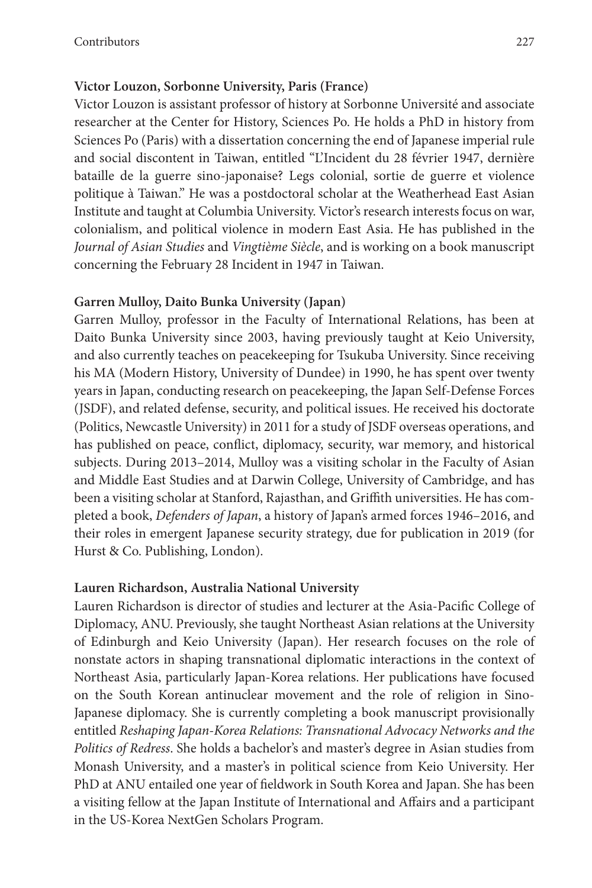**Victor Louzon, Sorbonne University, Paris (France)**

Victor Louzon is assistant professor of history at Sorbonne Université and associate researcher at the Center for History, Sciences Po. He holds a PhD in history from Sciences Po (Paris) with a dissertation concerning the end of Japanese imperial rule and social discontent in Taiwan, entitled "L'Incident du 28 février 1947, dernière bataille de la guerre sino-japonaise? Legs colonial, sortie de guerre et violence politique à Taiwan." He was a postdoctoral scholar at the Weatherhead East Asian Institute and taught at Columbia University. Victor's research interests focus on war, colonialism, and political violence in modern East Asia. He has published in the *Journal of Asian Studies* and *Vingtième Siècle*, and is working on a book manuscript concerning the February 28 Incident in 1947 in Taiwan.

**Garren Mulloy, Daito Bunka University (Japan)**

Garren Mulloy, professor in the Faculty of International Relations, has been at Daito Bunka University since 2003, having previously taught at Keio University, and also currently teaches on peacekeeping for Tsukuba University. Since receiving his MA (Modern History, University of Dundee) in 1990, he has spent over twenty years in Japan, conducting research on peacekeeping, the Japan Self-Defense Forces (JSDF), and related defense, security, and political issues. He received his doctorate (Politics, Newcastle University) in 2011 for a study of JSDF overseas operations, and has published on peace, conflict, diplomacy, security, war memory, and historical subjects. During 2013–2014, Mulloy was a visiting scholar in the Faculty of Asian and Middle East Studies and at Darwin College, University of Cambridge, and has been a visiting scholar at Stanford, Rajasthan, and Griffith universities. He has completed a book, *Defenders of Japan*, a history of Japan's armed forces 1946–2016, and their roles in emergent Japanese security strategy, due for publication in 2019 (for Hurst & Co. Publishing, London).

**Lauren Richardson, Australia National University**

Lauren Richardson is director of studies and lecturer at the Asia-Pacific College of Diplomacy, ANU. Previously, she taught Northeast Asian relations at the University of Edinburgh and Keio University (Japan). Her research focuses on the role of nonstate actors in shaping transnational diplomatic interactions in the context of Northeast Asia, particularly Japan-Korea relations. Her publications have focused on the South Korean antinuclear movement and the role of religion in Sino-Japanese diplomacy. She is currently completing a book manuscript provisionally entitled *Reshaping Japan-Korea Relations: Transnational Advocacy Networks and the Politics of Redress*. She holds a bachelor's and master's degree in Asian studies from Monash University, and a master's in political science from Keio University. Her PhD at ANU entailed one year of fieldwork in South Korea and Japan. She has been a visiting fellow at the Japan Institute of International and Affairs and a participant in the US-Korea NextGen Scholars Program.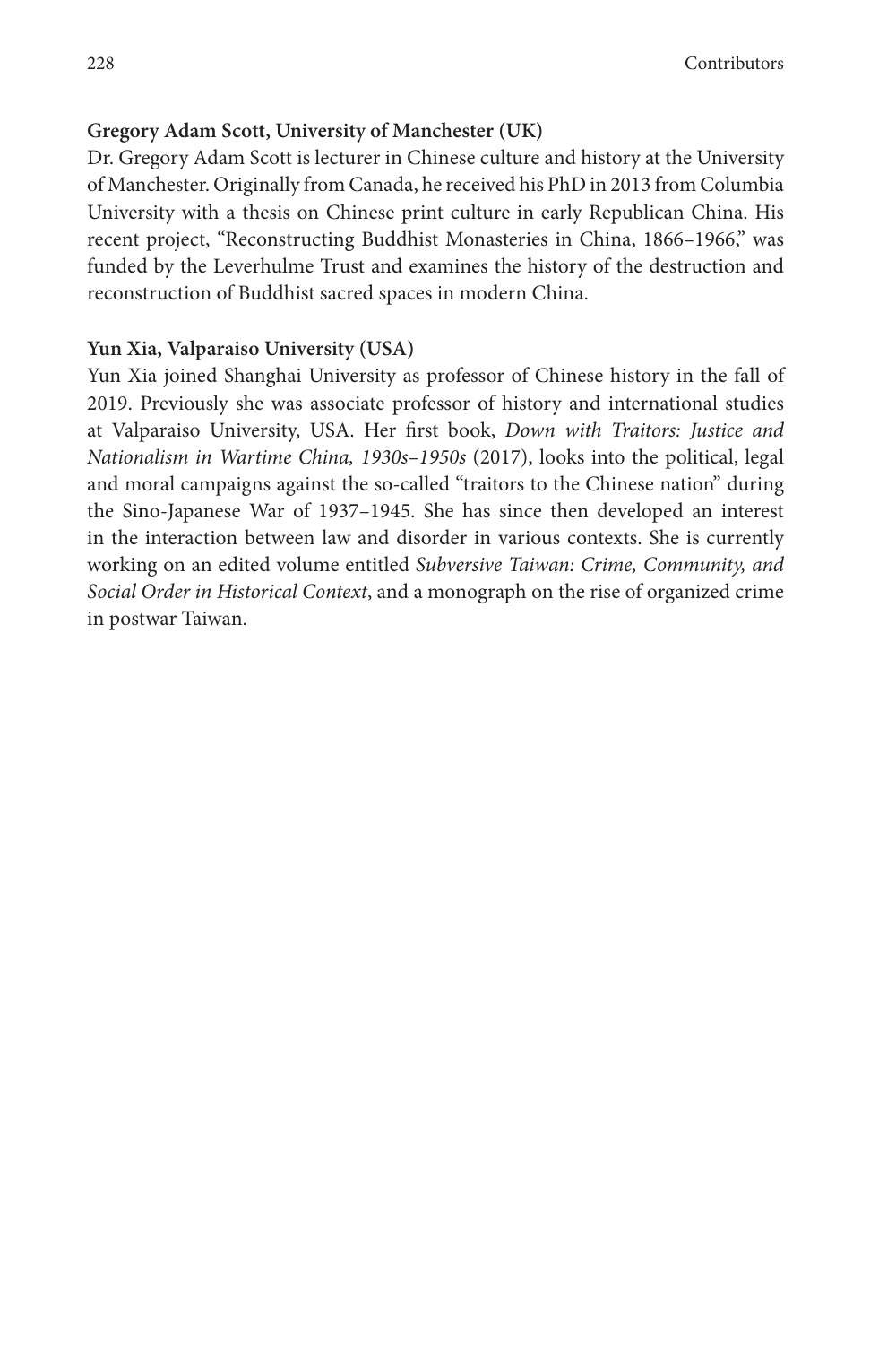**Gregory Adam Scott, University of Manchester (UK)**

Dr. Gregory Adam Scott is lecturer in Chinese culture and history at the University of Manchester. Originally from Canada, he received his PhD in 2013 from Columbia University with a thesis on Chinese print culture in early Republican China. His recent project, "Reconstructing Buddhist Monasteries in China, 1866–1966," was funded by the Leverhulme Trust and examines the history of the destruction and reconstruction of Buddhist sacred spaces in modern China.

**Yun Xia, Valparaiso University (USA)**

Yun Xia joined Shanghai University as professor of Chinese history in the fall of 2019. Previously she was associate professor of history and international studies at Valparaiso University, USA. Her first book, *Down with Traitors: Justice and Nationalism in Wartime China, 1930s–1950s* (2017), looks into the political, legal and moral campaigns against the so-called "traitors to the Chinese nation" during the Sino-Japanese War of 1937–1945. She has since then developed an interest in the interaction between law and disorder in various contexts. She is currently working on an edited volume entitled *Subversive Taiwan: Crime, Community, and Social Order in Historical Context*, and a monograph on the rise of organized crime in postwar Taiwan.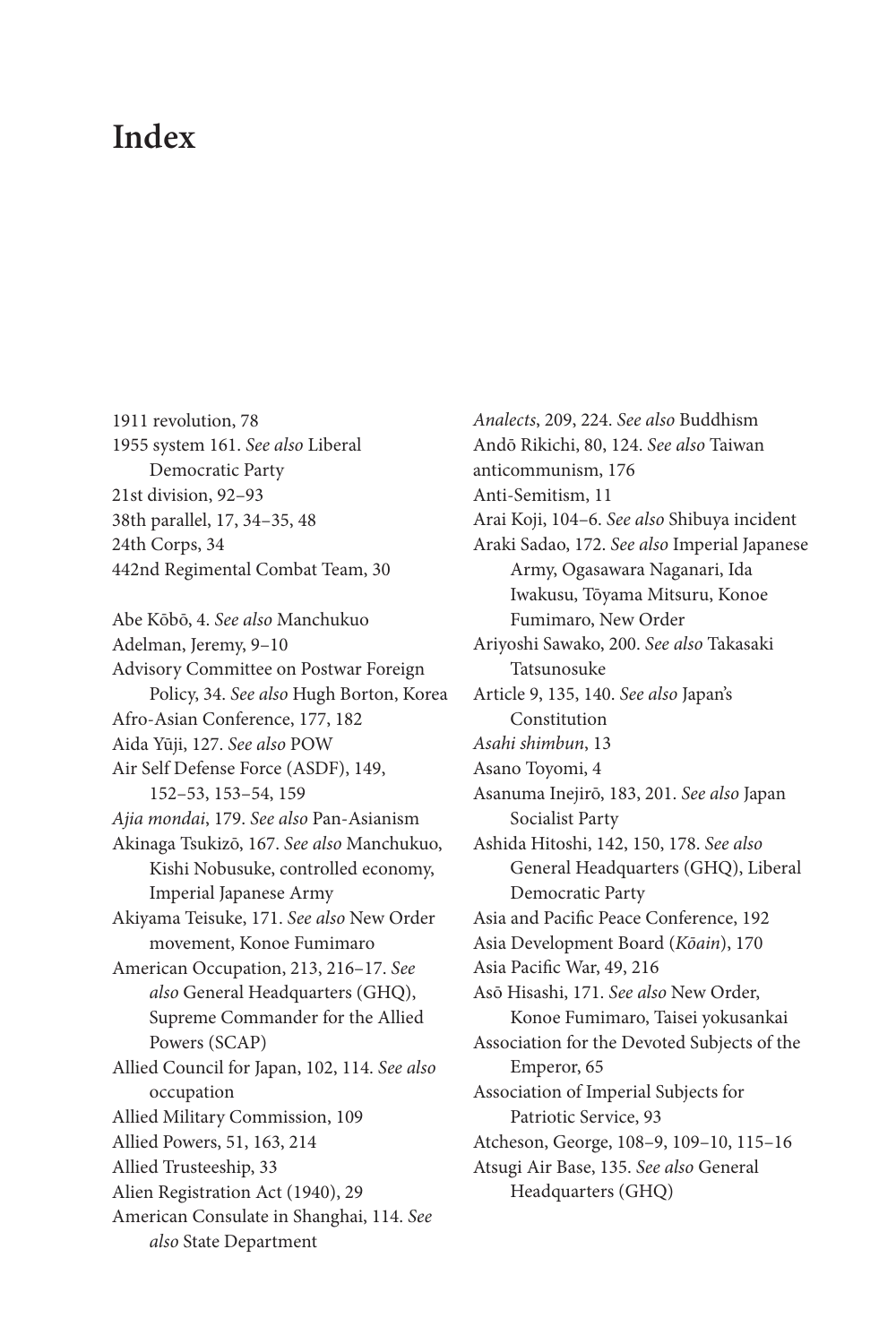# Index

1911 revolution, 78
1955 system 161. *See also* Liberal Democratic Party
21st division, 92–93
38th parallel, 17, 34–35, 48
24th Corps, 34
442nd Regimental Combat Team, 30

Abe Kōbō, 4. *See also* Manchukuo
Adelman, Jeremy, 9–10
Advisory Committee on Postwar Foreign Policy, 34. *See also* Hugh Borton, Korea
Afro-Asian Conference, 177, 182
Aida Yūji, 127. *See also* POW
Air Self Defense Force (ASDF), 149, 152–53, 153–54, 159
*Ajia mondai*, 179. *See also* Pan-Asianism
Akinaga Tsukizō, 167. *See also* Manchukuo, Kishi Nobusuke, controlled economy, Imperial Japanese Army
Akiyama Teisuke, 171. *See also* New Order movement, Konoe Fumimaro
American Occupation, 213, 216–17. *See also* General Headquarters (GHQ), Supreme Commander for the Allied Powers (SCAP)
Allied Council for Japan, 102, 114. *See also* occupation
Allied Military Commission, 109
Allied Powers, 51, 163, 214
Allied Trusteeship, 33
Alien Registration Act (1940), 29
American Consulate in Shanghai, 114. *See also* State Department
*Analects*, 209, 224. *See also* Buddhism
Andō Rikichi, 80, 124. *See also* Taiwan
anticommunism, 176
Anti-Semitism, 11
Arai Koji, 104–6. *See also* Shibuya incident
Araki Sadao, 172. *See also* Imperial Japanese Army, Ogasawara Naganari, Ida Iwakusu, Tōyama Mitsuru, Konoe Fumimaro, New Order
Ariyoshi Sawako, 200. *See also* Takasaki Tatsunosuke
Article 9, 135, 140. *See also* Japan's Constitution
*Asahi shimbun*, 13
Asano Toyomi, 4
Asanuma Inejirō, 183, 201. *See also* Japan Socialist Party
Ashida Hitoshi, 142, 150, 178. *See also* General Headquarters (GHQ), Liberal Democratic Party
Asia and Pacific Peace Conference, 192
Asia Development Board (*Kōain*), 170
Asia Pacific War, 49, 216
Asō Hisashi, 171. *See also* New Order, Konoe Fumimaro, Taisei yokusankai
Association for the Devoted Subjects of the Emperor, 65
Association of Imperial Subjects for Patriotic Service, 93
Atcheson, George, 108–9, 109–10, 115–16
Atsugi Air Base, 135. *See also* General Headquarters (GHQ)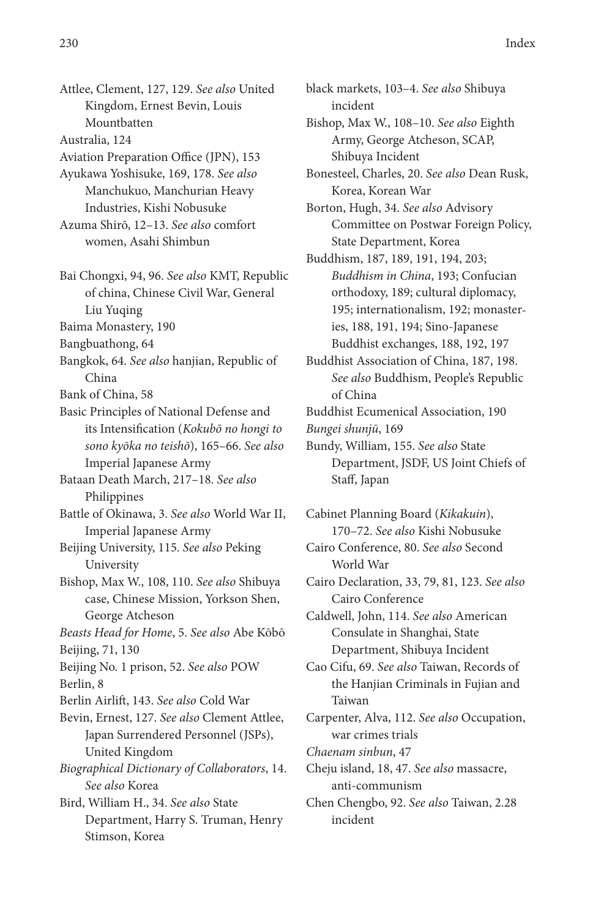Attlee, Clement, 127, 129. *See also* United Kingdom, Ernest Bevin, Louis Mountbatten

Australia, 124

Aviation Preparation Office (JPN), 153

Ayukawa Yoshisuke, 169, 178. *See also* Manchukuo, Manchurian Heavy Industries, Kishi Nobusuke

Azuma Shirō, 12–13. *See also* comfort women, Asahi Shimbun

Bai Chongxi, 94, 96. *See also* KMT, Republic of china, Chinese Civil War, General Liu Yuqing

Baima Monastery, 190

Bangbuathong, 64

Bangkok, 64. *See also* hanjian, Republic of China

Bank of China, 58

Basic Principles of National Defense and its Intensification (*Kokubō no hongi to sono kyōka no teishō*), 165–66. *See also* Imperial Japanese Army

Bataan Death March, 217–18. *See also* Philippines

Battle of Okinawa, 3. *See also* World War II, Imperial Japanese Army

Beijing University, 115. *See also* Peking University

Bishop, Max W., 108, 110. *See also* Shibuya case, Chinese Mission, Yorkson Shen, George Atcheson

*Beasts Head for Home*, 5. *See also* Abe Kōbō

Beijing, 71, 130

Beijing No. 1 prison, 52. *See also* POW

Berlin, 8

Berlin Airlift, 143. *See also* Cold War

Bevin, Ernest, 127. *See also* Clement Attlee, Japan Surrendered Personnel (JSPs), United Kingdom

*Biographical Dictionary of Collaborators*, 14. *See also* Korea

Bird, William H., 34. *See also* State Department, Harry S. Truman, Henry Stimson, Korea

black markets, 103–4. *See also* Shibuya incident

Bishop, Max W., 108–10. *See also* Eighth Army, George Atcheson, SCAP, Shibuya Incident

Bonesteel, Charles, 20. *See also* Dean Rusk, Korea, Korean War

Borton, Hugh, 34. *See also* Advisory Committee on Postwar Foreign Policy, State Department, Korea

Buddhism, 187, 189, 191, 194, 203; *Buddhism in China*, 193; Confucian orthodoxy, 189; cultural diplomacy, 195; internationalism, 192; monasteries, 188, 191, 194; Sino-Japanese Buddhist exchanges, 188, 192, 197

Buddhist Association of China, 187, 198. *See also* Buddhism, People's Republic of China

Buddhist Ecumenical Association, 190

*Bungei shunjū*, 169

Bundy, William, 155. *See also* State Department, JSDF, US Joint Chiefs of Staff, Japan

Cabinet Planning Board (*Kikakuin*), 170–72. *See also* Kishi Nobusuke

Cairo Conference, 80. *See also* Second World War

Cairo Declaration, 33, 79, 81, 123. *See also* Cairo Conference

Caldwell, John, 114. *See also* American Consulate in Shanghai, State Department, Shibuya Incident

Cao Cifu, 69. *See also* Taiwan, Records of the Hanjian Criminals in Fujian and Taiwan

Carpenter, Alva, 112. *See also* Occupation, war crimes trials

*Chaenam sinbun*, 47

Cheju island, 18, 47. *See also* massacre, anti-communism

Chen Chengbo, 92. *See also* Taiwan, 2.28 incident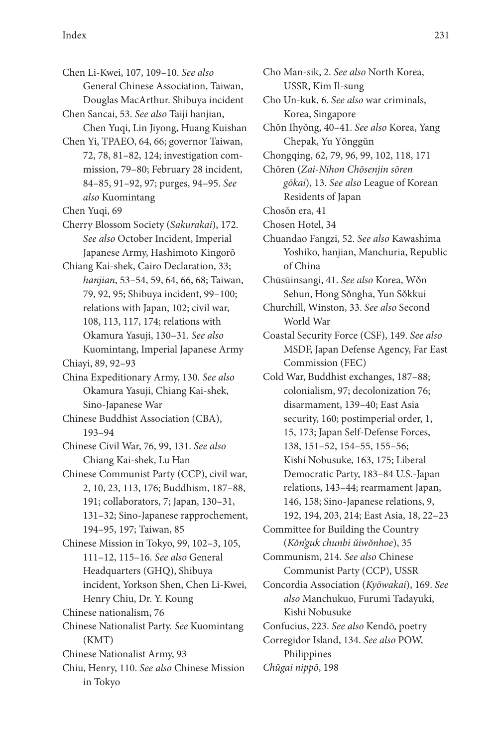Chen Li-Kwei, 107, 109–10. *See also* General Chinese Association, Taiwan, Douglas MacArthur. Shibuya incident

Chen Sancai, 53. *See also* Taiji hanjian, Chen Yuqi, Lin Jiyong, Huang Kuishan

Chen Yi, TPAEO, 64, 66; governor Taiwan, 72, 78, 81–82, 124; investigation commission, 79–80; February 28 incident, 84–85, 91–92, 97; purges, 94–95. *See also* Kuomintang

Chen Yuqi, 69

Cherry Blossom Society (*Sakurakai*), 172. *See also* October Incident, Imperial Japanese Army, Hashimoto Kingorō

Chiang Kai-shek, Cairo Declaration, 33; *hanjian*, 53–54, 59, 64, 66, 68; Taiwan, 79, 92, 95; Shibuya incident, 99–100; relations with Japan, 102; civil war, 108, 113, 117, 174; relations with Okamura Yasuji, 130–31. *See also* Kuomintang, Imperial Japanese Army

Chiayi, 89, 92–93

China Expeditionary Army, 130. *See also* Okamura Yasuji, Chiang Kai-shek, Sino-Japanese War

Chinese Buddhist Association (CBA), 193–94

Chinese Civil War, 76, 99, 131. *See also* Chiang Kai-shek, Lu Han

Chinese Communist Party (CCP), civil war, 2, 10, 23, 113, 176; Buddhism, 187–88, 191; collaborators, 7; Japan, 130–31, 131–32; Sino-Japanese rapprochement, 194–95, 197; Taiwan, 85

Chinese Mission in Tokyo, 99, 102–3, 105, 111–12, 115–16. *See also* General Headquarters (GHQ), Shibuya incident, Yorkson Shen, Chen Li-Kwei, Henry Chiu, Dr. Y. Koung

Chinese nationalism, 76

Chinese Nationalist Party. *See* Kuomintang (KMT)

Chinese Nationalist Army, 93

Chiu, Henry, 110. *See also* Chinese Mission in Tokyo

Cho Man-sik, 2. *See also* North Korea, USSR, Kim Il-sung

Cho Un-kuk, 6. *See also* war criminals, Korea, Singapore

Chŏn Ihyŏng, 40–41. *See also* Korea, Yang Chepak, Yu Yŏnggŭn

Chongqing, 62, 79, 96, 99, 102, 118, 171

Chōren (*Zai-Nihon Chōsenjin sōren gōkai*), 13. *See also* League of Korean Residents of Japan

Chosŏn era, 41

Chosen Hotel, 34

Chuandao Fangzi, 52. *See also* Kawashima Yoshiko, hanjian, Manchuria, Republic of China

Chūsūinsangi, 41. *See also* Korea, Wŏn Sehun, Hong Sŏngha, Yun Sŏkkui

Churchill, Winston, 33. *See also* Second World War

Coastal Security Force (CSF), 149. *See also* MSDF, Japan Defense Agency, Far East Commission (FEC)

Cold War, Buddhist exchanges, 187–88; colonialism, 97; decolonization 76; disarmament, 139–40; East Asia security, 160; postimperial order, 1, 15, 173; Japan Self-Defense Forces, 138, 151–52, 154–55, 155–56; Kishi Nobusuke, 163, 175; Liberal Democratic Party, 183–84 U.S.-Japan relations, 143–44; rearmament Japan, 146, 158; Sino-Japanese relations, 9, 192, 194, 203, 214; East Asia, 18, 22–23

Committee for Building the Country (*Kŏn'guk chunbi ŭiwŏnhoe*), 35

Communism, 214. *See also* Chinese Communist Party (CCP), USSR

Concordia Association (*Kyōwakai*), 169. *See also* Manchukuo, Furumi Tadayuki, Kishi Nobusuke

Confucius, 223. *See also* Kendō, poetry

Corregidor Island, 134. *See also* POW, Philippines

*Chūgai nippō*, 198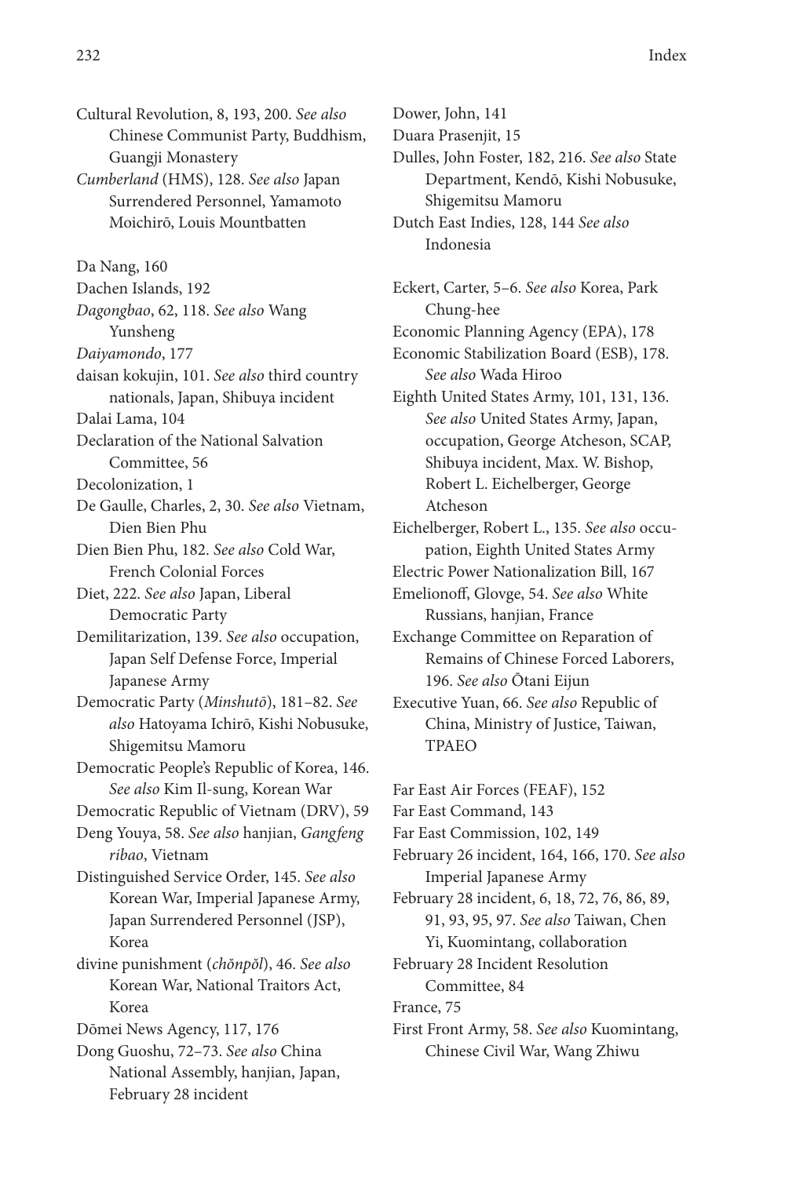Cultural Revolution, 8, 193, 200. *See also* Chinese Communist Party, Buddhism, Guangji Monastery

*Cumberland* (HMS), 128. *See also* Japan Surrendered Personnel, Yamamoto Moichirō, Louis Mountbatten

Da Nang, 160

Dachen Islands, 192

*Dagongbao*, 62, 118. *See also* Wang Yunsheng

*Daiyamondo*, 177

daisan kokujin, 101. *See also* third country nationals, Japan, Shibuya incident

Dalai Lama, 104

Declaration of the National Salvation Committee, 56

Decolonization, 1

De Gaulle, Charles, 2, 30. *See also* Vietnam, Dien Bien Phu

Dien Bien Phu, 182. *See also* Cold War, French Colonial Forces

Diet, 222. *See also* Japan, Liberal Democratic Party

Demilitarization, 139. *See also* occupation, Japan Self Defense Force, Imperial Japanese Army

Democratic Party (*Minshutō*), 181–82. *See also* Hatoyama Ichirō, Kishi Nobusuke, Shigemitsu Mamoru

Democratic People's Republic of Korea, 146. *See also* Kim Il-sung, Korean War

Democratic Republic of Vietnam (DRV), 59

Deng Youya, 58. *See also* hanjian, *Gangfeng ribao*, Vietnam

Distinguished Service Order, 145. *See also* Korean War, Imperial Japanese Army, Japan Surrendered Personnel (JSP), Korea

divine punishment (*chŏnpŏl*), 46. *See also* Korean War, National Traitors Act, Korea

Dōmei News Agency, 117, 176

Dong Guoshu, 72–73. *See also* China National Assembly, hanjian, Japan, February 28 incident

Dower, John, 141

Duara Prasenjit, 15

Dulles, John Foster, 182, 216. *See also* State Department, Kendō, Kishi Nobusuke, Shigemitsu Mamoru

Dutch East Indies, 128, 144 *See also* Indonesia

Eckert, Carter, 5–6. *See also* Korea, Park Chung-hee

Economic Planning Agency (EPA), 178

Economic Stabilization Board (ESB), 178. *See also* Wada Hiroo

Eighth United States Army, 101, 131, 136. *See also* United States Army, Japan, occupation, George Atcheson, SCAP, Shibuya incident, Max. W. Bishop, Robert L. Eichelberger, George Atcheson

Eichelberger, Robert L., 135. *See also* occupation, Eighth United States Army

Electric Power Nationalization Bill, 167

Emelionoff, Glovge, 54. *See also* White Russians, hanjian, France

Exchange Committee on Reparation of Remains of Chinese Forced Laborers, 196. *See also* Ōtani Eijun

Executive Yuan, 66. *See also* Republic of China, Ministry of Justice, Taiwan, TPAEO

Far East Air Forces (FEAF), 152

Far East Command, 143

Far East Commission, 102, 149

February 26 incident, 164, 166, 170. *See also* Imperial Japanese Army

February 28 incident, 6, 18, 72, 76, 86, 89, 91, 93, 95, 97. *See also* Taiwan, Chen Yi, Kuomintang, collaboration

February 28 Incident Resolution Committee, 84

France, 75

First Front Army, 58. *See also* Kuomintang, Chinese Civil War, Wang Zhiwu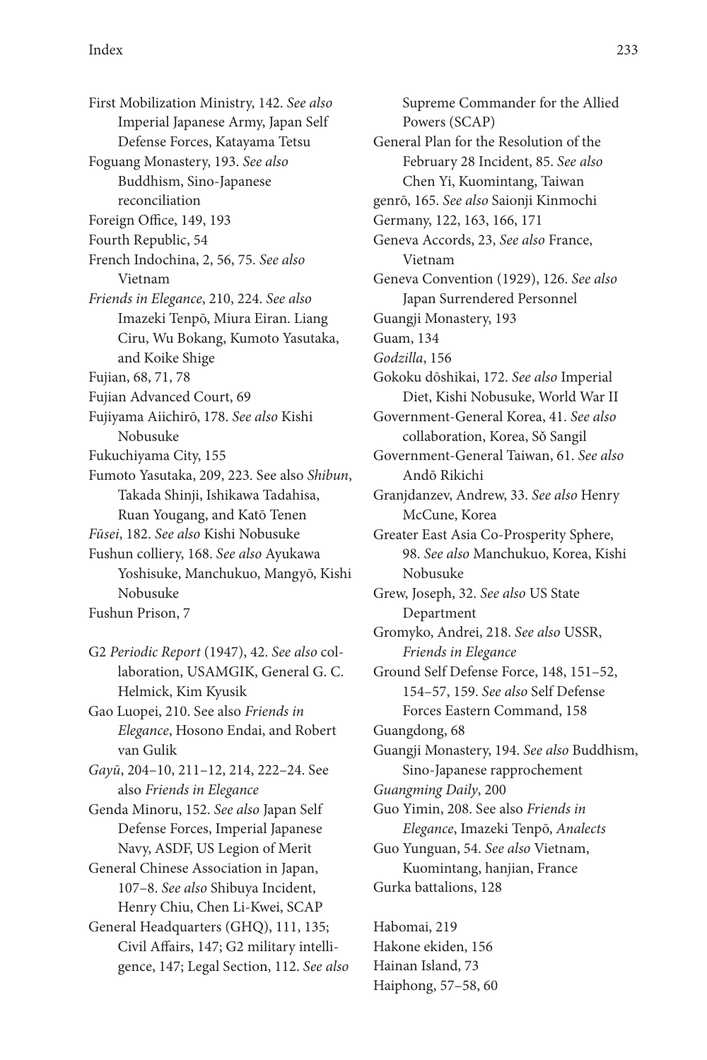First Mobilization Ministry, 142. *See also* Imperial Japanese Army, Japan Self Defense Forces, Katayama Tetsu

Foguang Monastery, 193. *See also* Buddhism, Sino-Japanese reconciliation

Foreign Office, 149, 193

Fourth Republic, 54

French Indochina, 2, 56, 75. *See also* Vietnam

*Friends in Elegance*, 210, 224. *See also* Imazeki Tenpō, Miura Eiran. Liang Ciru, Wu Bokang, Kumoto Yasutaka, and Koike Shige

Fujian, 68, 71, 78

Fujian Advanced Court, 69

Fujiyama Aiichirō, 178. *See also* Kishi Nobusuke

Fukuchiyama City, 155

Fumoto Yasutaka, 209, 223. See also *Shibun*, Takada Shinji, Ishikawa Tadahisa, Ruan Yougang, and Katō Tenen

*Fūsei*, 182. *See also* Kishi Nobusuke

Fushun colliery, 168. *See also* Ayukawa Yoshisuke, Manchukuo, Mangyō, Kishi Nobusuke

Fushun Prison, 7

G2 *Periodic Report* (1947), 42. *See also* collaboration, USAMGIK, General G. C. Helmick, Kim Kyusik

Gao Luopei, 210. See also *Friends in Elegance*, Hosono Endai, and Robert van Gulik

*Gayū*, 204–10, 211–12, 214, 222–24. See also *Friends in Elegance*

Genda Minoru, 152. *See also* Japan Self Defense Forces, Imperial Japanese Navy, ASDF, US Legion of Merit

General Chinese Association in Japan, 107–8. *See also* Shibuya Incident, Henry Chiu, Chen Li-Kwei, SCAP

General Headquarters (GHQ), 111, 135; Civil Affairs, 147; G2 military intelligence, 147; Legal Section, 112. *See also* Supreme Commander for the Allied Powers (SCAP)

General Plan for the Resolution of the February 28 Incident, 85. *See also* Chen Yi, Kuomintang, Taiwan

genrō, 165. *See also* Saionji Kinmochi

Germany, 122, 163, 166, 171

Geneva Accords, 23, *See also* France, Vietnam

Geneva Convention (1929), 126. *See also* Japan Surrendered Personnel

Guangji Monastery, 193

Guam, 134

*Godzilla*, 156

Gokoku dōshikai, 172. *See also* Imperial Diet, Kishi Nobusuke, World War II

Government-General Korea, 41. *See also* collaboration, Korea, Sŏ Sangil

Government-General Taiwan, 61. *See also* Andō Rikichi

Granjdanzev, Andrew, 33. *See also* Henry McCune, Korea

Greater East Asia Co-Prosperity Sphere, 98. *See also* Manchukuo, Korea, Kishi Nobusuke

Grew, Joseph, 32. *See also* US State Department

Gromyko, Andrei, 218. *See also* USSR, *Friends in Elegance*

Ground Self Defense Force, 148, 151–52, 154–57, 159. *See also* Self Defense Forces Eastern Command, 158

Guangdong, 68

Guangji Monastery, 194. *See also* Buddhism, Sino-Japanese rapprochement

*Guangming Daily*, 200

Guo Yimin, 208. See also *Friends in Elegance*, Imazeki Tenpō, *Analects*

Guo Yunguan, 54. *See also* Vietnam, Kuomintang, hanjian, France

Gurka battalions, 128

Habomai, 219

Hakone ekiden, 156

Hainan Island, 73

Haiphong, 57–58, 60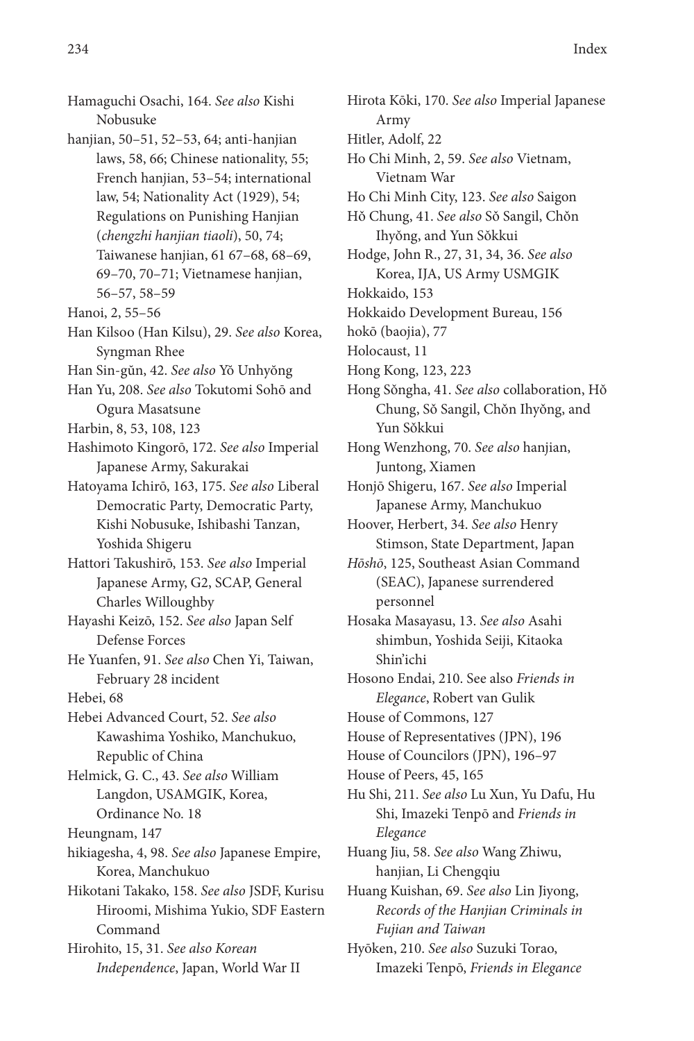Hamaguchi Osachi, 164. *See also* Kishi Nobusuke

hanjian, 50–51, 52–53, 64; anti-hanjian laws, 58, 66; Chinese nationality, 55; French hanjian, 53–54; international law, 54; Nationality Act (1929), 54; Regulations on Punishing Hanjian (*chengzhi hanjian tiaoli*), 50, 74; Taiwanese hanjian, 61 67–68, 68–69, 69–70, 70–71; Vietnamese hanjian, 56–57, 58–59

Hanoi, 2, 55–56

Han Kilsoo (Han Kilsu), 29. *See also* Korea, Syngman Rhee

Han Sin-gŭn, 42. *See also* Yŏ Unhyŏng

Han Yu, 208. *See also* Tokutomi Sohō and Ogura Masatsune

Harbin, 8, 53, 108, 123

Hashimoto Kingorō, 172. *See also* Imperial Japanese Army, Sakurakai

Hatoyama Ichirō, 163, 175. *See also* Liberal Democratic Party, Democratic Party, Kishi Nobusuke, Ishibashi Tanzan, Yoshida Shigeru

Hattori Takushirō, 153. *See also* Imperial Japanese Army, G2, SCAP, General Charles Willoughby

Hayashi Keizō, 152. *See also* Japan Self Defense Forces

He Yuanfen, 91. *See also* Chen Yi, Taiwan, February 28 incident

Hebei, 68

Hebei Advanced Court, 52. *See also* Kawashima Yoshiko, Manchukuo, Republic of China

Helmick, G. C., 43. *See also* William Langdon, USAMGIK, Korea, Ordinance No. 18

Heungnam, 147

hikiagesha, 4, 98. *See also* Japanese Empire, Korea, Manchukuo

Hikotani Takako, 158. *See also* JSDF, Kurisu Hiroomi, Mishima Yukio, SDF Eastern Command

Hirohito, 15, 31. *See also Korean Independence*, Japan, World War II

Hirota Kōki, 170. *See also* Imperial Japanese Army

Hitler, Adolf, 22

Ho Chi Minh, 2, 59. *See also* Vietnam, Vietnam War

Ho Chi Minh City, 123. *See also* Saigon

Hŏ Chung, 41. *See also* Sŏ Sangil, Chŏn Ihyŏng, and Yun Sŏkkui

Hodge, John R., 27, 31, 34, 36. *See also* Korea, IJA, US Army USMGIK

Hokkaido, 153

Hokkaido Development Bureau, 156

hokō (baojia), 77

Holocaust, 11

Hong Kong, 123, 223

Hong Sŏngha, 41. *See also* collaboration, Hŏ Chung, Sŏ Sangil, Chŏn Ihyŏng, and Yun Sŏkkui

Hong Wenzhong, 70. *See also* hanjian, Juntong, Xiamen

Honjō Shigeru, 167. *See also* Imperial Japanese Army, Manchukuo

Hoover, Herbert, 34. *See also* Henry Stimson, State Department, Japan

*Hōshō*, 125, Southeast Asian Command (SEAC), Japanese surrendered personnel

Hosaka Masayasu, 13. *See also* Asahi shimbun, Yoshida Seiji, Kitaoka Shin'ichi

Hosono Endai, 210. See also *Friends in Elegance*, Robert van Gulik

House of Commons, 127

House of Representatives (JPN), 196

House of Councilors (JPN), 196–97

House of Peers, 45, 165

Hu Shi, 211. *See also* Lu Xun, Yu Dafu, Hu Shi, Imazeki Tenpō and *Friends in Elegance*

Huang Jiu, 58. *See also* Wang Zhiwu, hanjian, Li Chengqiu

Huang Kuishan, 69. *See also* Lin Jiyong, *Records of the Hanjian Criminals in Fujian and Taiwan*

Hyōken, 210. *See also* Suzuki Torao, Imazeki Tenpō, *Friends in Elegance*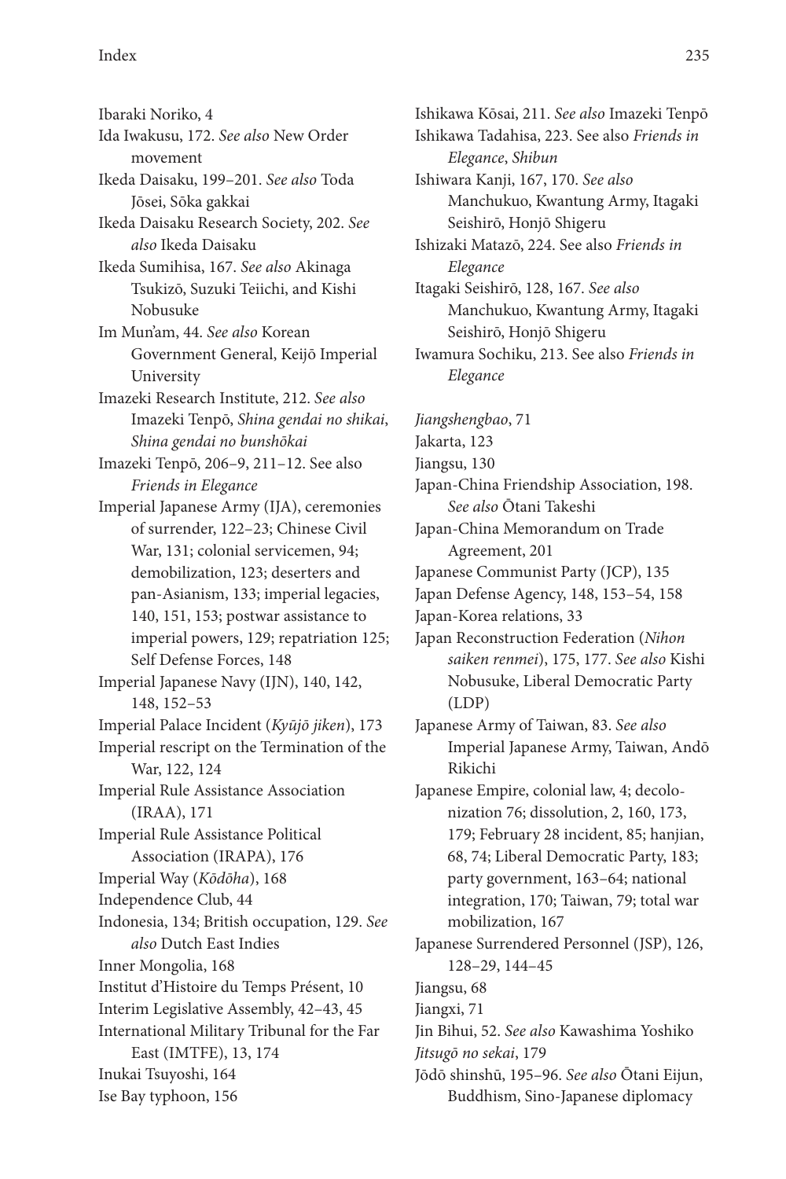Ibaraki Noriko, 4

Ida Iwakusu, 172. *See also* New Order movement

Ikeda Daisaku, 199–201. *See also* Toda Jōsei, Sōka gakkai

Ikeda Daisaku Research Society, 202. *See also* Ikeda Daisaku

Ikeda Sumihisa, 167. *See also* Akinaga Tsukizō, Suzuki Teiichi, and Kishi Nobusuke

Im Mun'am, 44. *See also* Korean Government General, Keijō Imperial University

Imazeki Research Institute, 212. *See also* Imazeki Tenpō, *Shina gendai no shikai*, *Shina gendai no bunshōkai*

Imazeki Tenpō, 206–9, 211–12. See also *Friends in Elegance*

Imperial Japanese Army (IJA), ceremonies of surrender, 122–23; Chinese Civil War, 131; colonial servicemen, 94; demobilization, 123; deserters and pan-Asianism, 133; imperial legacies, 140, 151, 153; postwar assistance to imperial powers, 129; repatriation 125; Self Defense Forces, 148

Imperial Japanese Navy (IJN), 140, 142, 148, 152–53

Imperial Palace Incident (*Kyūjō jiken*), 173

Imperial rescript on the Termination of the War, 122, 124

Imperial Rule Assistance Association (IRAA), 171

Imperial Rule Assistance Political Association (IRAPA), 176

Imperial Way (*Kōdōha*), 168

Independence Club, 44

Indonesia, 134; British occupation, 129. *See also* Dutch East Indies

Inner Mongolia, 168

Institut d'Histoire du Temps Présent, 10

Interim Legislative Assembly, 42–43, 45

International Military Tribunal for the Far East (IMTFE), 13, 174

Inukai Tsuyoshi, 164

Ise Bay typhoon, 156

Ishikawa Kōsai, 211. *See also* Imazeki Tenpō

Ishikawa Tadahisa, 223. See also *Friends in Elegance*, *Shibun*

Ishiwara Kanji, 167, 170. *See also* Manchukuo, Kwantung Army, Itagaki Seishirō, Honjō Shigeru

Ishizaki Matazō, 224. See also *Friends in Elegance*

Itagaki Seishirō, 128, 167. *See also* Manchukuo, Kwantung Army, Itagaki Seishirō, Honjō Shigeru

Iwamura Sochiku, 213. See also *Friends in Elegance*

*Jiangshengbao*, 71

Jakarta, 123

Jiangsu, 130

Japan-China Friendship Association, 198. *See also* Ōtani Takeshi

Japan-China Memorandum on Trade Agreement, 201

Japanese Communist Party (JCP), 135

Japan Defense Agency, 148, 153–54, 158

Japan-Korea relations, 33

Japan Reconstruction Federation (*Nihon saiken renmei*), 175, 177. *See also* Kishi Nobusuke, Liberal Democratic Party (LDP)

Japanese Army of Taiwan, 83. *See also* Imperial Japanese Army, Taiwan, Andō Rikichi

Japanese Empire, colonial law, 4; decolonization 76; dissolution, 2, 160, 173, 179; February 28 incident, 85; hanjian, 68, 74; Liberal Democratic Party, 183; party government, 163–64; national integration, 170; Taiwan, 79; total war mobilization, 167

Japanese Surrendered Personnel (JSP), 126, 128–29, 144–45

Jiangsu, 68

Jiangxi, 71

Jin Bihui, 52. *See also* Kawashima Yoshiko

*Jitsugō no sekai*, 179

Jōdō shinshū, 195–96. *See also* Ōtani Eijun, Buddhism, Sino-Japanese diplomacy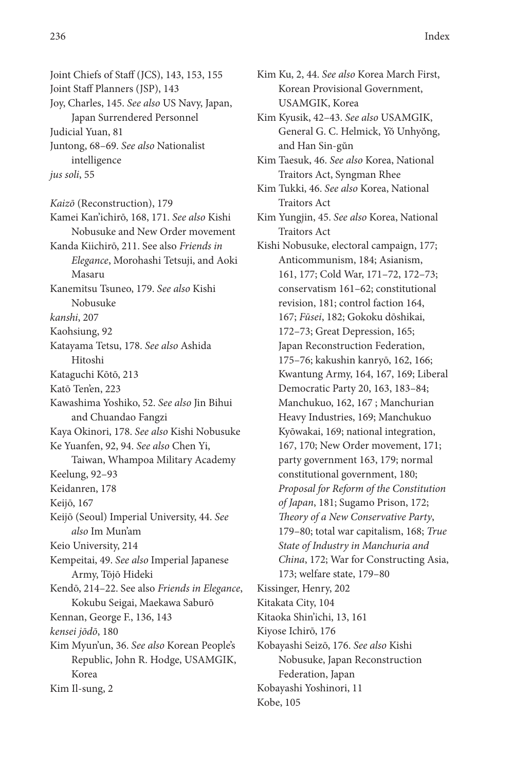Joint Chiefs of Staff (JCS), 143, 153, 155
Joint Staff Planners (JSP), 143
Joy, Charles, 145. *See also* US Navy, Japan, Japan Surrendered Personnel
Judicial Yuan, 81
Juntong, 68–69. *See also* Nationalist intelligence
*jus soli*, 55

*Kaizō* (Reconstruction), 179
Kamei Kan'ichirō, 168, 171. *See also* Kishi Nobusuke and New Order movement
Kanda Kiichirō, 211. See also *Friends in Elegance*, Morohashi Tetsuji, and Aoki Masaru
Kanemitsu Tsuneo, 179. *See also* Kishi Nobusuke
*kanshi*, 207
Kaohsiung, 92
Katayama Tetsu, 178. *See also* Ashida Hitoshi
Kataguchi Kōtō, 213
Katō Ten'en, 223
Kawashima Yoshiko, 52. *See also* Jin Bihui and Chuandao Fangzi
Kaya Okinori, 178. *See also* Kishi Nobusuke
Ke Yuanfen, 92, 94. *See also* Chen Yi, Taiwan, Whampoa Military Academy
Keelung, 92–93
Keidanren, 178
Keijō, 167
Keijō (Seoul) Imperial University, 44. *See also* Im Mun'am
Keio University, 214
Kempeitai, 49. *See also* Imperial Japanese Army, Tōjō Hideki
Kendō, 214–22. See also *Friends in Elegance*, Kokubu Seigai, Maekawa Saburō
Kennan, George F., 136, 143
*kensei jōdō*, 180
Kim Myun'un, 36. *See also* Korean People's Republic, John R. Hodge, USAMGIK, Korea
Kim Il-sung, 2
Kim Ku, 2, 44. *See also* Korea March First, Korean Provisional Government, USAMGIK, Korea
Kim Kyusik, 42–43. *See also* USAMGIK, General G. C. Helmick, Yŏ Unhyŏng, and Han Sin-gŭn
Kim Taesuk, 46. *See also* Korea, National Traitors Act, Syngman Rhee
Kim Tukki, 46. *See also* Korea, National Traitors Act
Kim Yungjin, 45. *See also* Korea, National Traitors Act
Kishi Nobusuke, electoral campaign, 177; Anticommunism, 184; Asianism, 161, 177; Cold War, 171–72, 172–73; conservatism 161–62; constitutional revision, 181; control faction 164, 167; *Fūsei*, 182; Gokoku dōshikai, 172–73; Great Depression, 165; Japan Reconstruction Federation, 175–76; kakushin kanryō, 162, 166; Kwantung Army, 164, 167, 169; Liberal Democratic Party 20, 163, 183–84; Manchukuo, 162, 167 ; Manchurian Heavy Industries, 169; Manchukuo Kyōwakai, 169; national integration, 167, 170; New Order movement, 171; party government 163, 179; normal constitutional government, 180; *Proposal for Reform of the Constitution of Japan*, 181; Sugamo Prison, 172; *Theory of a New Conservative Party*, 179–80; total war capitalism, 168; *True State of Industry in Manchuria and China*, 172; War for Constructing Asia, 173; welfare state, 179–80
Kissinger, Henry, 202
Kitakata City, 104
Kitaoka Shin'ichi, 13, 161
Kiyose Ichirō, 176
Kobayashi Seizō, 176. *See also* Kishi Nobusuke, Japan Reconstruction Federation, Japan
Kobayashi Yoshinori, 11
Kobe, 105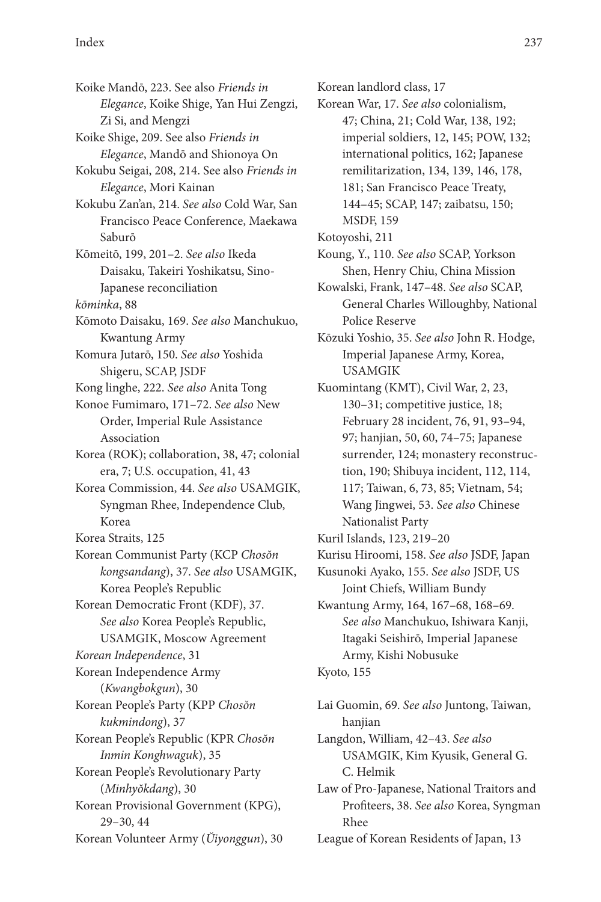Koike Mandō, 223. See also *Friends in Elegance*, Koike Shige, Yan Hui Zengzi, Zi Si, and Mengzi

Koike Shige, 209. See also *Friends in Elegance*, Mandō and Shionoya On

Kokubu Seigai, 208, 214. See also *Friends in Elegance*, Mori Kainan

Kokubu Zan'an, 214. *See also* Cold War, San Francisco Peace Conference, Maekawa Saburō

Kōmeitō, 199, 201–2. *See also* Ikeda Daisaku, Takeiri Yoshikatsu, Sino-Japanese reconciliation

*kōminka*, 88

Kōmoto Daisaku, 169. *See also* Manchukuo, Kwantung Army

Komura Jutarō, 150. *See also* Yoshida Shigeru, SCAP, JSDF

Kong linghe, 222. *See also* Anita Tong

Konoe Fumimaro, 171–72. *See also* New Order, Imperial Rule Assistance Association

Korea (ROK); collaboration, 38, 47; colonial era, 7; U.S. occupation, 41, 43

Korea Commission, 44. *See also* USAMGIK, Syngman Rhee, Independence Club, Korea

Korea Straits, 125

Korean Communist Party (KCP *Chosŏn kongsandang*), 37. *See also* USAMGIK, Korea People's Republic

Korean Democratic Front (KDF), 37. *See also* Korea People's Republic, USAMGIK, Moscow Agreement

*Korean Independence*, 31

Korean Independence Army (*Kwangbokgun*), 30

Korean People's Party (KPP *Chosŏn kukmindong*), 37

Korean People's Republic (KPR *Chosŏn Inmin Konghwaguk*), 35

Korean People's Revolutionary Party (*Minhyŏkdang*), 30

Korean Provisional Government (KPG), 29–30, 44

Korean Volunteer Army (*Ŭiyonggun*), 30

Korean landlord class, 17

Korean War, 17. *See also* colonialism, 47; China, 21; Cold War, 138, 192; imperial soldiers, 12, 145; POW, 132; international politics, 162; Japanese remilitarization, 134, 139, 146, 178, 181; San Francisco Peace Treaty, 144–45; SCAP, 147; zaibatsu, 150; MSDF, 159

Kotoyoshi, 211

Koung, Y., 110. *See also* SCAP, Yorkson Shen, Henry Chiu, China Mission

Kowalski, Frank, 147–48. *See also* SCAP, General Charles Willoughby, National Police Reserve

Kōzuki Yoshio, 35. *See also* John R. Hodge, Imperial Japanese Army, Korea, USAMGIK

Kuomintang (KMT), Civil War, 2, 23, 130–31; competitive justice, 18; February 28 incident, 76, 91, 93–94, 97; hanjian, 50, 60, 74–75; Japanese surrender, 124; monastery reconstruction, 190; Shibuya incident, 112, 114, 117; Taiwan, 6, 73, 85; Vietnam, 54; Wang Jingwei, 53. *See also* Chinese Nationalist Party

Kuril Islands, 123, 219–20

Kurisu Hiroomi, 158. *See also* JSDF, Japan

Kusunoki Ayako, 155. *See also* JSDF, US Joint Chiefs, William Bundy

Kwantung Army, 164, 167–68, 168–69. *See also* Manchukuo, Ishiwara Kanji, Itagaki Seishirō, Imperial Japanese Army, Kishi Nobusuke

Kyoto, 155

Lai Guomin, 69. *See also* Juntong, Taiwan, hanjian

Langdon, William, 42–43. *See also* USAMGIK, Kim Kyusik, General G. C. Helmik

Law of Pro-Japanese, National Traitors and Profiteers, 38. *See also* Korea, Syngman Rhee

League of Korean Residents of Japan, 13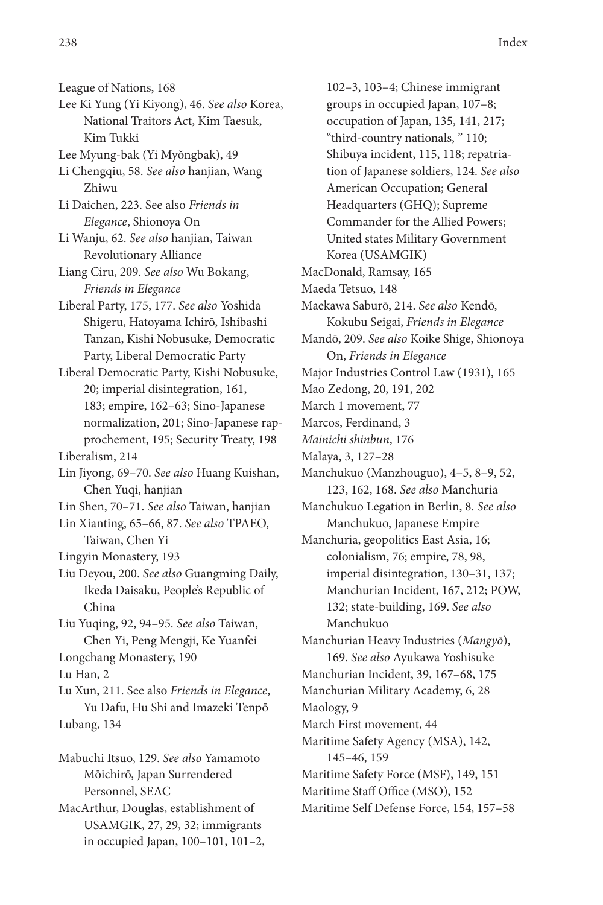League of Nations, 168

Lee Ki Yung (Yi Kiyong), 46. *See also* Korea, National Traitors Act, Kim Taesuk, Kim Tukki

Lee Myung-bak (Yi Myŏngbak), 49

Li Chengqiu, 58. *See also* hanjian, Wang Zhiwu

Li Daichen, 223. See also *Friends in Elegance*, Shionoya On

Li Wanju, 62. *See also* hanjian, Taiwan Revolutionary Alliance

Liang Ciru, 209. *See also* Wu Bokang, *Friends in Elegance*

Liberal Party, 175, 177. *See also* Yoshida Shigeru, Hatoyama Ichirō, Ishibashi Tanzan, Kishi Nobusuke, Democratic Party, Liberal Democratic Party

Liberal Democratic Party, Kishi Nobusuke, 20; imperial disintegration, 161, 183; empire, 162–63; Sino-Japanese normalization, 201; Sino-Japanese rapprochement, 195; Security Treaty, 198

Liberalism, 214

Lin Jiyong, 69–70. *See also* Huang Kuishan, Chen Yuqi, hanjian

Lin Shen, 70–71. *See also* Taiwan, hanjian

Lin Xianting, 65–66, 87. *See also* TPAEO, Taiwan, Chen Yi

Lingyin Monastery, 193

Liu Deyou, 200. *See also* Guangming Daily, Ikeda Daisaku, People's Republic of China

Liu Yuqing, 92, 94–95. *See also* Taiwan, Chen Yi, Peng Mengji, Ke Yuanfei

Longchang Monastery, 190

Lu Han, 2

Lu Xun, 211. See also *Friends in Elegance*, Yu Dafu, Hu Shi and Imazeki Tenpō

Lubang, 134

Mabuchi Itsuo, 129. *See also* Yamamoto Mōichirō, Japan Surrendered Personnel, SEAC

MacArthur, Douglas, establishment of USAMGIK, 27, 29, 32; immigrants in occupied Japan, 100–101, 101–2, 102–3, 103–4; Chinese immigrant groups in occupied Japan, 107–8; occupation of Japan, 135, 141, 217; "third-country nationals, " 110; Shibuya incident, 115, 118; repatriation of Japanese soldiers, 124. *See also* American Occupation; General Headquarters (GHQ); Supreme Commander for the Allied Powers; United states Military Government Korea (USAMGIK)

MacDonald, Ramsay, 165

Maeda Tetsuo, 148

Maekawa Saburō, 214. *See also* Kendō, Kokubu Seigai, *Friends in Elegance*

Mandō, 209. *See also* Koike Shige, Shionoya On, *Friends in Elegance*

Major Industries Control Law (1931), 165

Mao Zedong, 20, 191, 202

March 1 movement, 77

Marcos, Ferdinand, 3

*Mainichi shinbun*, 176

Malaya, 3, 127–28

Manchukuo (Manzhouguo), 4–5, 8–9, 52, 123, 162, 168. *See also* Manchuria

Manchukuo Legation in Berlin, 8. *See also* Manchukuo, Japanese Empire

Manchuria, geopolitics East Asia, 16; colonialism, 76; empire, 78, 98, imperial disintegration, 130–31, 137; Manchurian Incident, 167, 212; POW, 132; state-building, 169. *See also* Manchukuo

Manchurian Heavy Industries (*Mangyō*), 169. *See also* Ayukawa Yoshisuke

Manchurian Incident, 39, 167–68, 175

Manchurian Military Academy, 6, 28

Maology, 9

March First movement, 44

Maritime Safety Agency (MSA), 142, 145–46, 159

Maritime Safety Force (MSF), 149, 151

Maritime Staff Office (MSO), 152

Maritime Self Defense Force, 154, 157–58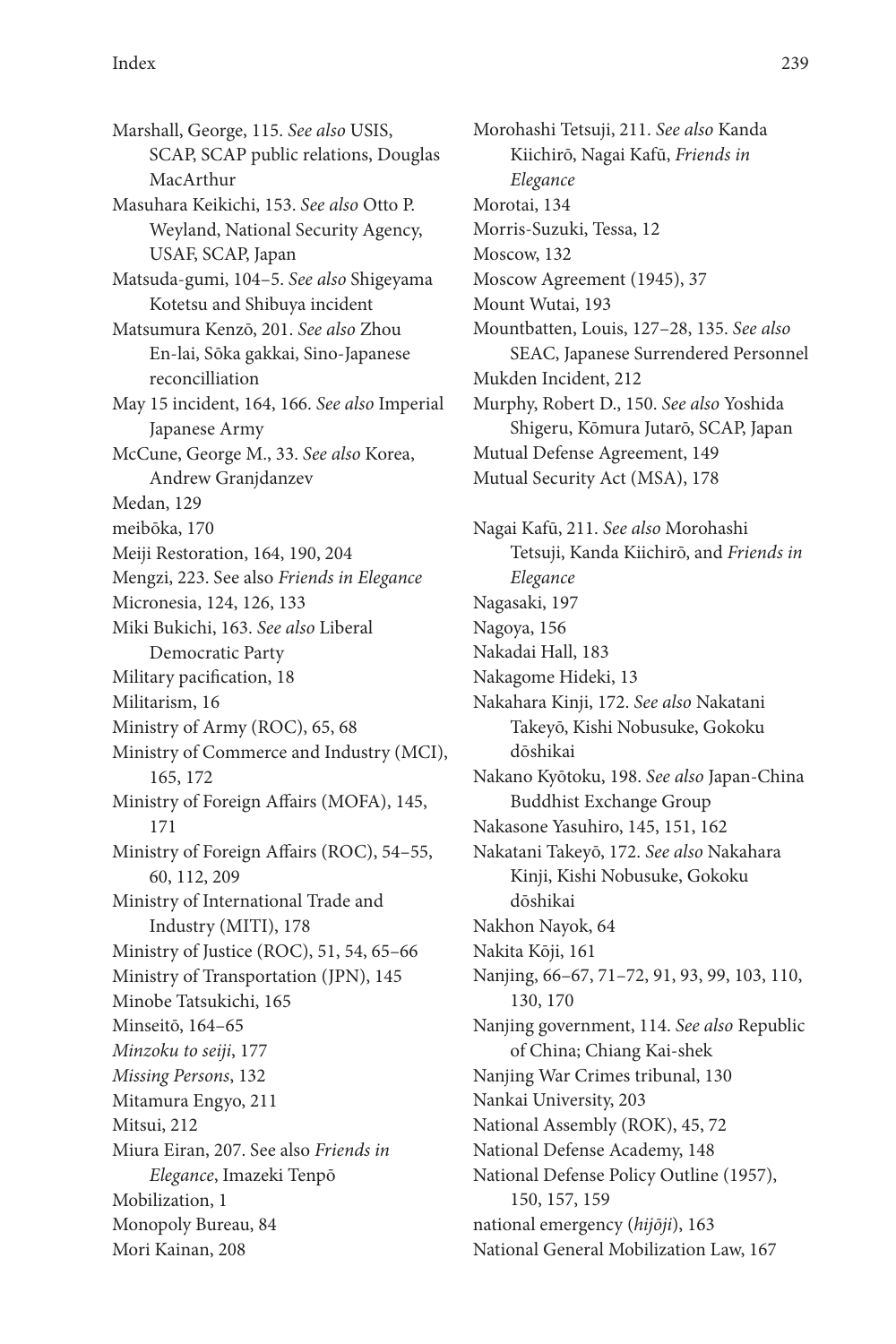Marshall, George, 115. *See also* USIS, SCAP, SCAP public relations, Douglas MacArthur

Masuhara Keikichi, 153. *See also* Otto P. Weyland, National Security Agency, USAF, SCAP, Japan

Matsuda-gumi, 104–5. *See also* Shigeyama Kotetsu and Shibuya incident

Matsumura Kenzō, 201. *See also* Zhou En-lai, Sōka gakkai, Sino-Japanese reconcilliation

May 15 incident, 164, 166. *See also* Imperial Japanese Army

McCune, George M., 33. *See also* Korea, Andrew Granjdanzev

Medan, 129

meibōka, 170

Meiji Restoration, 164, 190, 204

Mengzi, 223. See also *Friends in Elegance*

Micronesia, 124, 126, 133

Miki Bukichi, 163. *See also* Liberal Democratic Party

Military pacification, 18

Militarism, 16

Ministry of Army (ROC), 65, 68

Ministry of Commerce and Industry (MCI), 165, 172

Ministry of Foreign Affairs (MOFA), 145, 171

Ministry of Foreign Affairs (ROC), 54–55, 60, 112, 209

Ministry of International Trade and Industry (MITI), 178

Ministry of Justice (ROC), 51, 54, 65–66

Ministry of Transportation (JPN), 145

Minobe Tatsukichi, 165

Minseitō, 164–65

*Minzoku to seiji*, 177

*Missing Persons*, 132

Mitamura Engyo, 211

Mitsui, 212

Miura Eiran, 207. See also *Friends in Elegance*, Imazeki Tenpō

Mobilization, 1

Monopoly Bureau, 84

Mori Kainan, 208

Morohashi Tetsuji, 211. *See also* Kanda Kiichirō, Nagai Kafū, *Friends in Elegance*

Morotai, 134

Morris-Suzuki, Tessa, 12

Moscow, 132

Moscow Agreement (1945), 37

Mount Wutai, 193

Mountbatten, Louis, 127–28, 135. *See also* SEAC, Japanese Surrendered Personnel

Mukden Incident, 212

Murphy, Robert D., 150. *See also* Yoshida Shigeru, Kōmura Jutarō, SCAP, Japan

Mutual Defense Agreement, 149

Mutual Security Act (MSA), 178

Nagai Kafū, 211. *See also* Morohashi Tetsuji, Kanda Kiichirō, and *Friends in Elegance*

Nagasaki, 197

Nagoya, 156

Nakadai Hall, 183

Nakagome Hideki, 13

Nakahara Kinji, 172. *See also* Nakatani Takeyō, Kishi Nobusuke, Gokoku dōshikai

Nakano Kyōtoku, 198. *See also* Japan-China Buddhist Exchange Group

Nakasone Yasuhiro, 145, 151, 162

Nakatani Takeyō, 172. *See also* Nakahara Kinji, Kishi Nobusuke, Gokoku dōshikai

Nakhon Nayok, 64

Nakita Kōji, 161

Nanjing, 66–67, 71–72, 91, 93, 99, 103, 110, 130, 170

Nanjing government, 114. *See also* Republic of China; Chiang Kai-shek

Nanjing War Crimes tribunal, 130

Nankai University, 203

National Assembly (ROK), 45, 72

National Defense Academy, 148

National Defense Policy Outline (1957), 150, 157, 159

national emergency (*hijōji*), 163

National General Mobilization Law, 167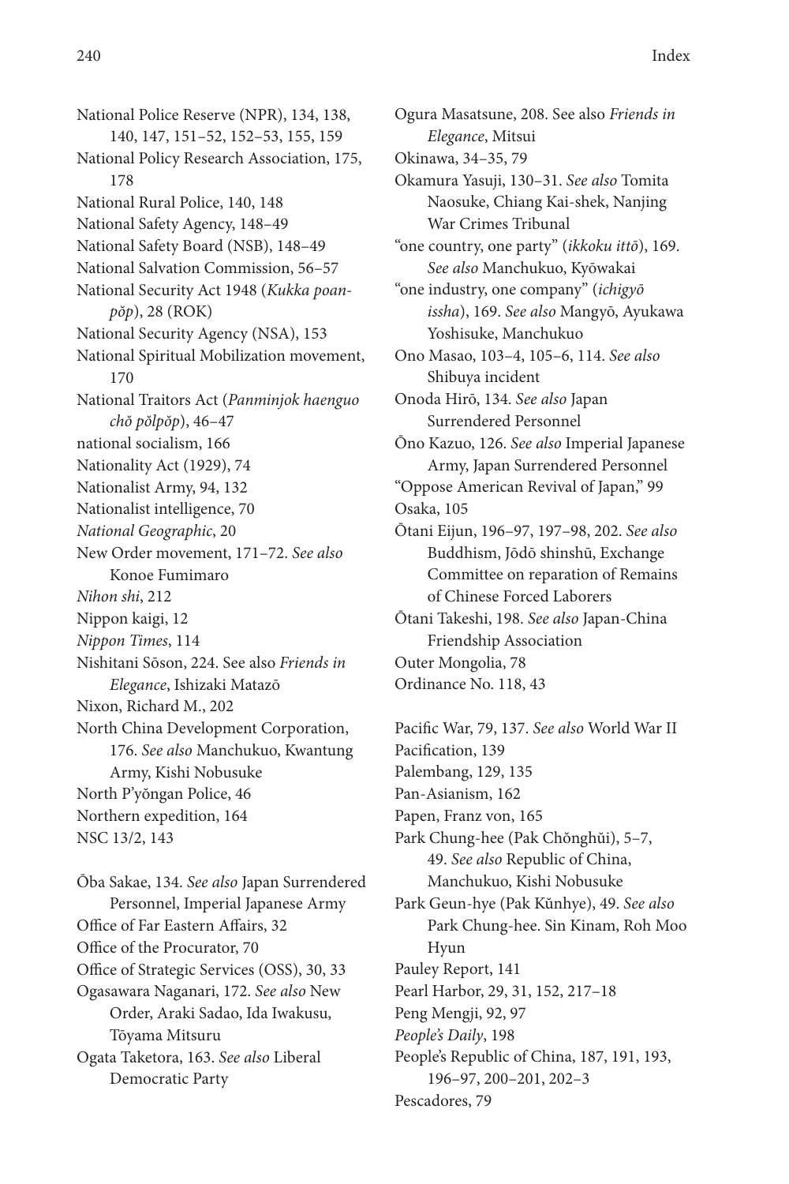National Police Reserve (NPR), 134, 138, 140, 147, 151–52, 152–53, 155, 159

National Policy Research Association, 175, 178

National Rural Police, 140, 148

National Safety Agency, 148–49

National Safety Board (NSB), 148–49

National Salvation Commission, 56–57

National Security Act 1948 (*Kukka poanpŏp*), 28 (ROK)

National Security Agency (NSA), 153

National Spiritual Mobilization movement, 170

National Traitors Act (*Panminjok haenguo chŏ pŏlpŏp*), 46–47

national socialism, 166

Nationality Act (1929), 74

Nationalist Army, 94, 132

Nationalist intelligence, 70

*National Geographic*, 20

New Order movement, 171–72. *See also* Konoe Fumimaro

*Nihon shi*, 212

Nippon kaigi, 12

*Nippon Times*, 114

Nishitani Sōson, 224. See also *Friends in Elegance*, Ishizaki Matazō

Nixon, Richard M., 202

North China Development Corporation, 176. *See also* Manchukuo, Kwantung Army, Kishi Nobusuke

North P'yŏngan Police, 46

Northern expedition, 164

NSC 13/2, 143

Ōba Sakae, 134. *See also* Japan Surrendered Personnel, Imperial Japanese Army

Office of Far Eastern Affairs, 32

Office of the Procurator, 70

Office of Strategic Services (OSS), 30, 33

Ogasawara Naganari, 172. *See also* New Order, Araki Sadao, Ida Iwakusu, Tōyama Mitsuru

Ogata Taketora, 163. *See also* Liberal Democratic Party

Ogura Masatsune, 208. See also *Friends in Elegance*, Mitsui

Okinawa, 34–35, 79

Okamura Yasuji, 130–31. *See also* Tomita Naosuke, Chiang Kai-shek, Nanjing War Crimes Tribunal

"one country, one party" (*ikkoku ittō*), 169. *See also* Manchukuo, Kyōwakai

"one industry, one company" (*ichigyō issha*), 169. *See also* Mangyō, Ayukawa Yoshisuke, Manchukuo

Ono Masao, 103–4, 105–6, 114. *See also* Shibuya incident

Onoda Hirō, 134. *See also* Japan Surrendered Personnel

Ōno Kazuo, 126. *See also* Imperial Japanese Army, Japan Surrendered Personnel

"Oppose American Revival of Japan," 99

Osaka, 105

Ōtani Eijun, 196–97, 197–98, 202. *See also* Buddhism, Jōdō shinshū, Exchange Committee on reparation of Remains of Chinese Forced Laborers

Ōtani Takeshi, 198. *See also* Japan-China Friendship Association

Outer Mongolia, 78

Ordinance No. 118, 43

Pacific War, 79, 137. *See also* World War II

Pacification, 139

Palembang, 129, 135

Pan-Asianism, 162

Papen, Franz von, 165

Park Chung-hee (Pak Chŏnghŭi), 5–7, 49. *See also* Republic of China, Manchukuo, Kishi Nobusuke

Park Geun-hye (Pak Kŭnhye), 49. *See also* Park Chung-hee. Sin Kinam, Roh Moo Hyun

Pauley Report, 141

Pearl Harbor, 29, 31, 152, 217–18

Peng Mengji, 92, 97

*People's Daily*, 198

People's Republic of China, 187, 191, 193, 196–97, 200–201, 202–3

Pescadores, 79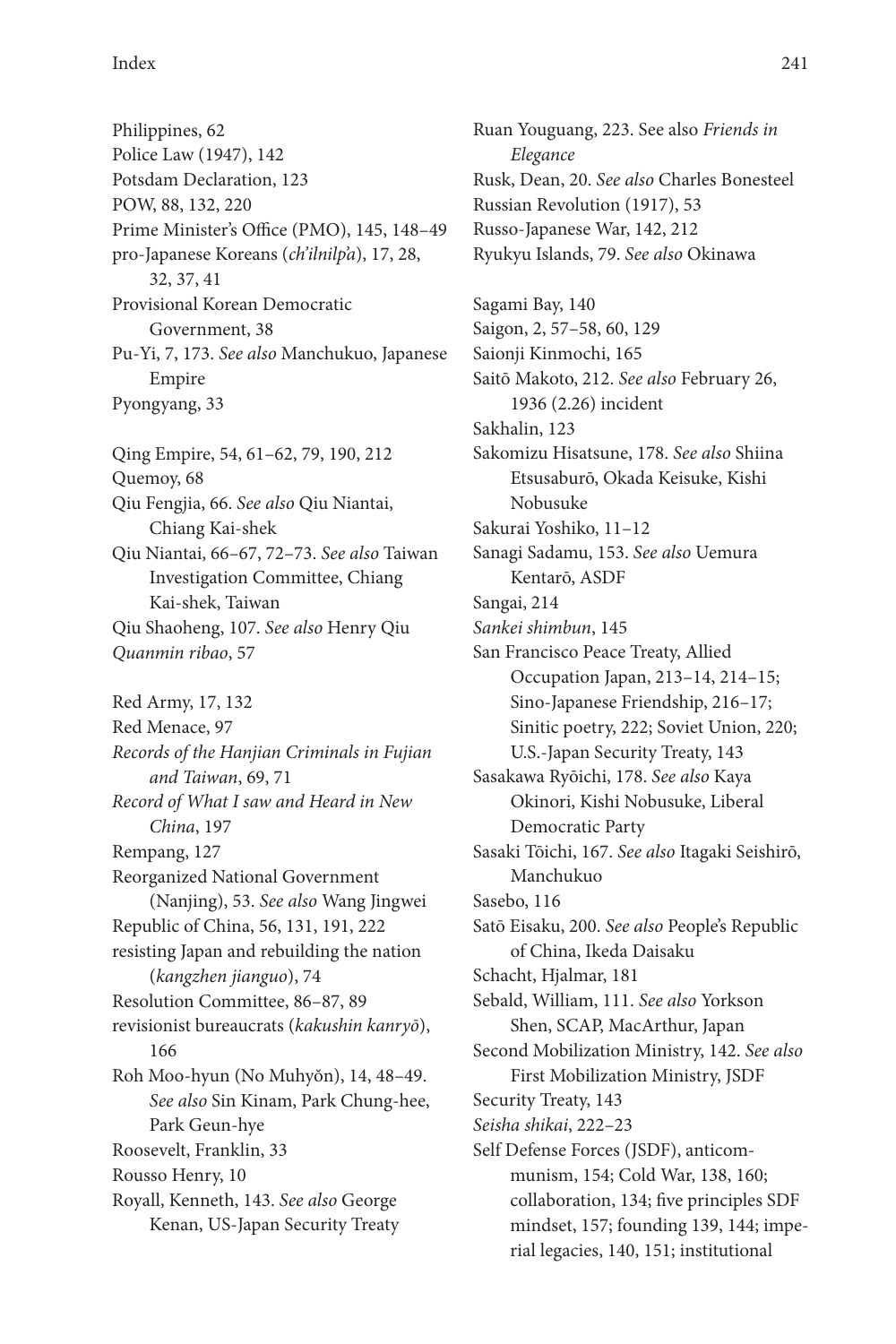Philippines, 62
Police Law (1947), 142
Potsdam Declaration, 123
POW, 88, 132, 220
Prime Minister's Office (PMO), 145, 148–49
pro-Japanese Koreans (*ch'ilnilp'a*), 17, 28, 32, 37, 41
Provisional Korean Democratic Government, 38
Pu-Yi, 7, 173. *See also* Manchukuo, Japanese Empire
Pyongyang, 33

Qing Empire, 54, 61–62, 79, 190, 212
Quemoy, 68
Qiu Fengjia, 66. *See also* Qiu Niantai, Chiang Kai-shek
Qiu Niantai, 66–67, 72–73. *See also* Taiwan Investigation Committee, Chiang Kai-shek, Taiwan
Qiu Shaoheng, 107. *See also* Henry Qiu
*Quanmin ribao*, 57

Red Army, 17, 132
Red Menace, 97
*Records of the Hanjian Criminals in Fujian and Taiwan*, 69, 71
*Record of What I saw and Heard in New China*, 197
Rempang, 127
Reorganized National Government (Nanjing), 53. *See also* Wang Jingwei
Republic of China, 56, 131, 191, 222
resisting Japan and rebuilding the nation (*kangzhen jianguo*), 74
Resolution Committee, 86–87, 89
revisionist bureaucrats (*kakushin kanryō*), 166
Roh Moo-hyun (No Muhyŏn), 14, 48–49. *See also* Sin Kinam, Park Chung-hee, Park Geun-hye
Roosevelt, Franklin, 33
Rousso Henry, 10
Royall, Kenneth, 143. *See also* George Kenan, US-Japan Security Treaty
Ruan Youguang, 223. See also *Friends in Elegance*
Rusk, Dean, 20. *See also* Charles Bonesteel
Russian Revolution (1917), 53
Russo-Japanese War, 142, 212
Ryukyu Islands, 79. *See also* Okinawa

Sagami Bay, 140
Saigon, 2, 57–58, 60, 129
Saionji Kinmochi, 165
Saitō Makoto, 212. *See also* February 26, 1936 (2.26) incident
Sakhalin, 123
Sakomizu Hisatsune, 178. *See also* Shiina Etsusaburō, Okada Keisuke, Kishi Nobusuke
Sakurai Yoshiko, 11–12
Sanagi Sadamu, 153. *See also* Uemura Kentarō, ASDF
Sangai, 214
*Sankei shimbun*, 145
San Francisco Peace Treaty, Allied Occupation Japan, 213–14, 214–15; Sino-Japanese Friendship, 216–17; Sinitic poetry, 222; Soviet Union, 220; U.S.-Japan Security Treaty, 143
Sasakawa Ryōichi, 178. *See also* Kaya Okinori, Kishi Nobusuke, Liberal Democratic Party
Sasaki Tōichi, 167. *See also* Itagaki Seishirō, Manchukuo
Sasebo, 116
Satō Eisaku, 200. *See also* People's Republic of China, Ikeda Daisaku
Schacht, Hjalmar, 181
Sebald, William, 111. *See also* Yorkson Shen, SCAP, MacArthur, Japan
Second Mobilization Ministry, 142. *See also* First Mobilization Ministry, JSDF
Security Treaty, 143
*Seisha shikai*, 222–23
Self Defense Forces (JSDF), anticommunism, 154; Cold War, 138, 160; collaboration, 134; five principles SDF mindset, 157; founding 139, 144; imperial legacies, 140, 151; institutional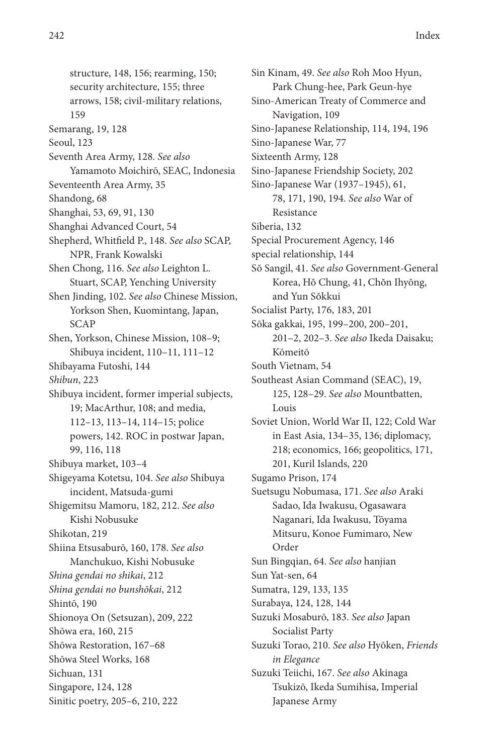structure, 148, 156; rearming, 150; security architecture, 155; three arrows, 158; civil-military relations, 159
Semarang, 19, 128
Seoul, 123
Seventh Area Army, 128. *See also* Yamamoto Moichirō, SEAC, Indonesia
Seventeenth Area Army, 35
Shandong, 68
Shanghai, 53, 69, 91, 130
Shanghai Advanced Court, 54
Shepherd, Whitfield P., 148. *See also* SCAP, NPR, Frank Kowalski
Shen Chong, 116. *See also* Leighton L. Stuart, SCAP, Yenching University
Shen Jinding, 102. *See also* Chinese Mission, Yorkson Shen, Kuomintang, Japan, SCAP
Shen, Yorkson, Chinese Mission, 108–9; Shibuya incident, 110–11, 111–12
Shibayama Futoshi, 144
*Shibun*, 223
Shibuya incident, former imperial subjects, 19; MacArthur, 108; and media, 112–13, 113–14, 114–15; police powers, 142. ROC in postwar Japan, 99, 116, 118
Shibuya market, 103–4
Shigeyama Kotetsu, 104. *See also* Shibuya incident, Matsuda-gumi
Shigemitsu Mamoru, 182, 212. *See also* Kishi Nobusuke
Shikotan, 219
Shiina Etsusaburō, 160, 178. *See also* Manchukuo, Kishi Nobusuke
*Shina gendai no shikai*, 212
*Shina gendai no bunshōkai*, 212
Shintō, 190
Shionoya On (Setsuzan), 209, 222
Shōwa era, 160, 215
Shōwa Restoration, 167–68
Shōwa Steel Works, 168
Sichuan, 131
Singapore, 124, 128
Sinitic poetry, 205–6, 210, 222
Sin Kinam, 49. *See also* Roh Moo Hyun, Park Chung-hee, Park Geun-hye
Sino-American Treaty of Commerce and Navigation, 109
Sino-Japanese Relationship, 114, 194, 196
Sino-Japanese War, 77
Sixteenth Army, 128
Sino-Japanese Friendship Society, 202
Sino-Japanese War (1937–1945), 61, 78, 171, 190, 194. *See also* War of Resistance
Siberia, 132
Special Procurement Agency, 146
special relationship, 144
Sŏ Sangil, 41. *See also* Government-General Korea, Hŏ Chung, 41, Chŏn Ihyŏng, and Yun Sŏkkui
Socialist Party, 176, 183, 201
Sōka gakkai, 195, 199–200, 200–201, 201–2, 202–3. *See also* Ikeda Daisaku; Kōmeitō
South Vietnam, 54
Southeast Asian Command (SEAC), 19, 125, 128–29. *See also* Mountbatten, Louis
Soviet Union, World War II, 122; Cold War in East Asia, 134–35, 136; diplomacy, 218; economics, 166; geopolitics, 171, 201, Kuril Islands, 220
Sugamo Prison, 174
Suetsugu Nobumasa, 171. *See also* Araki Sadao, Ida Iwakusu, Ogasawara Naganari, Ida Iwakusu, Tōyama Mitsuru, Konoe Fumimaro, New Order
Sun Bingqian, 64. *See also* hanjian
Sun Yat-sen, 64
Sumatra, 129, 133, 135
Surabaya, 124, 128, 144
Suzuki Mosaburō, 183. *See also* Japan Socialist Party
Suzuki Torao, 210. *See also* Hyōken, *Friends in Elegance*
Suzuki Teiichi, 167. *See also* Akinaga Tsukizō, Ikeda Sumihisa, Imperial Japanese Army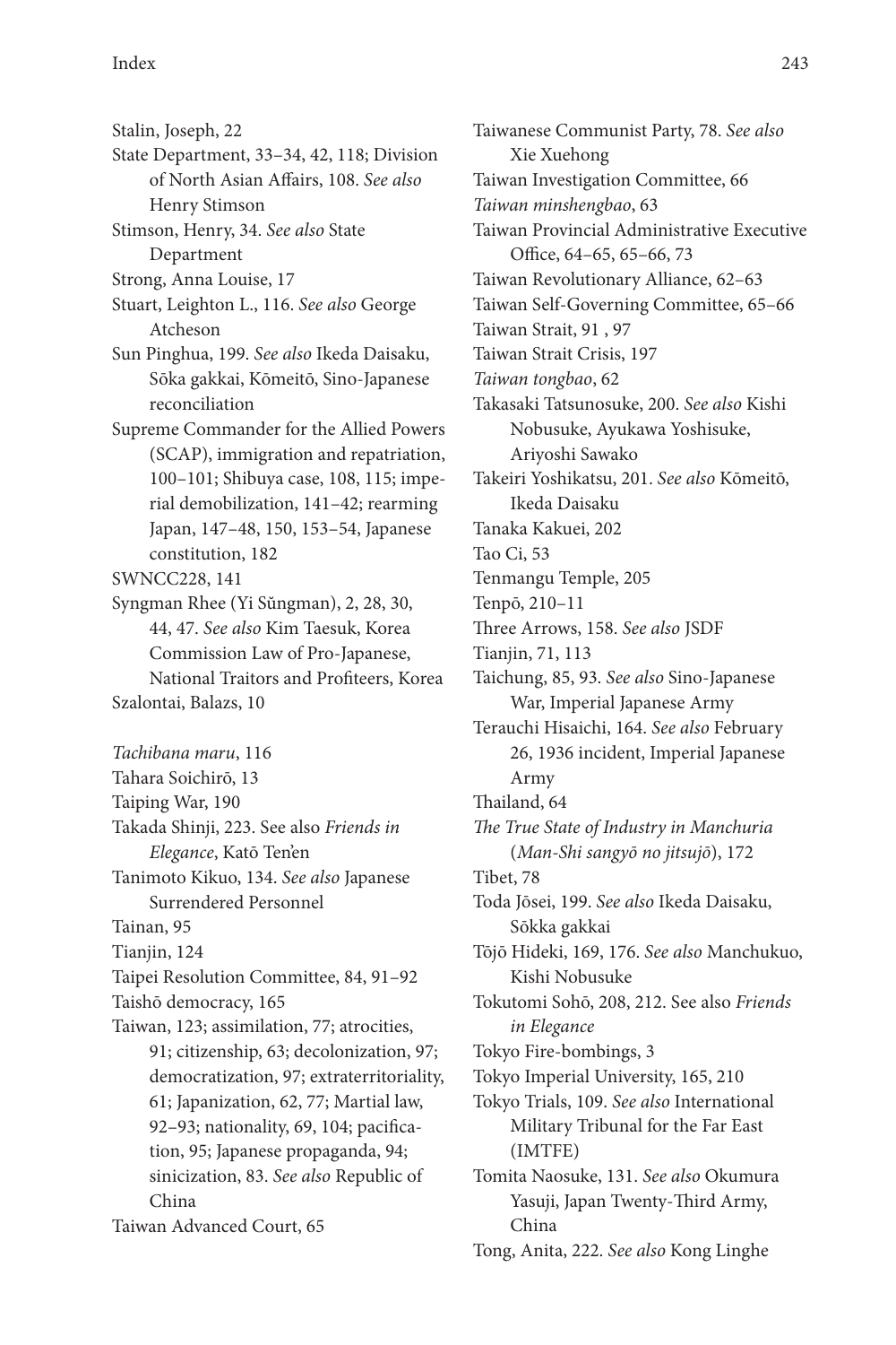Stalin, Joseph, 22
State Department, 33–34, 42, 118; Division of North Asian Affairs, 108. *See also* Henry Stimson
Stimson, Henry, 34. *See also* State Department
Strong, Anna Louise, 17
Stuart, Leighton L., 116. *See also* George Atcheson
Sun Pinghua, 199. *See also* Ikeda Daisaku, Sōka gakkai, Kōmeitō, Sino-Japanese reconciliation
Supreme Commander for the Allied Powers (SCAP), immigration and repatriation, 100–101; Shibuya case, 108, 115; imperial demobilization, 141–42; rearming Japan, 147–48, 150, 153–54, Japanese constitution, 182
SWNCC228, 141
Syngman Rhee (Yi Sŭngman), 2, 28, 30, 44, 47. *See also* Kim Taesuk, Korea Commission Law of Pro-Japanese, National Traitors and Profiteers, Korea
Szalontai, Balazs, 10

*Tachibana maru*, 116
Tahara Soichirō, 13
Taiping War, 190
Takada Shinji, 223. See also *Friends in Elegance*, Katō Ten'en
Tanimoto Kikuo, 134. *See also* Japanese Surrendered Personnel
Tainan, 95
Tianjin, 124
Taipei Resolution Committee, 84, 91–92
Taishō democracy, 165
Taiwan, 123; assimilation, 77; atrocities, 91; citizenship, 63; decolonization, 97; democratization, 97; extraterritoriality, 61; Japanization, 62, 77; Martial law, 92–93; nationality, 69, 104; pacification, 95; Japanese propaganda, 94; sinicization, 83. *See also* Republic of China
Taiwan Advanced Court, 65
Taiwanese Communist Party, 78. *See also* Xie Xuehong
Taiwan Investigation Committee, 66
*Taiwan minshengbao*, 63
Taiwan Provincial Administrative Executive Office, 64–65, 65–66, 73
Taiwan Revolutionary Alliance, 62–63
Taiwan Self-Governing Committee, 65–66
Taiwan Strait, 91 , 97
Taiwan Strait Crisis, 197
*Taiwan tongbao*, 62
Takasaki Tatsunosuke, 200. *See also* Kishi Nobusuke, Ayukawa Yoshisuke, Ariyoshi Sawako
Takeiri Yoshikatsu, 201. *See also* Kōmeitō, Ikeda Daisaku
Tanaka Kakuei, 202
Tao Ci, 53
Tenmangu Temple, 205
Tenpō, 210–11
Three Arrows, 158. *See also* JSDF
Tianjin, 71, 113
Taichung, 85, 93. *See also* Sino-Japanese War, Imperial Japanese Army
Terauchi Hisaichi, 164. *See also* February 26, 1936 incident, Imperial Japanese Army
Thailand, 64
*The True State of Industry in Manchuria* (*Man-Shi sangyō no jitsujō*), 172
Tibet, 78
Toda Jōsei, 199. *See also* Ikeda Daisaku, Sōkka gakkai
Tōjō Hideki, 169, 176. *See also* Manchukuo, Kishi Nobusuke
Tokutomi Sohō, 208, 212. See also *Friends in Elegance*
Tokyo Fire-bombings, 3
Tokyo Imperial University, 165, 210
Tokyo Trials, 109. *See also* International Military Tribunal for the Far East (IMTFE)
Tomita Naosuke, 131. *See also* Okumura Yasuji, Japan Twenty-Third Army, China
Tong, Anita, 222. *See also* Kong Linghe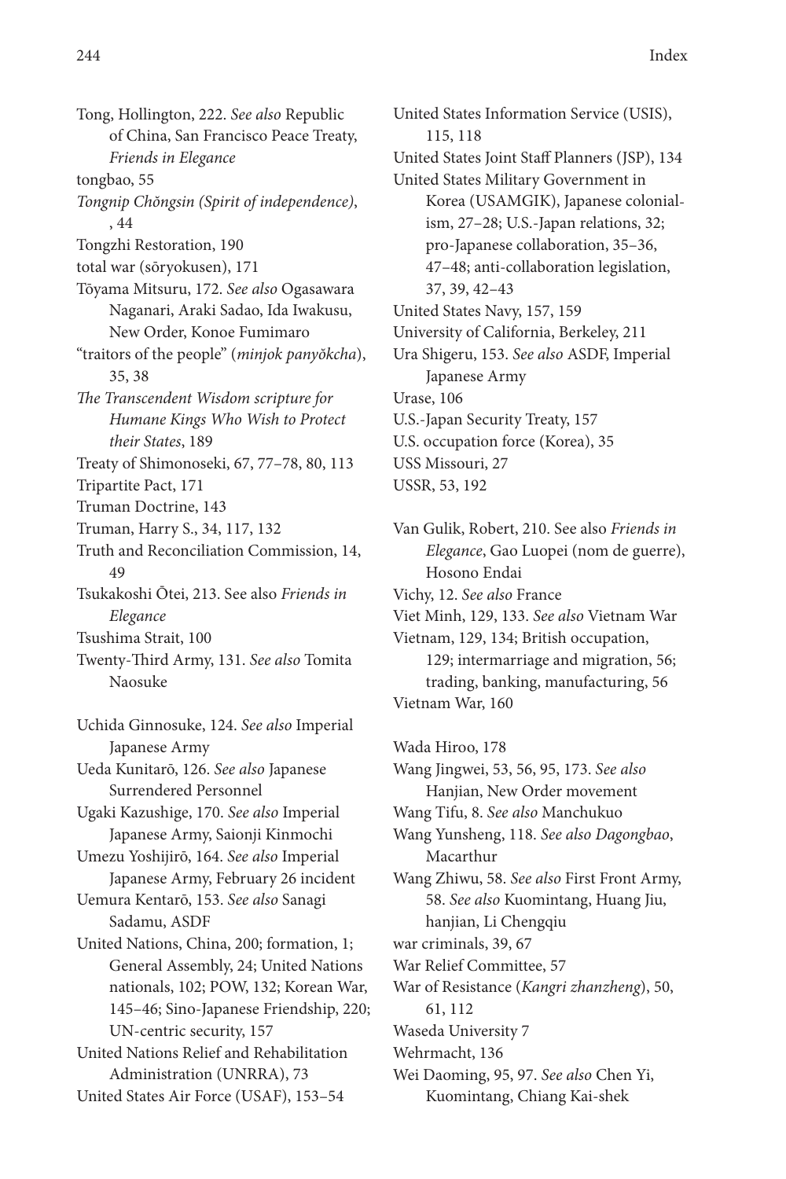Tong, Hollington, 222. *See also* Republic of China, San Francisco Peace Treaty, *Friends in Elegance*

tongbao, 55

*Tongnip Chŏngsin (Spirit of independence)*, , 44

Tongzhi Restoration, 190

total war (sōryokusen), 171

Tōyama Mitsuru, 172. *See also* Ogasawara Naganari, Araki Sadao, Ida Iwakusu, New Order, Konoe Fumimaro

"traitors of the people" (*minjok panyŏkcha*), 35, 38

*The Transcendent Wisdom scripture for Humane Kings Who Wish to Protect their States*, 189

Treaty of Shimonoseki, 67, 77–78, 80, 113

Tripartite Pact, 171

Truman Doctrine, 143

Truman, Harry S., 34, 117, 132

Truth and Reconciliation Commission, 14, 49

Tsukakoshi Ōtei, 213. See also *Friends in Elegance*

Tsushima Strait, 100

Twenty-Third Army, 131. *See also* Tomita Naosuke

Uchida Ginnosuke, 124. *See also* Imperial Japanese Army

Ueda Kunitarō, 126. *See also* Japanese Surrendered Personnel

Ugaki Kazushige, 170. *See also* Imperial Japanese Army, Saionji Kinmochi

Umezu Yoshijirō, 164. *See also* Imperial Japanese Army, February 26 incident

Uemura Kentarō, 153. *See also* Sanagi Sadamu, ASDF

United Nations, China, 200; formation, 1; General Assembly, 24; United Nations nationals, 102; POW, 132; Korean War, 145–46; Sino-Japanese Friendship, 220; UN-centric security, 157

United Nations Relief and Rehabilitation Administration (UNRRA), 73

United States Air Force (USAF), 153–54

United States Information Service (USIS), 115, 118

United States Joint Staff Planners (JSP), 134

United States Military Government in Korea (USAMGIK), Japanese colonialism, 27–28; U.S.-Japan relations, 32; pro-Japanese collaboration, 35–36, 47–48; anti-collaboration legislation, 37, 39, 42–43

United States Navy, 157, 159

University of California, Berkeley, 211

Ura Shigeru, 153. *See also* ASDF, Imperial Japanese Army

Urase, 106

U.S.-Japan Security Treaty, 157

U.S. occupation force (Korea), 35

USS Missouri, 27

USSR, 53, 192

Van Gulik, Robert, 210. See also *Friends in Elegance*, Gao Luopei (nom de guerre), Hosono Endai

Vichy, 12. *See also* France

Viet Minh, 129, 133. *See also* Vietnam War

Vietnam, 129, 134; British occupation, 129; intermarriage and migration, 56; trading, banking, manufacturing, 56

Vietnam War, 160

Wada Hiroo, 178

Wang Jingwei, 53, 56, 95, 173. *See also* Hanjian, New Order movement

Wang Tifu, 8. *See also* Manchukuo

Wang Yunsheng, 118. *See also Dagongbao*, Macarthur

Wang Zhiwu, 58. *See also* First Front Army, 58. *See also* Kuomintang, Huang Jiu, hanjian, Li Chengqiu

war criminals, 39, 67

War Relief Committee, 57

War of Resistance (*Kangri zhanzheng*), 50, 61, 112

Waseda University 7

Wehrmacht, 136

Wei Daoming, 95, 97. *See also* Chen Yi, Kuomintang, Chiang Kai-shek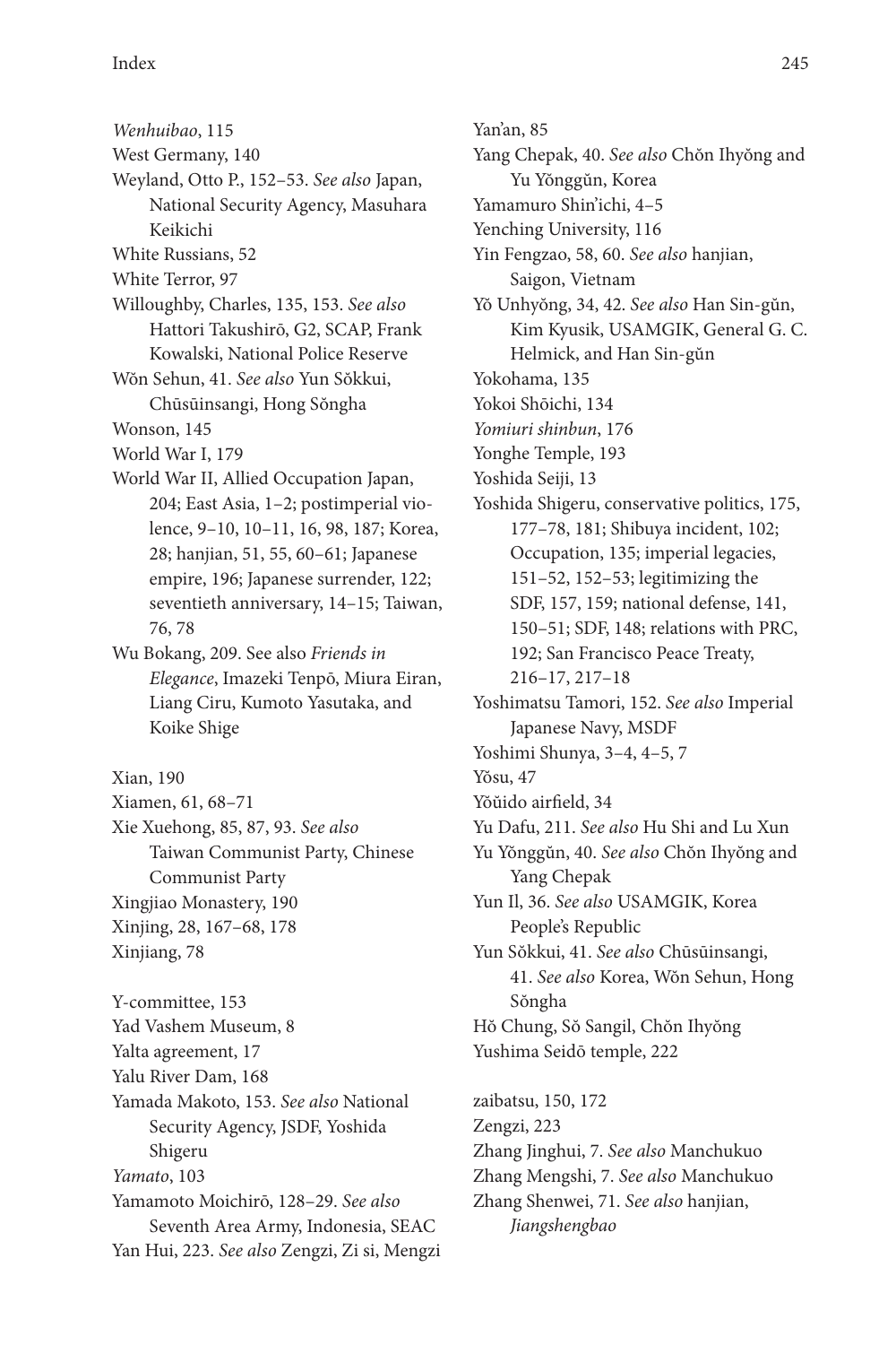*Wenhuibao*, 115
West Germany, 140
Weyland, Otto P., 152–53. *See also* Japan, National Security Agency, Masuhara Keikichi
White Russians, 52
White Terror, 97
Willoughby, Charles, 135, 153. *See also* Hattori Takushirō, G2, SCAP, Frank Kowalski, National Police Reserve
Wŏn Sehun, 41. *See also* Yun Sŏkkui, Chūsūinsangi, Hong Sŏngha
Wonson, 145
World War I, 179
World War II, Allied Occupation Japan, 204; East Asia, 1–2; postimperial violence, 9–10, 10–11, 16, 98, 187; Korea, 28; hanjian, 51, 55, 60–61; Japanese empire, 196; Japanese surrender, 122; seventieth anniversary, 14–15; Taiwan, 76, 78
Wu Bokang, 209. See also *Friends in Elegance*, Imazeki Tenpō, Miura Eiran, Liang Ciru, Kumoto Yasutaka, and Koike Shige

Xian, 190
Xiamen, 61, 68–71
Xie Xuehong, 85, 87, 93. *See also* Taiwan Communist Party, Chinese Communist Party
Xingjiao Monastery, 190
Xinjing, 28, 167–68, 178
Xinjiang, 78

Y-committee, 153
Yad Vashem Museum, 8
Yalta agreement, 17
Yalu River Dam, 168
Yamada Makoto, 153. *See also* National Security Agency, JSDF, Yoshida Shigeru
*Yamato*, 103
Yamamoto Moichirō, 128–29. *See also* Seventh Area Army, Indonesia, SEAC
Yan Hui, 223. *See also* Zengzi, Zi si, Mengzi
Yan'an, 85
Yang Chepak, 40. *See also* Chŏn Ihyŏng and Yu Yŏnggŭn, Korea
Yamamuro Shin'ichi, 4–5
Yenching University, 116
Yin Fengzao, 58, 60. *See also* hanjian, Saigon, Vietnam
Yŏ Unhyŏng, 34, 42. *See also* Han Sin-gŭn, Kim Kyusik, USAMGIK, General G. C. Helmick, and Han Sin-gŭn
Yokohama, 135
Yokoi Shōichi, 134
*Yomiuri shinbun*, 176
Yonghe Temple, 193
Yoshida Seiji, 13
Yoshida Shigeru, conservative politics, 175, 177–78, 181; Shibuya incident, 102; Occupation, 135; imperial legacies, 151–52, 152–53; legitimizing the SDF, 157, 159; national defense, 141, 150–51; SDF, 148; relations with PRC, 192; San Francisco Peace Treaty, 216–17, 217–18
Yoshimatsu Tamori, 152. *See also* Imperial Japanese Navy, MSDF
Yoshimi Shunya, 3–4, 4–5, 7
Yŏsu, 47
Yŏŭido airfield, 34
Yu Dafu, 211. *See also* Hu Shi and Lu Xun
Yu Yŏnggŭn, 40. *See also* Chŏn Ihyŏng and Yang Chepak
Yun Il, 36. *See also* USAMGIK, Korea People's Republic
Yun Sŏkkui, 41. *See also* Chūsūinsangi, 41. *See also* Korea, Wŏn Sehun, Hong Sŏngha
Hŏ Chung, Sŏ Sangil, Chŏn Ihyŏng
Yushima Seidō temple, 222

zaibatsu, 150, 172
Zengzi, 223
Zhang Jinghui, 7. *See also* Manchukuo
Zhang Mengshi, 7. *See also* Manchukuo
Zhang Shenwei, 71. *See also* hanjian, *Jiangshengbao*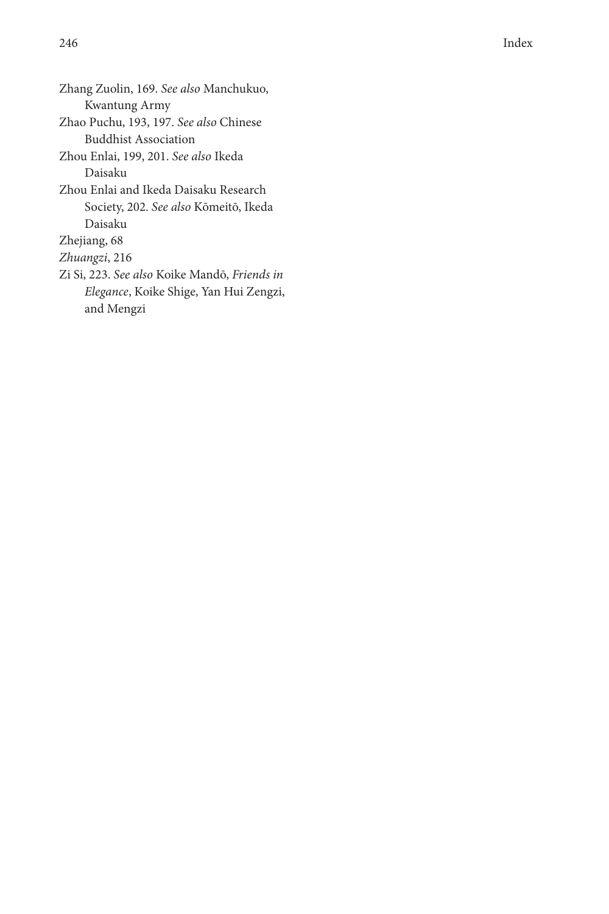Zhang Zuolin, 169. *See also* Manchukuo, Kwantung Army

Zhao Puchu, 193, 197. *See also* Chinese Buddhist Association

Zhou Enlai, 199, 201. *See also* Ikeda Daisaku

Zhou Enlai and Ikeda Daisaku Research Society, 202. *See also* Kōmeitō, Ikeda Daisaku

Zhejiang, 68

*Zhuangzi*, 216

Zi Si, 223. *See also* Koike Mandō, *Friends in Elegance*, Koike Shige, Yan Hui Zengzi, and Mengzi